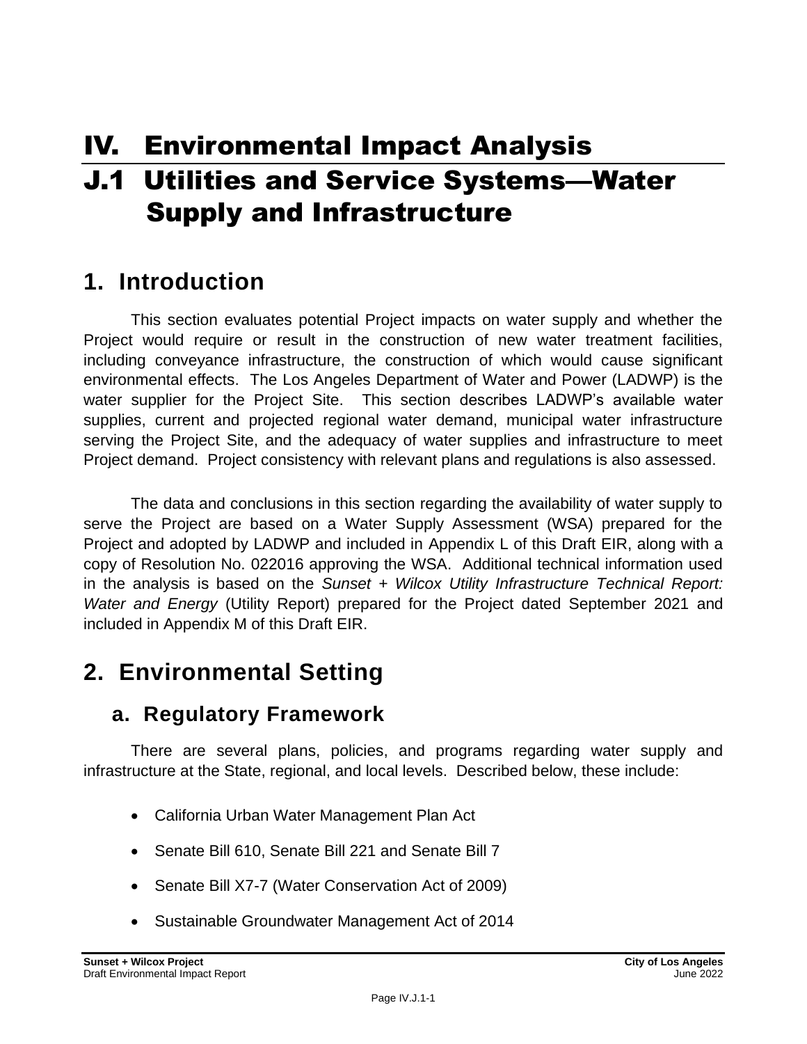# IV. Environmental Impact Analysis

# J.1 Utilities and Service Systems—Water Supply and Infrastructure

## 1. Introduction

This section evaluates potential Project impacts on water supply and whether the Project would require or result in the construction of new water treatment facilities, including conveyance infrastructure, the construction of which would cause significant environmental effects. The Los Angeles Department of Water and Power (LADWP) is the water supplier for the Project Site. This section describes LADWP's available water supplies, current and projected regional water demand, municipal water infrastructure serving the Project Site, and the adequacy of water supplies and infrastructure to meet Project demand. Project consistency with relevant plans and regulations is also assessed.

The data and conclusions in this section regarding the availability of water supply to serve the Project are based on a Water Supply Assessment (WSA) prepared for the Project and adopted by LADWP and included in Appendix L of this Draft EIR, along with a copy of Resolution No. 022016 approving the WSA. Additional technical information used in the analysis is based on the *Sunset + Wilcox Utility Infrastructure Technical Report: Water and Energy* (Utility Report) prepared for the Project dated September 2021 and included in Appendix M of this Draft EIR.

## 2. Environmental Setting

### a. Regulatory Framework

There are several plans, policies, and programs regarding water supply and infrastructure at the State, regional, and local levels. Described below, these include:

- California Urban Water Management Plan Act
- Senate Bill 610, Senate Bill 221 and Senate Bill 7
- Senate Bill X7-7 (Water Conservation Act of 2009)
- Sustainable Groundwater Management Act of 2014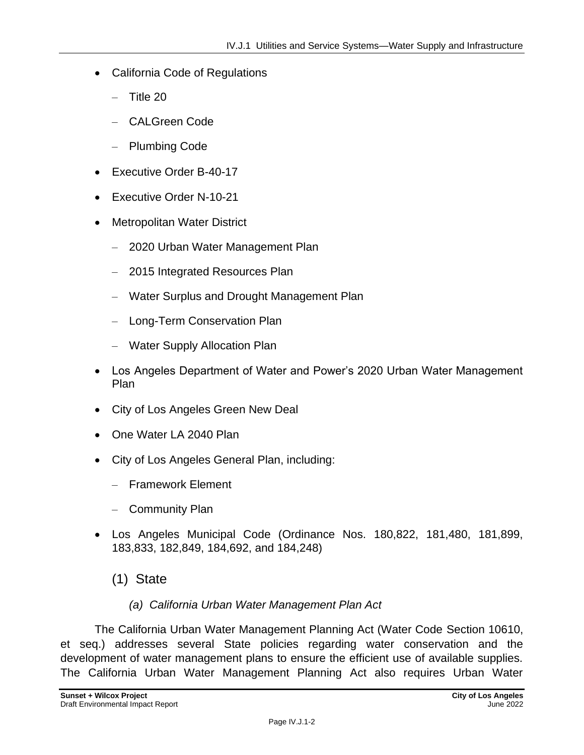- California Code of Regulations
  - Title 20
  - CALGreen Code
  - Plumbing Code
- Executive Order B-40-17
- Executive Order N-10-21
- Metropolitan Water District
  - 2020 Urban Water Management Plan
  - 2015 Integrated Resources Plan
  - Water Surplus and Drought Management Plan
  - Long-Term Conservation Plan
  - Water Supply Allocation Plan
- Los Angeles Department of Water and Power's 2020 Urban Water Management Plan
- City of Los Angeles Green New Deal
- One Water LA 2040 Plan
- City of Los Angeles General Plan, including:
  - Framework Element
  - Community Plan
- Los Angeles Municipal Code (Ordinance Nos. 180,822, 181,480, 181,899, 183,833, 182,849, 184,692, and 184,248)

### (1) State

#### *(a) California Urban Water Management Plan Act*

The California Urban Water Management Planning Act (Water Code Section 10610, et seq.) addresses several State policies regarding water conservation and the development of water management plans to ensure the efficient use of available supplies. The California Urban Water Management Planning Act also requires Urban Water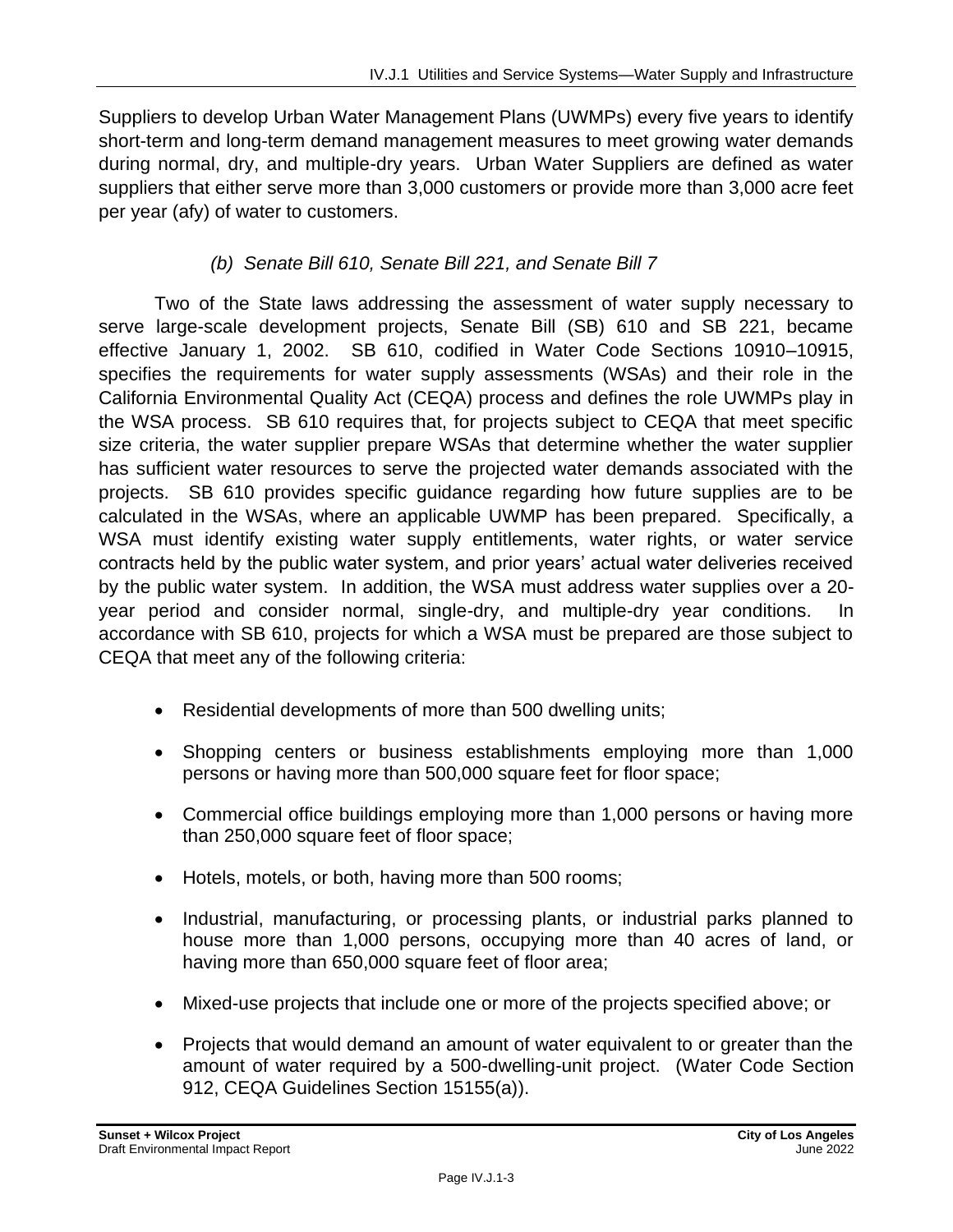Suppliers to develop Urban Water Management Plans (UWMPs) every five years to identify short-term and long-term demand management measures to meet growing water demands during normal, dry, and multiple-dry years. Urban Water Suppliers are defined as water suppliers that either serve more than 3,000 customers or provide more than 3,000 acre feet per year (afy) of water to customers.

#### *(b) Senate Bill 610, Senate Bill 221, and Senate Bill 7*

Two of the State laws addressing the assessment of water supply necessary to serve large-scale development projects, Senate Bill (SB) 610 and SB 221, became effective January 1, 2002. SB 610, codified in Water Code Sections 10910–10915, specifies the requirements for water supply assessments (WSAs) and their role in the California Environmental Quality Act (CEQA) process and defines the role UWMPs play in the WSA process. SB 610 requires that, for projects subject to CEQA that meet specific size criteria, the water supplier prepare WSAs that determine whether the water supplier has sufficient water resources to serve the projected water demands associated with the projects. SB 610 provides specific guidance regarding how future supplies are to be calculated in the WSAs, where an applicable UWMP has been prepared. Specifically, a WSA must identify existing water supply entitlements, water rights, or water service contracts held by the public water system, and prior years' actual water deliveries received by the public water system. In addition, the WSA must address water supplies over a 20-year period and consider normal, single-dry, and multiple-dry year conditions. In accordance with SB 610, projects for which a WSA must be prepared are those subject to CEQA that meet any of the following criteria:

- Residential developments of more than 500 dwelling units;
- Shopping centers or business establishments employing more than 1,000 persons or having more than 500,000 square feet for floor space;
- Commercial office buildings employing more than 1,000 persons or having more than 250,000 square feet of floor space;
- Hotels, motels, or both, having more than 500 rooms;
- Industrial, manufacturing, or processing plants, or industrial parks planned to house more than 1,000 persons, occupying more than 40 acres of land, or having more than 650,000 square feet of floor area;
- Mixed-use projects that include one or more of the projects specified above; or
- Projects that would demand an amount of water equivalent to or greater than the amount of water required by a 500-dwelling-unit project. (Water Code Section 912, CEQA Guidelines Section 15155(a)).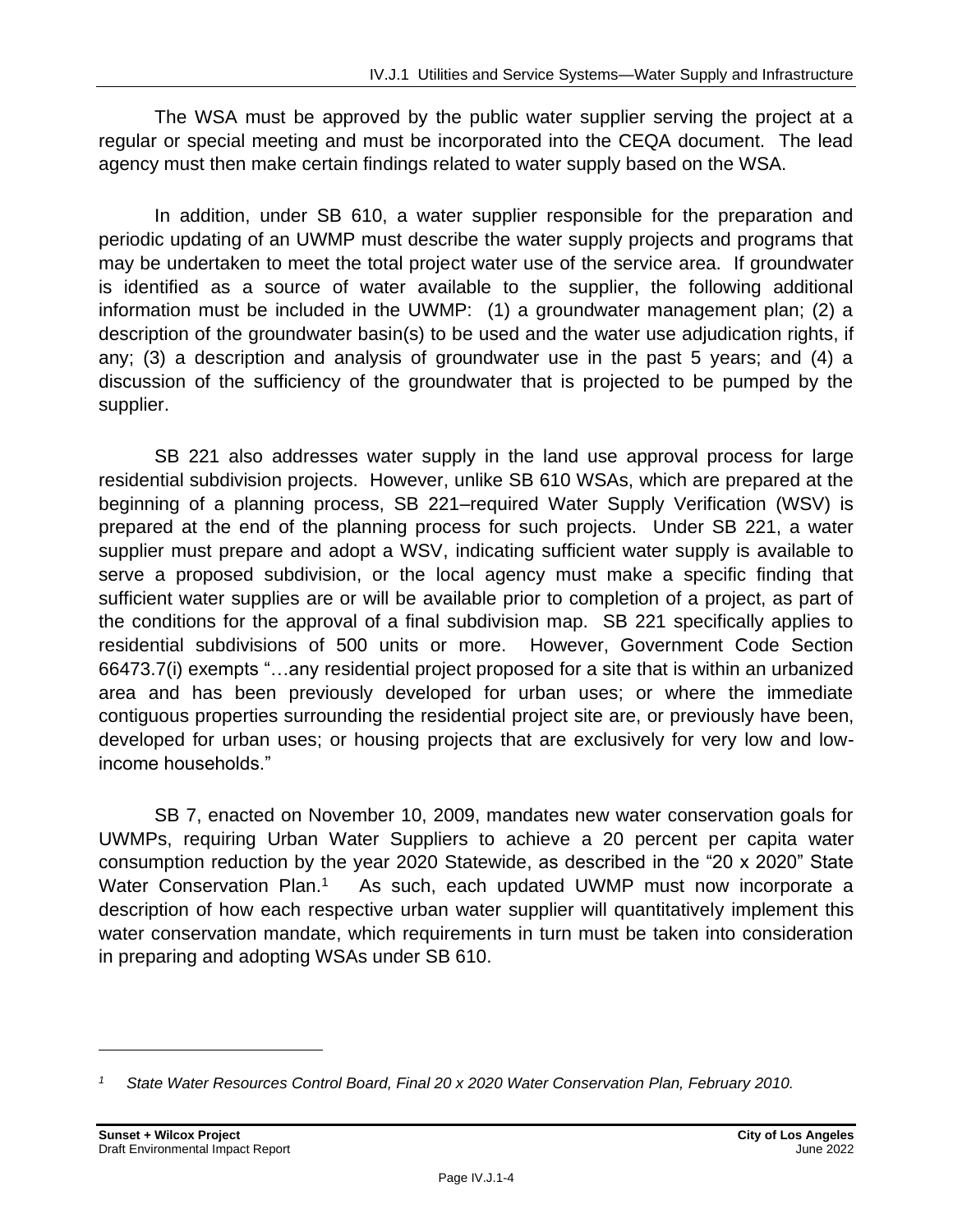The WSA must be approved by the public water supplier serving the project at a regular or special meeting and must be incorporated into the CEQA document. The lead agency must then make certain findings related to water supply based on the WSA.

In addition, under SB 610, a water supplier responsible for the preparation and periodic updating of an UWMP must describe the water supply projects and programs that may be undertaken to meet the total project water use of the service area. If groundwater is identified as a source of water available to the supplier, the following additional information must be included in the UWMP: (1) a groundwater management plan; (2) a description of the groundwater basin(s) to be used and the water use adjudication rights, if any; (3) a description and analysis of groundwater use in the past 5 years; and (4) a discussion of the sufficiency of the groundwater that is projected to be pumped by the supplier.

SB 221 also addresses water supply in the land use approval process for large residential subdivision projects. However, unlike SB 610 WSAs, which are prepared at the beginning of a planning process, SB 221–required Water Supply Verification (WSV) is prepared at the end of the planning process for such projects. Under SB 221, a water supplier must prepare and adopt a WSV, indicating sufficient water supply is available to serve a proposed subdivision, or the local agency must make a specific finding that sufficient water supplies are or will be available prior to completion of a project, as part of the conditions for the approval of a final subdivision map. SB 221 specifically applies to residential subdivisions of 500 units or more. However, Government Code Section 66473.7(i) exempts "…any residential project proposed for a site that is within an urbanized area and has been previously developed for urban uses; or where the immediate contiguous properties surrounding the residential project site are, or previously have been, developed for urban uses; or housing projects that are exclusively for very low and low-income households."

SB 7, enacted on November 10, 2009, mandates new water conservation goals for UWMPs, requiring Urban Water Suppliers to achieve a 20 percent per capita water consumption reduction by the year 2020 Statewide, as described in the "20 x 2020" State Water Conservation Plan.[1] As such, each updated UWMP must now incorporate a description of how each respective urban water supplier will quantitatively implement this water conservation mandate, which requirements in turn must be taken into consideration in preparing and adopting WSAs under SB 610.

---

[1] *State Water Resources Control Board, Final 20 x 2020 Water Conservation Plan, February 2010.*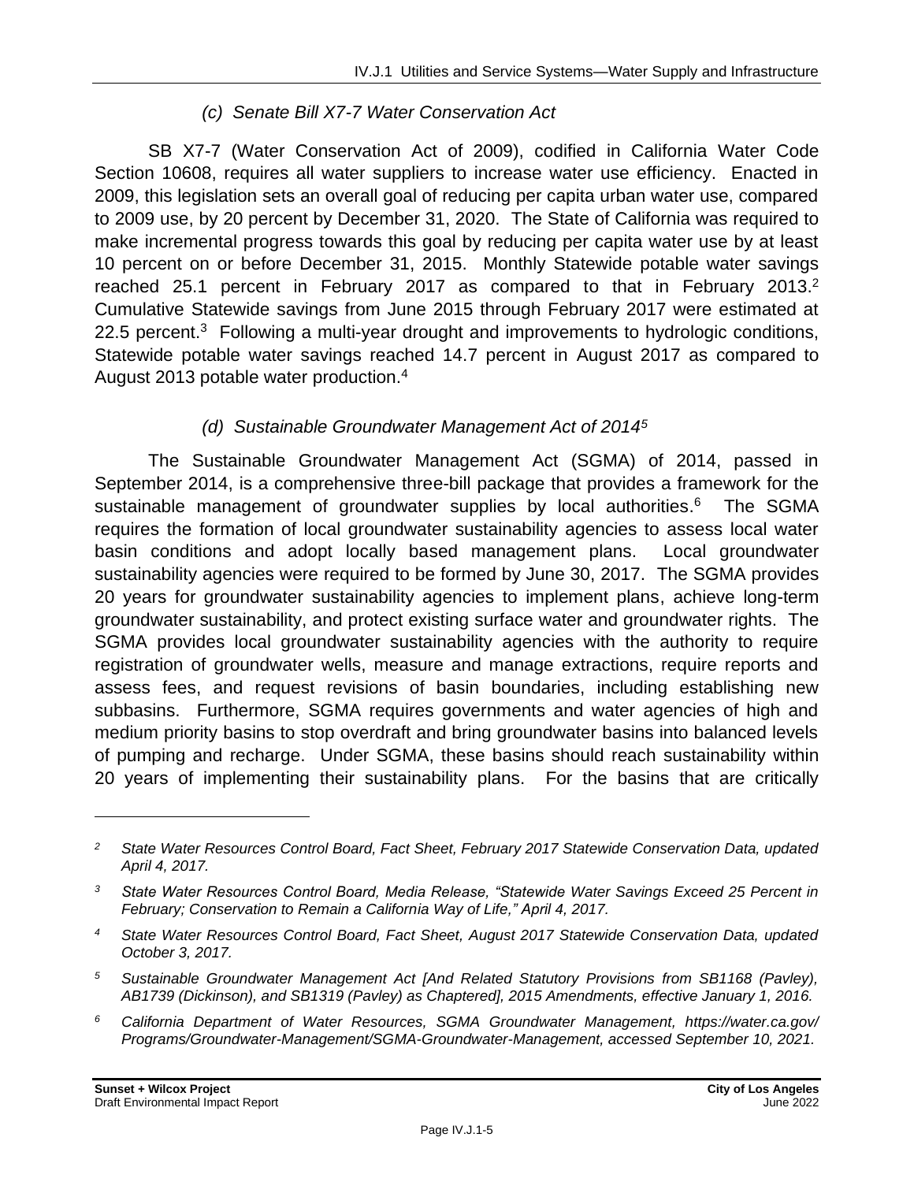### *(c) Senate Bill X7-7 Water Conservation Act*

SB X7-7 (Water Conservation Act of 2009), codified in California Water Code Section 10608, requires all water suppliers to increase water use efficiency. Enacted in 2009, this legislation sets an overall goal of reducing per capita urban water use, compared to 2009 use, by 20 percent by December 31, 2020. The State of California was required to make incremental progress towards this goal by reducing per capita water use by at least 10 percent on or before December 31, 2015. Monthly Statewide potable water savings reached 25.1 percent in February 2017 as compared to that in February 2013.[2] Cumulative Statewide savings from June 2015 through February 2017 were estimated at 22.5 percent.[3] Following a multi-year drought and improvements to hydrologic conditions, Statewide potable water savings reached 14.7 percent in August 2017 as compared to August 2013 potable water production.[4]

### *(d) Sustainable Groundwater Management Act of 2014[5]*

The Sustainable Groundwater Management Act (SGMA) of 2014, passed in September 2014, is a comprehensive three-bill package that provides a framework for the sustainable management of groundwater supplies by local authorities.[6] The SGMA requires the formation of local groundwater sustainability agencies to assess local water basin conditions and adopt locally based management plans. Local groundwater sustainability agencies were required to be formed by June 30, 2017. The SGMA provides 20 years for groundwater sustainability agencies to implement plans, achieve long-term groundwater sustainability, and protect existing surface water and groundwater rights. The SGMA provides local groundwater sustainability agencies with the authority to require registration of groundwater wells, measure and manage extractions, require reports and assess fees, and request revisions of basin boundaries, including establishing new subbasins. Furthermore, SGMA requires governments and water agencies of high and medium priority basins to stop overdraft and bring groundwater basins into balanced levels of pumping and recharge. Under SGMA, these basins should reach sustainability within 20 years of implementing their sustainability plans. For the basins that are critically

---

[2] *State Water Resources Control Board, Fact Sheet, February 2017 Statewide Conservation Data, updated April 4, 2017.*

[3] *State Water Resources Control Board, Media Release, "Statewide Water Savings Exceed 25 Percent in February; Conservation to Remain a California Way of Life," April 4, 2017.*

[4] *State Water Resources Control Board, Fact Sheet, August 2017 Statewide Conservation Data, updated October 3, 2017.*

[5] *Sustainable Groundwater Management Act [And Related Statutory Provisions from SB1168 (Pavley), AB1739 (Dickinson), and SB1319 (Pavley) as Chaptered], 2015 Amendments, effective January 1, 2016.*

[6] *California Department of Water Resources, SGMA Groundwater Management, https://water.ca.gov/Programs/Groundwater-Management/SGMA-Groundwater-Management, accessed September 10, 2021.*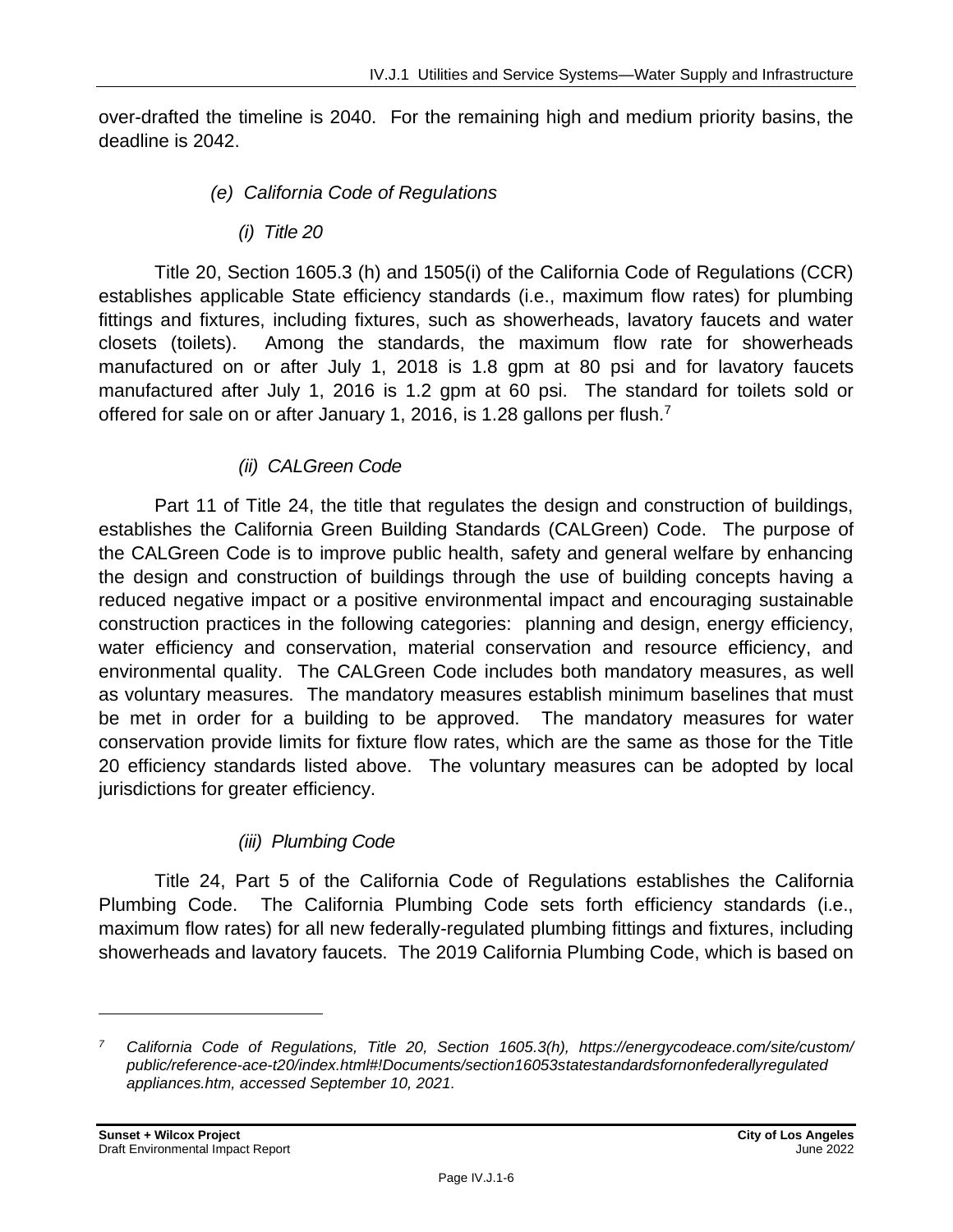over-drafted the timeline is 2040. For the remaining high and medium priority basins, the deadline is 2042.

##### *(e) California Code of Regulations*

###### *(i) Title 20*

Title 20, Section 1605.3 (h) and 1505(i) of the California Code of Regulations (CCR) establishes applicable State efficiency standards (i.e., maximum flow rates) for plumbing fittings and fixtures, including fixtures, such as showerheads, lavatory faucets and water closets (toilets). Among the standards, the maximum flow rate for showerheads manufactured on or after July 1, 2018 is 1.8 gpm at 80 psi and for lavatory faucets manufactured after July 1, 2016 is 1.2 gpm at 60 psi. The standard for toilets sold or offered for sale on or after January 1, 2016, is 1.28 gallons per flush.[7]

###### *(ii) CALGreen Code*

Part 11 of Title 24, the title that regulates the design and construction of buildings, establishes the California Green Building Standards (CALGreen) Code. The purpose of the CALGreen Code is to improve public health, safety and general welfare by enhancing the design and construction of buildings through the use of building concepts having a reduced negative impact or a positive environmental impact and encouraging sustainable construction practices in the following categories: planning and design, energy efficiency, water efficiency and conservation, material conservation and resource efficiency, and environmental quality. The CALGreen Code includes both mandatory measures, as well as voluntary measures. The mandatory measures establish minimum baselines that must be met in order for a building to be approved. The mandatory measures for water conservation provide limits for fixture flow rates, which are the same as those for the Title 20 efficiency standards listed above. The voluntary measures can be adopted by local jurisdictions for greater efficiency.

###### *(iii) Plumbing Code*

Title 24, Part 5 of the California Code of Regulations establishes the California Plumbing Code. The California Plumbing Code sets forth efficiency standards (i.e., maximum flow rates) for all new federally-regulated plumbing fittings and fixtures, including showerheads and lavatory faucets. The 2019 California Plumbing Code, which is based on

---

[7] *California Code of Regulations, Title 20, Section 1605.3(h), https://energycodeace.com/site/custom/public/reference-ace-t20/index.html#!Documents/section16053statestandardsfornonfederallyregulatedappliances.htm, accessed September 10, 2021.*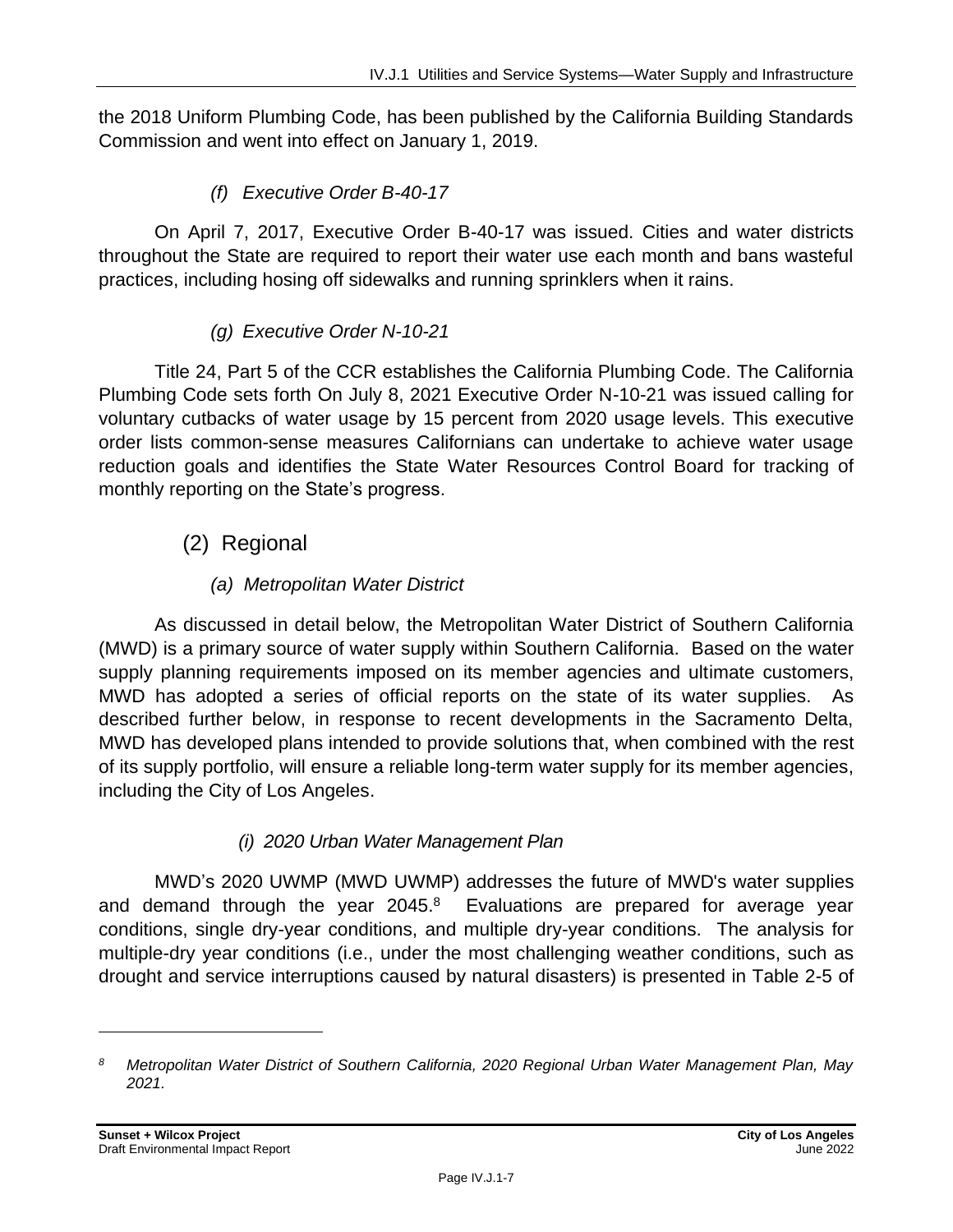the 2018 Uniform Plumbing Code, has been published by the California Building Standards Commission and went into effect on January 1, 2019.

##### *(f) Executive Order B-40-17*

On April 7, 2017, Executive Order B-40-17 was issued. Cities and water districts throughout the State are required to report their water use each month and bans wasteful practices, including hosing off sidewalks and running sprinklers when it rains.

##### *(g) Executive Order N-10-21*

Title 24, Part 5 of the CCR establishes the California Plumbing Code. The California Plumbing Code sets forth On July 8, 2021 Executive Order N-10-21 was issued calling for voluntary cutbacks of water usage by 15 percent from 2020 usage levels. This executive order lists common-sense measures Californians can undertake to achieve water usage reduction goals and identifies the State Water Resources Control Board for tracking of monthly reporting on the State's progress.

#### (2) Regional

##### *(a) Metropolitan Water District*

As discussed in detail below, the Metropolitan Water District of Southern California (MWD) is a primary source of water supply within Southern California. Based on the water supply planning requirements imposed on its member agencies and ultimate customers, MWD has adopted a series of official reports on the state of its water supplies. As described further below, in response to recent developments in the Sacramento Delta, MWD has developed plans intended to provide solutions that, when combined with the rest of its supply portfolio, will ensure a reliable long-term water supply for its member agencies, including the City of Los Angeles.

###### *(i) 2020 Urban Water Management Plan*

MWD's 2020 UWMP (MWD UWMP) addresses the future of MWD's water supplies and demand through the year 2045.[8] Evaluations are prepared for average year conditions, single dry-year conditions, and multiple dry-year conditions. The analysis for multiple-dry year conditions (i.e., under the most challenging weather conditions, such as drought and service interruptions caused by natural disasters) is presented in Table 2-5 of

---

*[8] Metropolitan Water District of Southern California, 2020 Regional Urban Water Management Plan, May 2021.*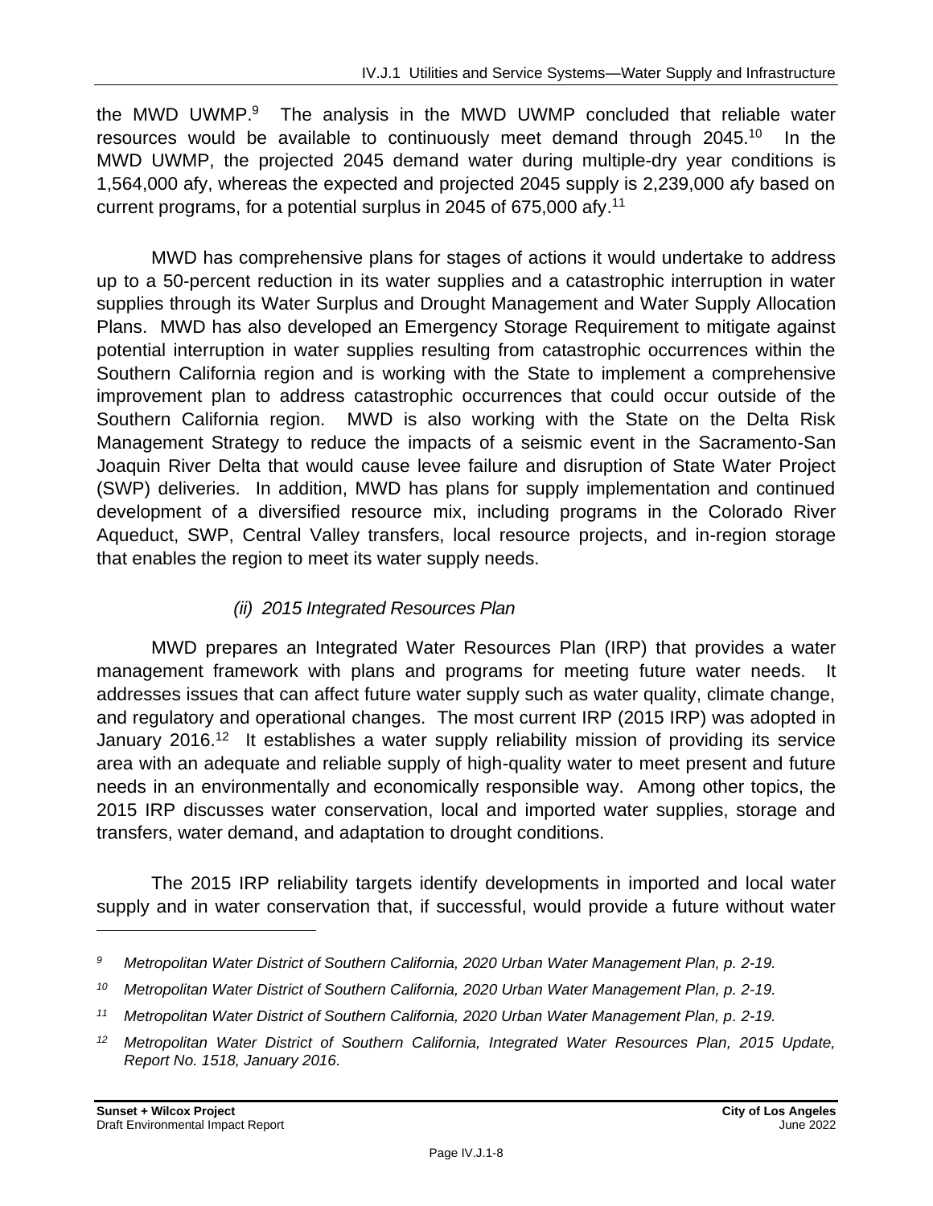the MWD UWMP.[9] The analysis in the MWD UWMP concluded that reliable water resources would be available to continuously meet demand through 2045.[10] In the MWD UWMP, the projected 2045 demand water during multiple-dry year conditions is 1,564,000 afy, whereas the expected and projected 2045 supply is 2,239,000 afy based on current programs, for a potential surplus in 2045 of 675,000 afy.[11]

MWD has comprehensive plans for stages of actions it would undertake to address up to a 50-percent reduction in its water supplies and a catastrophic interruption in water supplies through its Water Surplus and Drought Management and Water Supply Allocation Plans. MWD has also developed an Emergency Storage Requirement to mitigate against potential interruption in water supplies resulting from catastrophic occurrences within the Southern California region and is working with the State to implement a comprehensive improvement plan to address catastrophic occurrences that could occur outside of the Southern California region. MWD is also working with the State on the Delta Risk Management Strategy to reduce the impacts of a seismic event in the Sacramento-San Joaquin River Delta that would cause levee failure and disruption of State Water Project (SWP) deliveries. In addition, MWD has plans for supply implementation and continued development of a diversified resource mix, including programs in the Colorado River Aqueduct, SWP, Central Valley transfers, local resource projects, and in-region storage that enables the region to meet its water supply needs.

*(ii) 2015 Integrated Resources Plan*

MWD prepares an Integrated Water Resources Plan (IRP) that provides a water management framework with plans and programs for meeting future water needs. It addresses issues that can affect future water supply such as water quality, climate change, and regulatory and operational changes. The most current IRP (2015 IRP) was adopted in January 2016.[12] It establishes a water supply reliability mission of providing its service area with an adequate and reliable supply of high-quality water to meet present and future needs in an environmentally and economically responsible way. Among other topics, the 2015 IRP discusses water conservation, local and imported water supplies, storage and transfers, water demand, and adaptation to drought conditions.

The 2015 IRP reliability targets identify developments in imported and local water supply and in water conservation that, if successful, would provide a future without water

---

[9] *Metropolitan Water District of Southern California, 2020 Urban Water Management Plan, p. 2-19.*

[10] *Metropolitan Water District of Southern California, 2020 Urban Water Management Plan, p. 2-19.*

[11] *Metropolitan Water District of Southern California, 2020 Urban Water Management Plan, p. 2-19.*

[12] *Metropolitan Water District of Southern California, Integrated Water Resources Plan, 2015 Update, Report No. 1518, January 2016.*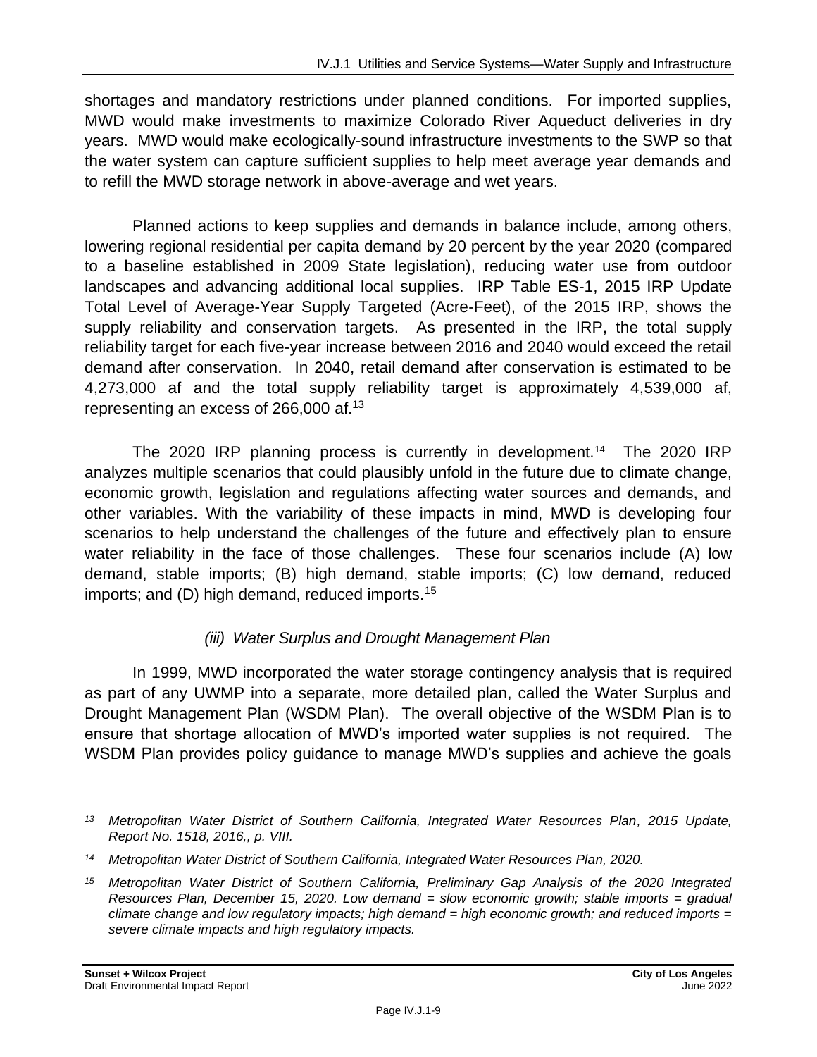shortages and mandatory restrictions under planned conditions. For imported supplies, MWD would make investments to maximize Colorado River Aqueduct deliveries in dry years. MWD would make ecologically-sound infrastructure investments to the SWP so that the water system can capture sufficient supplies to help meet average year demands and to refill the MWD storage network in above-average and wet years.

Planned actions to keep supplies and demands in balance include, among others, lowering regional residential per capita demand by 20 percent by the year 2020 (compared to a baseline established in 2009 State legislation), reducing water use from outdoor landscapes and advancing additional local supplies. IRP Table ES-1, 2015 IRP Update Total Level of Average-Year Supply Targeted (Acre-Feet), of the 2015 IRP, shows the supply reliability and conservation targets. As presented in the IRP, the total supply reliability target for each five-year increase between 2016 and 2040 would exceed the retail demand after conservation. In 2040, retail demand after conservation is estimated to be 4,273,000 af and the total supply reliability target is approximately 4,539,000 af, representing an excess of 266,000 af.[13]

The 2020 IRP planning process is currently in development.[14] The 2020 IRP analyzes multiple scenarios that could plausibly unfold in the future due to climate change, economic growth, legislation and regulations affecting water sources and demands, and other variables. With the variability of these impacts in mind, MWD is developing four scenarios to help understand the challenges of the future and effectively plan to ensure water reliability in the face of those challenges. These four scenarios include (A) low demand, stable imports; (B) high demand, stable imports; (C) low demand, reduced imports; and (D) high demand, reduced imports.[15]

*(iii) Water Surplus and Drought Management Plan*

In 1999, MWD incorporated the water storage contingency analysis that is required as part of any UWMP into a separate, more detailed plan, called the Water Surplus and Drought Management Plan (WSDM Plan). The overall objective of the WSDM Plan is to ensure that shortage allocation of MWD's imported water supplies is not required. The WSDM Plan provides policy guidance to manage MWD's supplies and achieve the goals

---

*[13] Metropolitan Water District of Southern California, Integrated Water Resources Plan, 2015 Update, Report No. 1518, 2016,, p. VIII.*

*[14] Metropolitan Water District of Southern California, Integrated Water Resources Plan, 2020.*

*[15] Metropolitan Water District of Southern California, Preliminary Gap Analysis of the 2020 Integrated Resources Plan, December 15, 2020. Low demand = slow economic growth; stable imports = gradual climate change and low regulatory impacts; high demand = high economic growth; and reduced imports = severe climate impacts and high regulatory impacts.*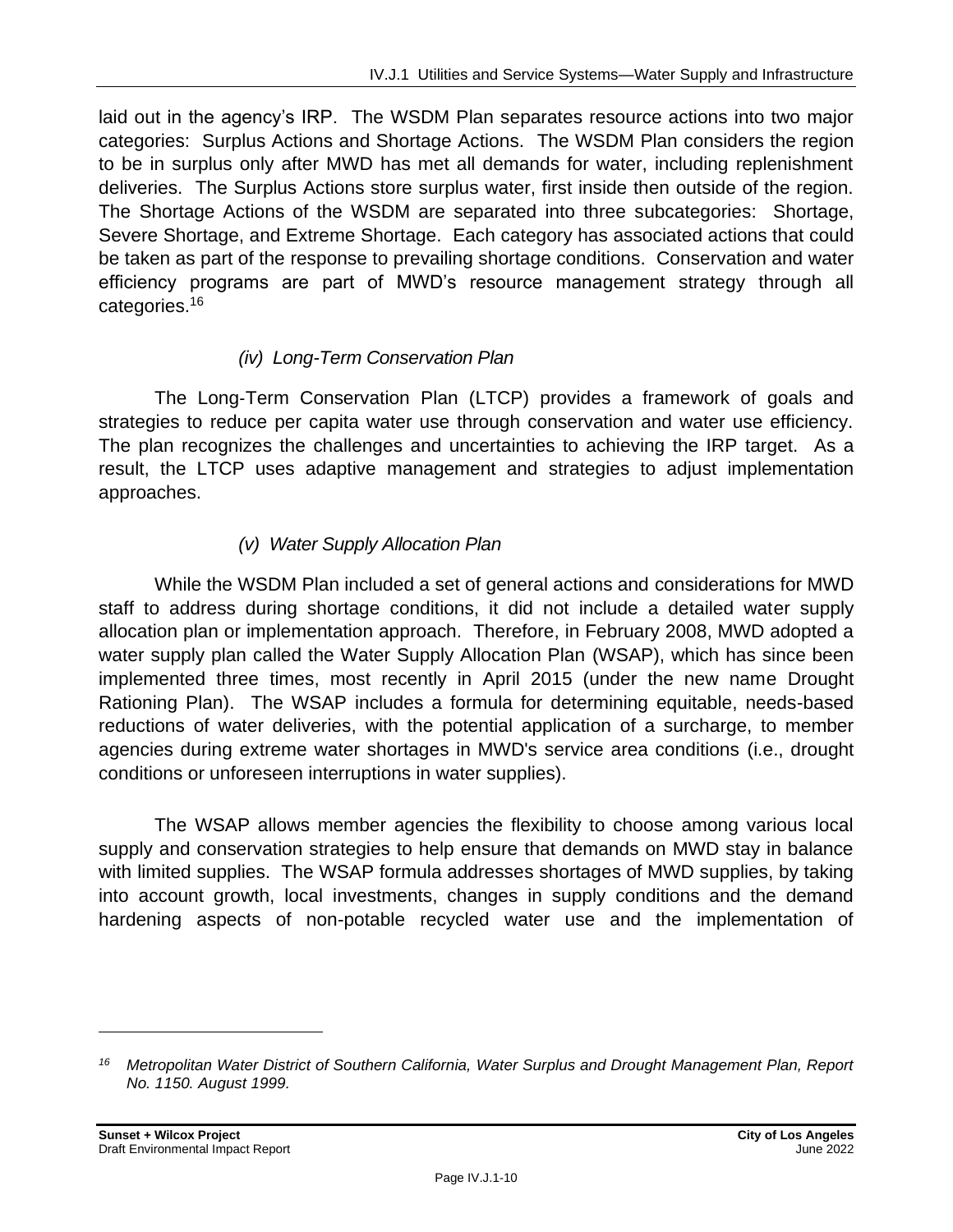laid out in the agency's IRP. The WSDM Plan separates resource actions into two major categories: Surplus Actions and Shortage Actions. The WSDM Plan considers the region to be in surplus only after MWD has met all demands for water, including replenishment deliveries. The Surplus Actions store surplus water, first inside then outside of the region. The Shortage Actions of the WSDM are separated into three subcategories: Shortage, Severe Shortage, and Extreme Shortage. Each category has associated actions that could be taken as part of the response to prevailing shortage conditions. Conservation and water efficiency programs are part of MWD's resource management strategy through all categories.[16]

#### *(iv) Long-Term Conservation Plan*

The Long-Term Conservation Plan (LTCP) provides a framework of goals and strategies to reduce per capita water use through conservation and water use efficiency. The plan recognizes the challenges and uncertainties to achieving the IRP target. As a result, the LTCP uses adaptive management and strategies to adjust implementation approaches.

#### *(v) Water Supply Allocation Plan*

While the WSDM Plan included a set of general actions and considerations for MWD staff to address during shortage conditions, it did not include a detailed water supply allocation plan or implementation approach. Therefore, in February 2008, MWD adopted a water supply plan called the Water Supply Allocation Plan (WSAP), which has since been implemented three times, most recently in April 2015 (under the new name Drought Rationing Plan). The WSAP includes a formula for determining equitable, needs-based reductions of water deliveries, with the potential application of a surcharge, to member agencies during extreme water shortages in MWD's service area conditions (i.e., drought conditions or unforeseen interruptions in water supplies).

The WSAP allows member agencies the flexibility to choose among various local supply and conservation strategies to help ensure that demands on MWD stay in balance with limited supplies. The WSAP formula addresses shortages of MWD supplies, by taking into account growth, local investments, changes in supply conditions and the demand hardening aspects of non-potable recycled water use and the implementation of

---

[16] *Metropolitan Water District of Southern California, Water Surplus and Drought Management Plan, Report No. 1150. August 1999.*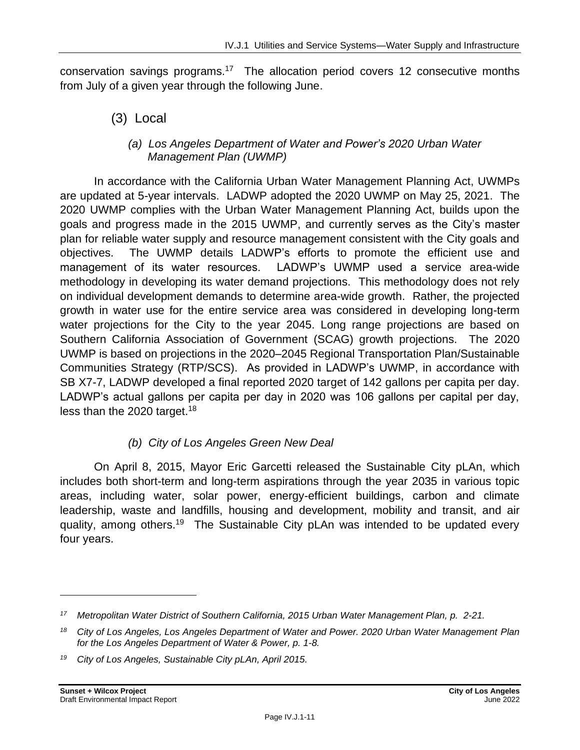conservation savings programs.[17] The allocation period covers 12 consecutive months from July of a given year through the following June.

### (3) Local

#### *(a) Los Angeles Department of Water and Power's 2020 Urban Water Management Plan (UWMP)*

In accordance with the California Urban Water Management Planning Act, UWMPs are updated at 5-year intervals. LADWP adopted the 2020 UWMP on May 25, 2021. The 2020 UWMP complies with the Urban Water Management Planning Act, builds upon the goals and progress made in the 2015 UWMP, and currently serves as the City's master plan for reliable water supply and resource management consistent with the City goals and objectives. The UWMP details LADWP's efforts to promote the efficient use and management of its water resources. LADWP's UWMP used a service area-wide methodology in developing its water demand projections. This methodology does not rely on individual development demands to determine area-wide growth. Rather, the projected growth in water use for the entire service area was considered in developing long-term water projections for the City to the year 2045. Long range projections are based on Southern California Association of Government (SCAG) growth projections. The 2020 UWMP is based on projections in the 2020–2045 Regional Transportation Plan/Sustainable Communities Strategy (RTP/SCS). As provided in LADWP's UWMP, in accordance with SB X7-7, LADWP developed a final reported 2020 target of 142 gallons per capita per day. LADWP's actual gallons per capita per day in 2020 was 106 gallons per capital per day, less than the 2020 target.[18]

#### *(b) City of Los Angeles Green New Deal*

On April 8, 2015, Mayor Eric Garcetti released the Sustainable City pLAn, which includes both short-term and long-term aspirations through the year 2035 in various topic areas, including water, solar power, energy-efficient buildings, carbon and climate leadership, waste and landfills, housing and development, mobility and transit, and air quality, among others.[19] The Sustainable City pLAn was intended to be updated every four years.

---

[17] *Metropolitan Water District of Southern California, 2015 Urban Water Management Plan, p. 2-21.*

[18] *City of Los Angeles, Los Angeles Department of Water and Power. 2020 Urban Water Management Plan for the Los Angeles Department of Water & Power, p. 1-8.*

[19] *City of Los Angeles, Sustainable City pLAn, April 2015.*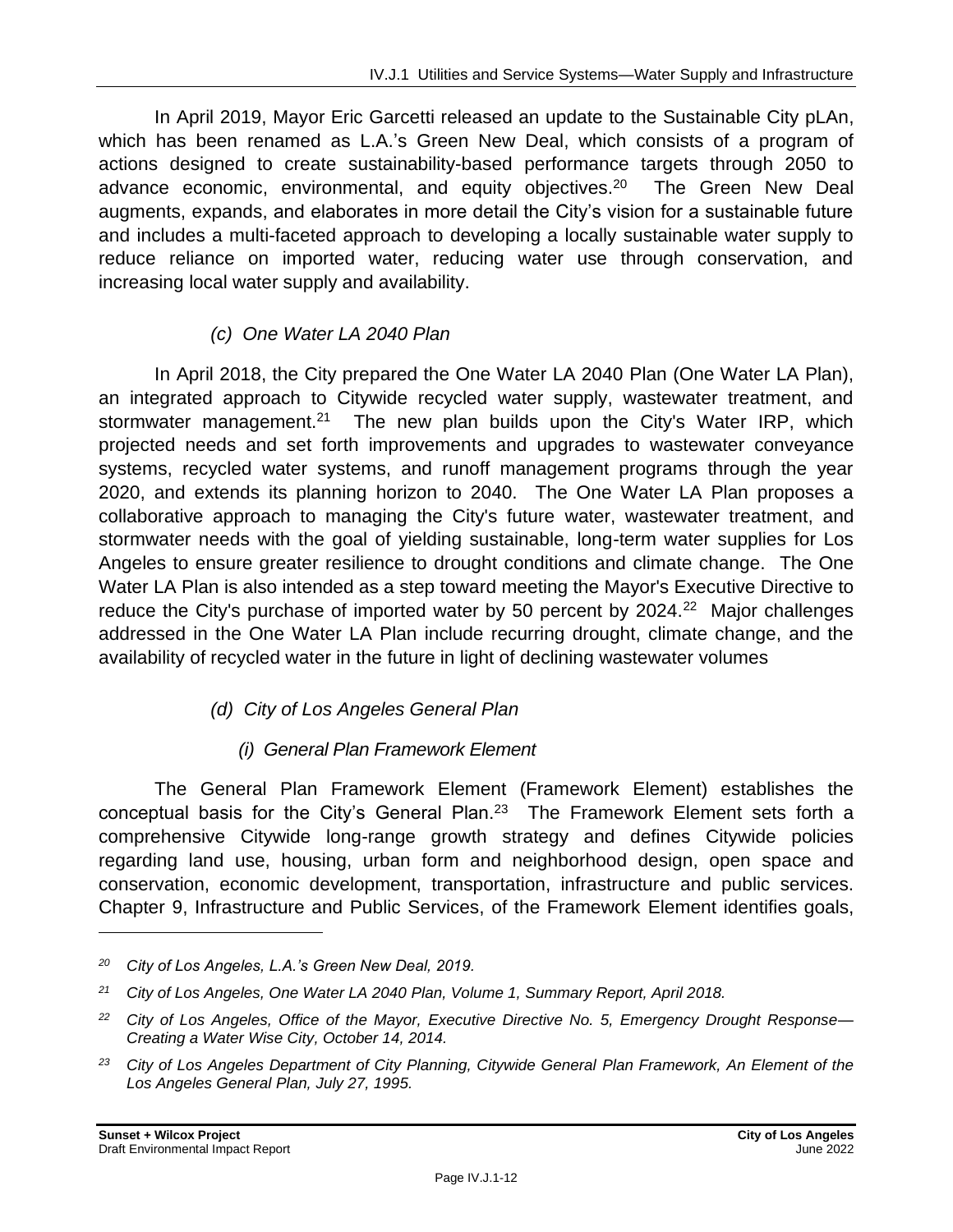In April 2019, Mayor Eric Garcetti released an update to the Sustainable City pLAn, which has been renamed as L.A.'s Green New Deal, which consists of a program of actions designed to create sustainability-based performance targets through 2050 to advance economic, environmental, and equity objectives.[20] The Green New Deal augments, expands, and elaborates in more detail the City's vision for a sustainable future and includes a multi-faceted approach to developing a locally sustainable water supply to reduce reliance on imported water, reducing water use through conservation, and increasing local water supply and availability.

*(c) One Water LA 2040 Plan*

In April 2018, the City prepared the One Water LA 2040 Plan (One Water LA Plan), an integrated approach to Citywide recycled water supply, wastewater treatment, and stormwater management.[21] The new plan builds upon the City's Water IRP, which projected needs and set forth improvements and upgrades to wastewater conveyance systems, recycled water systems, and runoff management programs through the year 2020, and extends its planning horizon to 2040. The One Water LA Plan proposes a collaborative approach to managing the City's future water, wastewater treatment, and stormwater needs with the goal of yielding sustainable, long-term water supplies for Los Angeles to ensure greater resilience to drought conditions and climate change. The One Water LA Plan is also intended as a step toward meeting the Mayor's Executive Directive to reduce the City's purchase of imported water by 50 percent by 2024.[22] Major challenges addressed in the One Water LA Plan include recurring drought, climate change, and the availability of recycled water in the future in light of declining wastewater volumes

*(d) City of Los Angeles General Plan*

*(i) General Plan Framework Element*

The General Plan Framework Element (Framework Element) establishes the conceptual basis for the City's General Plan.[23] The Framework Element sets forth a comprehensive Citywide long-range growth strategy and defines Citywide policies regarding land use, housing, urban form and neighborhood design, open space and conservation, economic development, transportation, infrastructure and public services. Chapter 9, Infrastructure and Public Services, of the Framework Element identifies goals,

---

[20] *City of Los Angeles, L.A.'s Green New Deal, 2019.*

[21] *City of Los Angeles, One Water LA 2040 Plan, Volume 1, Summary Report, April 2018.*

[22] *City of Los Angeles, Office of the Mayor, Executive Directive No. 5, Emergency Drought Response—Creating a Water Wise City, October 14, 2014.*

[23] *City of Los Angeles Department of City Planning, Citywide General Plan Framework, An Element of the Los Angeles General Plan, July 27, 1995.*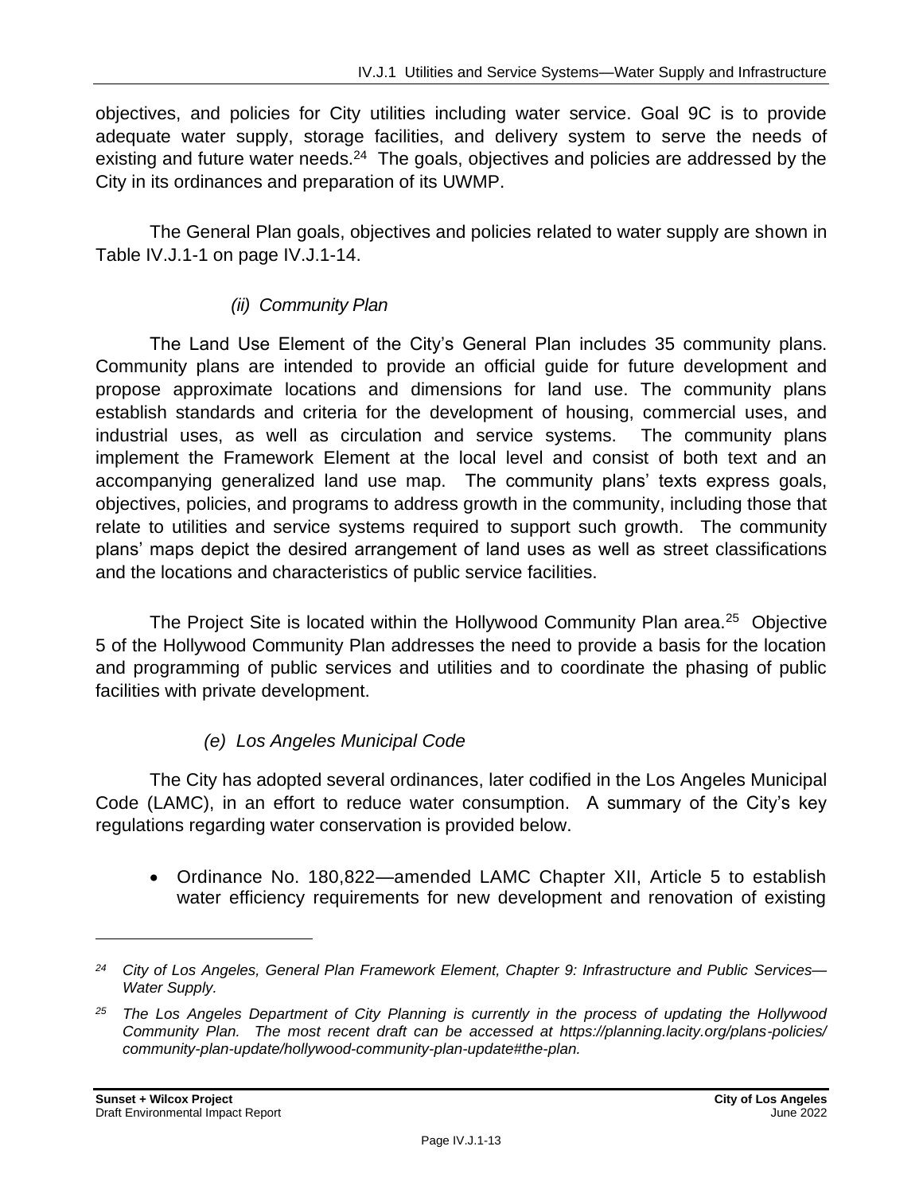objectives, and policies for City utilities including water service. Goal 9C is to provide adequate water supply, storage facilities, and delivery system to serve the needs of existing and future water needs.[24] The goals, objectives and policies are addressed by the City in its ordinances and preparation of its UWMP.

The General Plan goals, objectives and policies related to water supply are shown in Table IV.J.1-1 on page IV.J.1-14.

*(ii) Community Plan*

The Land Use Element of the City's General Plan includes 35 community plans. Community plans are intended to provide an official guide for future development and propose approximate locations and dimensions for land use. The community plans establish standards and criteria for the development of housing, commercial uses, and industrial uses, as well as circulation and service systems. The community plans implement the Framework Element at the local level and consist of both text and an accompanying generalized land use map. The community plans' texts express goals, objectives, policies, and programs to address growth in the community, including those that relate to utilities and service systems required to support such growth. The community plans' maps depict the desired arrangement of land uses as well as street classifications and the locations and characteristics of public service facilities.

The Project Site is located within the Hollywood Community Plan area.[25] Objective 5 of the Hollywood Community Plan addresses the need to provide a basis for the location and programming of public services and utilities and to coordinate the phasing of public facilities with private development.

*(e) Los Angeles Municipal Code*

The City has adopted several ordinances, later codified in the Los Angeles Municipal Code (LAMC), in an effort to reduce water consumption. A summary of the City's key regulations regarding water conservation is provided below.

- Ordinance No. 180,822—amended LAMC Chapter XII, Article 5 to establish water efficiency requirements for new development and renovation of existing

---

*[24] City of Los Angeles, General Plan Framework Element, Chapter 9: Infrastructure and Public Services—Water Supply.*

*[25] The Los Angeles Department of City Planning is currently in the process of updating the Hollywood Community Plan. The most recent draft can be accessed at https://planning.lacity.org/plans-policies/community-plan-update/hollywood-community-plan-update#the-plan.*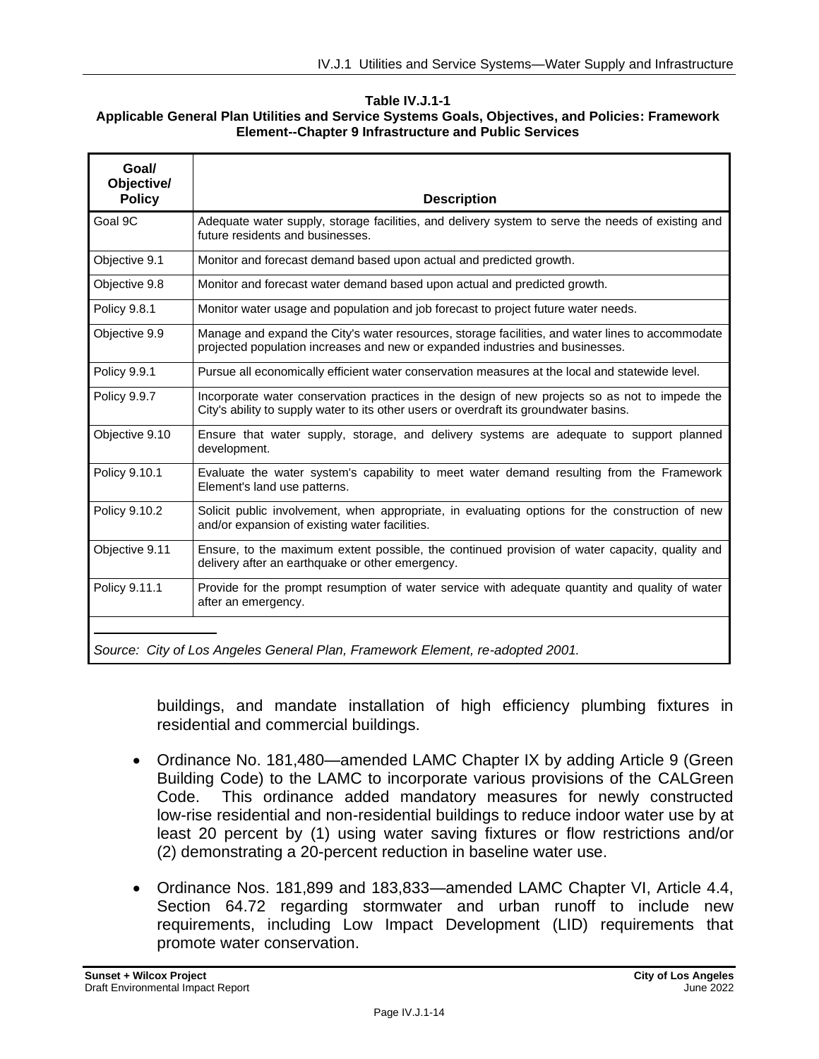**Table IV.J.1-1**
**Applicable General Plan Utilities and Service Systems Goals, Objectives, and Policies: Framework Element--Chapter 9 Infrastructure and Public Services**

| Goal/ Objective/ Policy | Description |
|---|---|
| Goal 9C | Adequate water supply, storage facilities, and delivery system to serve the needs of existing and future residents and businesses. |
| Objective 9.1 | Monitor and forecast demand based upon actual and predicted growth. |
| Objective 9.8 | Monitor and forecast water demand based upon actual and predicted growth. |
| Policy 9.8.1 | Monitor water usage and population and job forecast to project future water needs. |
| Objective 9.9 | Manage and expand the City's water resources, storage facilities, and water lines to accommodate projected population increases and new or expanded industries and businesses. |
| Policy 9.9.1 | Pursue all economically efficient water conservation measures at the local and statewide level. |
| Policy 9.9.7 | Incorporate water conservation practices in the design of new projects so as not to impede the City's ability to supply water to its other users or overdraft its groundwater basins. |
| Objective 9.10 | Ensure that water supply, storage, and delivery systems are adequate to support planned development. |
| Policy 9.10.1 | Evaluate the water system's capability to meet water demand resulting from the Framework Element's land use patterns. |
| Policy 9.10.2 | Solicit public involvement, when appropriate, in evaluating options for the construction of new and/or expansion of existing water facilities. |
| Objective 9.11 | Ensure, to the maximum extent possible, the continued provision of water capacity, quality and delivery after an earthquake or other emergency. |
| Policy 9.11.1 | Provide for the prompt resumption of water service with adequate quantity and quality of water after an emergency. |

*Source: City of Los Angeles General Plan, Framework Element, re-adopted 2001.*

buildings, and mandate installation of high efficiency plumbing fixtures in residential and commercial buildings.

- Ordinance No. 181,480—amended LAMC Chapter IX by adding Article 9 (Green Building Code) to the LAMC to incorporate various provisions of the CALGreen Code. This ordinance added mandatory measures for newly constructed low-rise residential and non-residential buildings to reduce indoor water use by at least 20 percent by (1) using water saving fixtures or flow restrictions and/or (2) demonstrating a 20-percent reduction in baseline water use.

- Ordinance Nos. 181,899 and 183,833—amended LAMC Chapter VI, Article 4.4, Section 64.72 regarding stormwater and urban runoff to include new requirements, including Low Impact Development (LID) requirements that promote water conservation.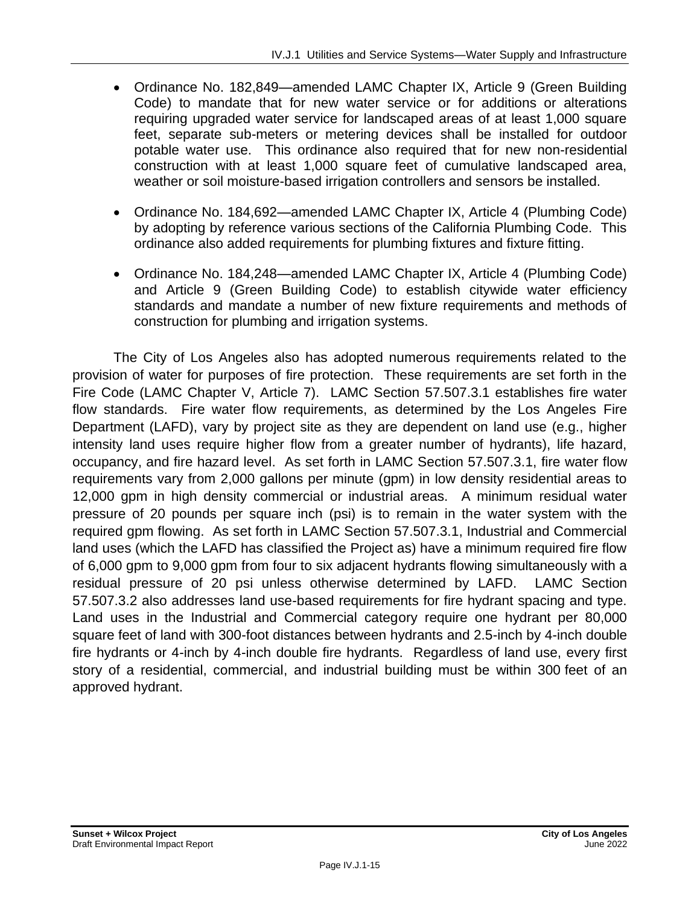- Ordinance No. 182,849—amended LAMC Chapter IX, Article 9 (Green Building Code) to mandate that for new water service or for additions or alterations requiring upgraded water service for landscaped areas of at least 1,000 square feet, separate sub-meters or metering devices shall be installed for outdoor potable water use. This ordinance also required that for new non-residential construction with at least 1,000 square feet of cumulative landscaped area, weather or soil moisture-based irrigation controllers and sensors be installed.

- Ordinance No. 184,692—amended LAMC Chapter IX, Article 4 (Plumbing Code) by adopting by reference various sections of the California Plumbing Code. This ordinance also added requirements for plumbing fixtures and fixture fitting.

- Ordinance No. 184,248—amended LAMC Chapter IX, Article 4 (Plumbing Code) and Article 9 (Green Building Code) to establish citywide water efficiency standards and mandate a number of new fixture requirements and methods of construction for plumbing and irrigation systems.

The City of Los Angeles also has adopted numerous requirements related to the provision of water for purposes of fire protection. These requirements are set forth in the Fire Code (LAMC Chapter V, Article 7). LAMC Section 57.507.3.1 establishes fire water flow standards. Fire water flow requirements, as determined by the Los Angeles Fire Department (LAFD), vary by project site as they are dependent on land use (e.g., higher intensity land uses require higher flow from a greater number of hydrants), life hazard, occupancy, and fire hazard level. As set forth in LAMC Section 57.507.3.1, fire water flow requirements vary from 2,000 gallons per minute (gpm) in low density residential areas to 12,000 gpm in high density commercial or industrial areas. A minimum residual water pressure of 20 pounds per square inch (psi) is to remain in the water system with the required gpm flowing. As set forth in LAMC Section 57.507.3.1, Industrial and Commercial land uses (which the LAFD has classified the Project as) have a minimum required fire flow of 6,000 gpm to 9,000 gpm from four to six adjacent hydrants flowing simultaneously with a residual pressure of 20 psi unless otherwise determined by LAFD. LAMC Section 57.507.3.2 also addresses land use-based requirements for fire hydrant spacing and type. Land uses in the Industrial and Commercial category require one hydrant per 80,000 square feet of land with 300-foot distances between hydrants and 2.5-inch by 4-inch double fire hydrants or 4-inch by 4-inch double fire hydrants. Regardless of land use, every first story of a residential, commercial, and industrial building must be within 300 feet of an approved hydrant.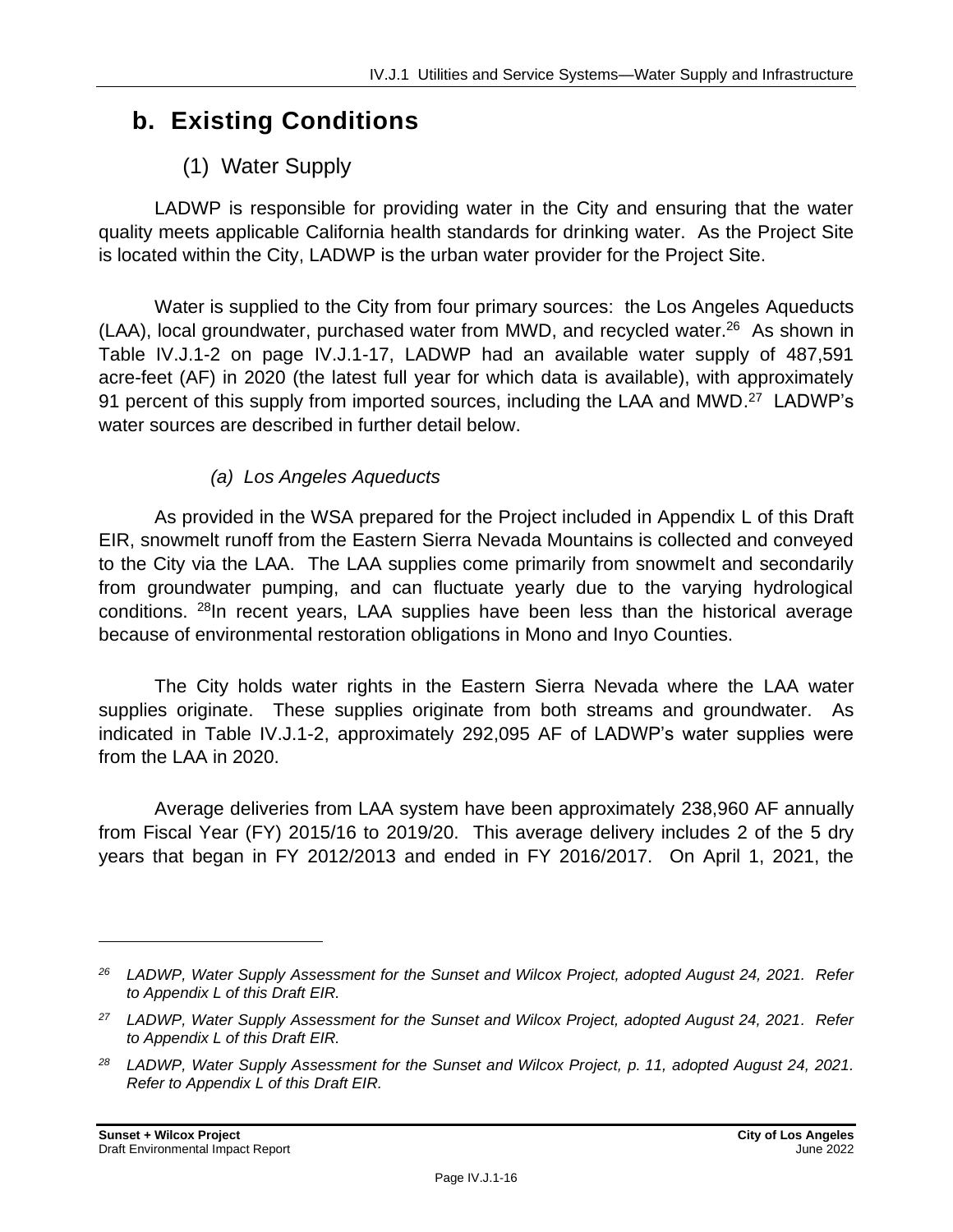## b. Existing Conditions

### (1) Water Supply

LADWP is responsible for providing water in the City and ensuring that the water quality meets applicable California health standards for drinking water. As the Project Site is located within the City, LADWP is the urban water provider for the Project Site.

Water is supplied to the City from four primary sources: the Los Angeles Aqueducts (LAA), local groundwater, purchased water from MWD, and recycled water.[26] As shown in Table IV.J.1-2 on page IV.J.1-17, LADWP had an available water supply of 487,591 acre-feet (AF) in 2020 (the latest full year for which data is available), with approximately 91 percent of this supply from imported sources, including the LAA and MWD.[27] LADWP's water sources are described in further detail below.

#### *(a) Los Angeles Aqueducts*

As provided in the WSA prepared for the Project included in Appendix L of this Draft EIR, snowmelt runoff from the Eastern Sierra Nevada Mountains is collected and conveyed to the City via the LAA. The LAA supplies come primarily from snowmelt and secondarily from groundwater pumping, and can fluctuate yearly due to the varying hydrological conditions. [28]In recent years, LAA supplies have been less than the historical average because of environmental restoration obligations in Mono and Inyo Counties.

The City holds water rights in the Eastern Sierra Nevada where the LAA water supplies originate. These supplies originate from both streams and groundwater. As indicated in Table IV.J.1-2, approximately 292,095 AF of LADWP's water supplies were from the LAA in 2020.

Average deliveries from LAA system have been approximately 238,960 AF annually from Fiscal Year (FY) 2015/16 to 2019/20. This average delivery includes 2 of the 5 dry years that began in FY 2012/2013 and ended in FY 2016/2017. On April 1, 2021, the

---

*[26] LADWP, Water Supply Assessment for the Sunset and Wilcox Project, adopted August 24, 2021. Refer to Appendix L of this Draft EIR.*

*[27] LADWP, Water Supply Assessment for the Sunset and Wilcox Project, adopted August 24, 2021. Refer to Appendix L of this Draft EIR.*

*[28] LADWP, Water Supply Assessment for the Sunset and Wilcox Project, p. 11, adopted August 24, 2021. Refer to Appendix L of this Draft EIR.*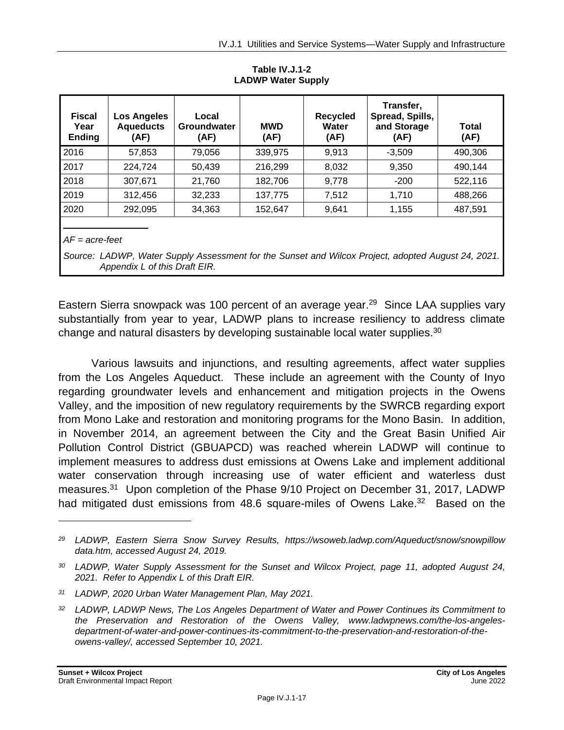**Table IV.J.1-2**
**LADWP Water Supply**

| Fiscal Year Ending | Los Angeles Aqueducts (AF) | Local Groundwater (AF) | MWD (AF) | Recycled Water (AF) | Transfer, Spread, Spills, and Storage (AF) | Total (AF) |
|---|---|---|---|---|---|---|
| 2016 | 57,853 | 79,056 | 339,975 | 9,913 | -3,509 | 490,306 |
| 2017 | 224,724 | 50,439 | 216,299 | 8,032 | 9,350 | 490,144 |
| 2018 | 307,671 | 21,760 | 182,706 | 9,778 | -200 | 522,116 |
| 2019 | 312,456 | 32,233 | 137,775 | 7,512 | 1,710 | 488,266 |
| 2020 | 292,095 | 34,363 | 152,647 | 9,641 | 1,155 | 487,591 |

*AF = acre-feet*

*Source: LADWP, Water Supply Assessment for the Sunset and Wilcox Project, adopted August 24, 2021. Appendix L of this Draft EIR.*

Eastern Sierra snowpack was 100 percent of an average year.[29] Since LAA supplies vary substantially from year to year, LADWP plans to increase resiliency to address climate change and natural disasters by developing sustainable local water supplies.[30]

Various lawsuits and injunctions, and resulting agreements, affect water supplies from the Los Angeles Aqueduct. These include an agreement with the County of Inyo regarding groundwater levels and enhancement and mitigation projects in the Owens Valley, and the imposition of new regulatory requirements by the SWRCB regarding export from Mono Lake and restoration and monitoring programs for the Mono Basin. In addition, in November 2014, an agreement between the City and the Great Basin Unified Air Pollution Control District (GBUAPCD) was reached wherein LADWP will continue to implement measures to address dust emissions at Owens Lake and implement additional water conservation through increasing use of water efficient and waterless dust measures.[31] Upon completion of the Phase 9/10 Project on December 31, 2017, LADWP had mitigated dust emissions from 48.6 square-miles of Owens Lake.[32] Based on the

---

[29] *LADWP, Eastern Sierra Snow Survey Results, https://wsoweb.ladwp.com/Aqueduct/snow/snowpillowdata.htm, accessed August 24, 2019.*

[30] *LADWP, Water Supply Assessment for the Sunset and Wilcox Project, page 11, adopted August 24, 2021. Refer to Appendix L of this Draft EIR.*

[31] *LADWP, 2020 Urban Water Management Plan, May 2021.*

[32] *LADWP, LADWP News, The Los Angeles Department of Water and Power Continues its Commitment to the Preservation and Restoration of the Owens Valley, www.ladwpnews.com/the-los-angeles-department-of-water-and-power-continues-its-commitment-to-the-preservation-and-restoration-of-the-owens-valley/, accessed September 10, 2021.*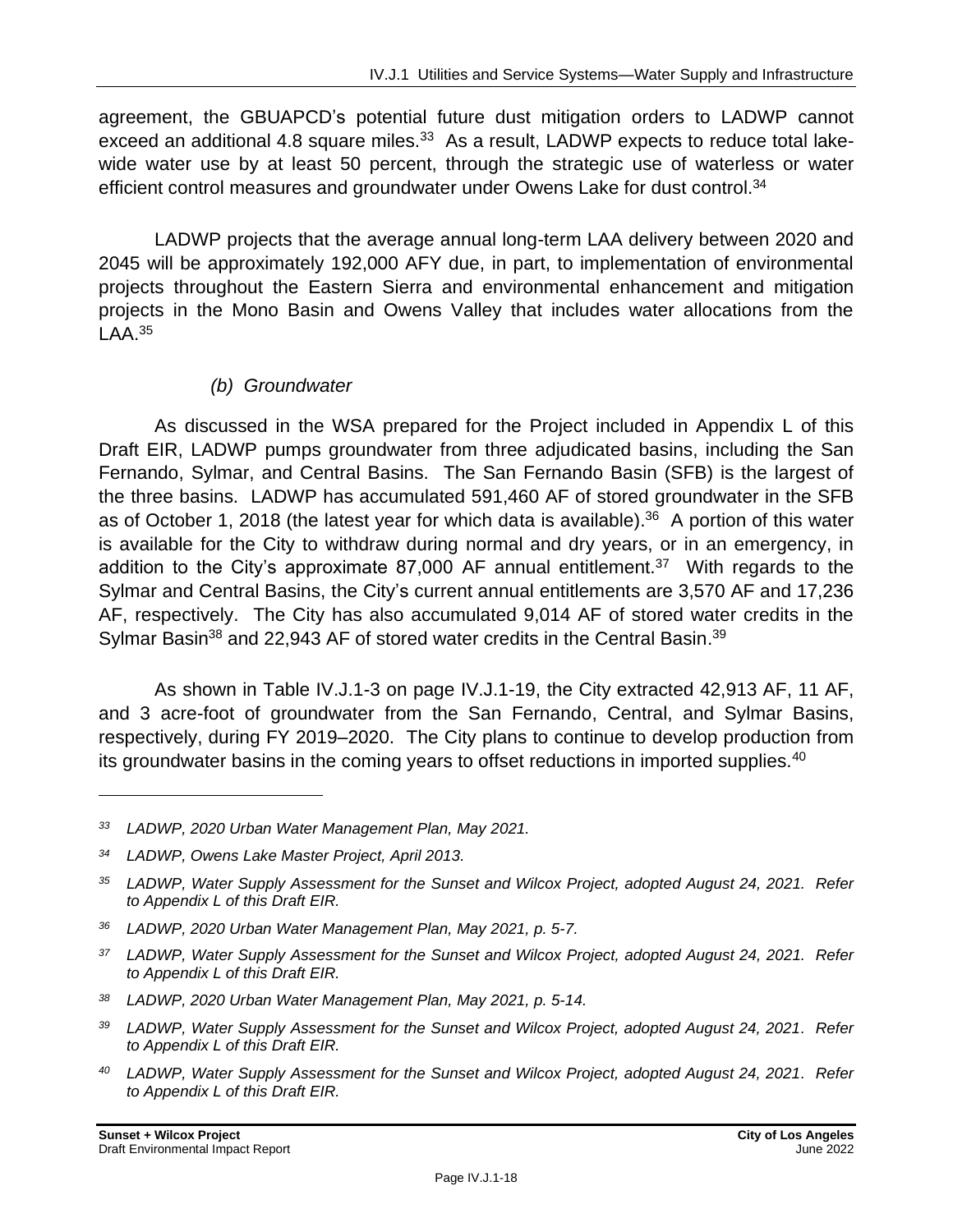agreement, the GBUAPCD's potential future dust mitigation orders to LADWP cannot exceed an additional 4.8 square miles.[33] As a result, LADWP expects to reduce total lake-wide water use by at least 50 percent, through the strategic use of waterless or water efficient control measures and groundwater under Owens Lake for dust control.[34]

LADWP projects that the average annual long-term LAA delivery between 2020 and 2045 will be approximately 192,000 AFY due, in part, to implementation of environmental projects throughout the Eastern Sierra and environmental enhancement and mitigation projects in the Mono Basin and Owens Valley that includes water allocations from the LAA.[35]

*(b) Groundwater*

As discussed in the WSA prepared for the Project included in Appendix L of this Draft EIR, LADWP pumps groundwater from three adjudicated basins, including the San Fernando, Sylmar, and Central Basins. The San Fernando Basin (SFB) is the largest of the three basins. LADWP has accumulated 591,460 AF of stored groundwater in the SFB as of October 1, 2018 (the latest year for which data is available).[36] A portion of this water is available for the City to withdraw during normal and dry years, or in an emergency, in addition to the City's approximate 87,000 AF annual entitlement.[37] With regards to the Sylmar and Central Basins, the City's current annual entitlements are 3,570 AF and 17,236 AF, respectively. The City has also accumulated 9,014 AF of stored water credits in the Sylmar Basin[38] and 22,943 AF of stored water credits in the Central Basin.[39]

As shown in Table IV.J.1-3 on page IV.J.1-19, the City extracted 42,913 AF, 11 AF, and 3 acre-foot of groundwater from the San Fernando, Central, and Sylmar Basins, respectively, during FY 2019–2020. The City plans to continue to develop production from its groundwater basins in the coming years to offset reductions in imported supplies.[40]

---

*33 LADWP, 2020 Urban Water Management Plan, May 2021.*

*34 LADWP, Owens Lake Master Project, April 2013.*

*35 LADWP, Water Supply Assessment for the Sunset and Wilcox Project, adopted August 24, 2021. Refer to Appendix L of this Draft EIR.*

*36 LADWP, 2020 Urban Water Management Plan, May 2021, p. 5-7.*

*37 LADWP, Water Supply Assessment for the Sunset and Wilcox Project, adopted August 24, 2021. Refer to Appendix L of this Draft EIR.*

*38 LADWP, 2020 Urban Water Management Plan, May 2021, p. 5-14.*

*39 LADWP, Water Supply Assessment for the Sunset and Wilcox Project, adopted August 24, 2021. Refer to Appendix L of this Draft EIR.*

*40 LADWP, Water Supply Assessment for the Sunset and Wilcox Project, adopted August 24, 2021. Refer to Appendix L of this Draft EIR.*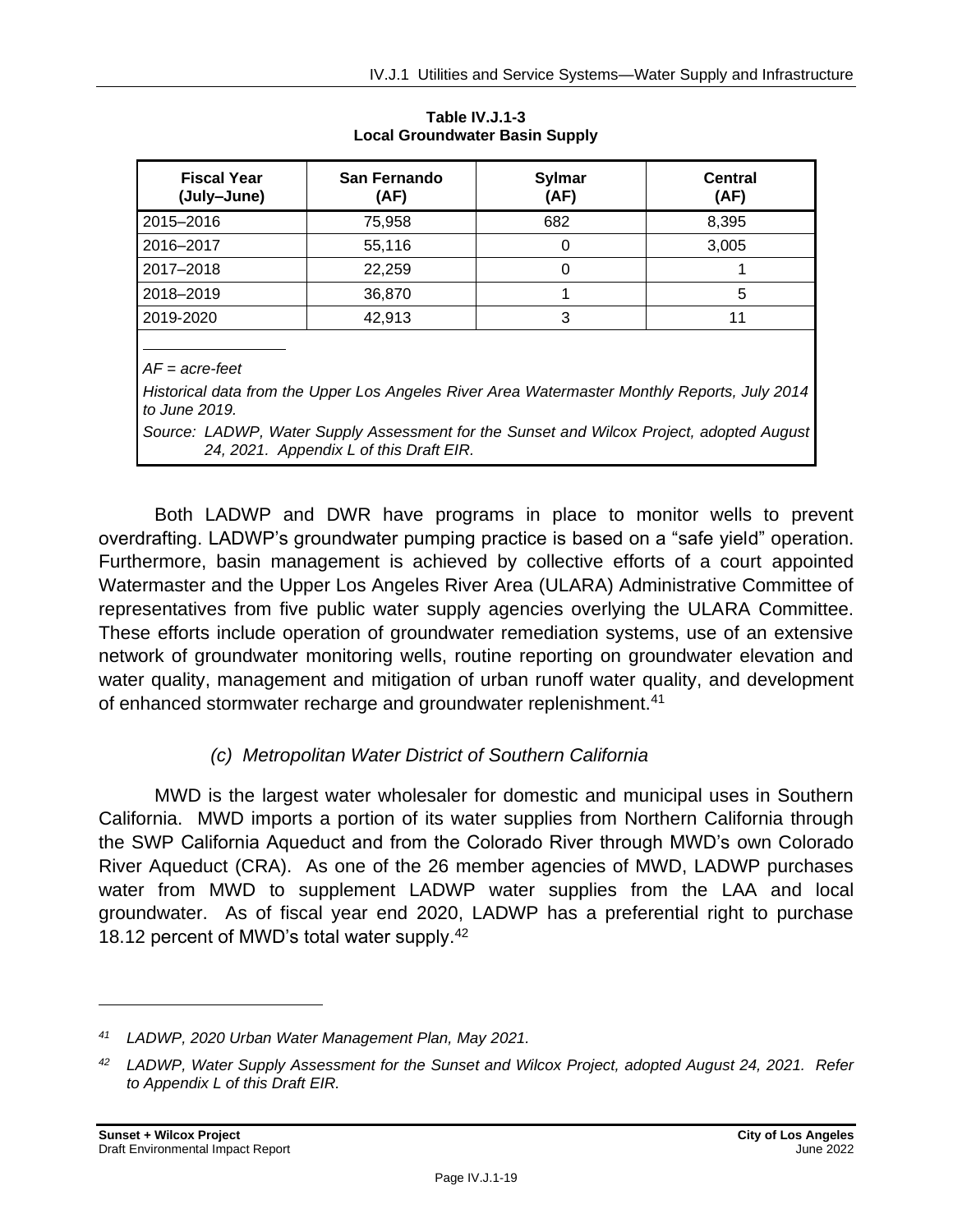**Table IV.J.1-3**
**Local Groundwater Basin Supply**

| Fiscal Year (July–June) | San Fernando (AF) | Sylmar (AF) | Central (AF) |
|---|---|---|---|
| 2015–2016 | 75,958 | 682 | 8,395 |
| 2016–2017 | 55,116 | 0 | 3,005 |
| 2017–2018 | 22,259 | 0 | 1 |
| 2018–2019 | 36,870 | 1 | 5 |
| 2019-2020 | 42,913 | 3 | 11 |

*AF = acre-feet*

*Historical data from the Upper Los Angeles River Area Watermaster Monthly Reports, July 2014 to June 2019.*

*Source: LADWP, Water Supply Assessment for the Sunset and Wilcox Project, adopted August 24, 2021. Appendix L of this Draft EIR.*

Both LADWP and DWR have programs in place to monitor wells to prevent overdrafting. LADWP's groundwater pumping practice is based on a "safe yield" operation. Furthermore, basin management is achieved by collective efforts of a court appointed Watermaster and the Upper Los Angeles River Area (ULARA) Administrative Committee of representatives from five public water supply agencies overlying the ULARA Committee. These efforts include operation of groundwater remediation systems, use of an extensive network of groundwater monitoring wells, routine reporting on groundwater elevation and water quality, management and mitigation of urban runoff water quality, and development of enhanced stormwater recharge and groundwater replenishment.[41]

#### *(c) Metropolitan Water District of Southern California*

MWD is the largest water wholesaler for domestic and municipal uses in Southern California. MWD imports a portion of its water supplies from Northern California through the SWP California Aqueduct and from the Colorado River through MWD's own Colorado River Aqueduct (CRA). As one of the 26 member agencies of MWD, LADWP purchases water from MWD to supplement LADWP water supplies from the LAA and local groundwater. As of fiscal year end 2020, LADWP has a preferential right to purchase 18.12 percent of MWD's total water supply.[42]

---

*[41] LADWP, 2020 Urban Water Management Plan, May 2021.*

*[42] LADWP, Water Supply Assessment for the Sunset and Wilcox Project, adopted August 24, 2021. Refer to Appendix L of this Draft EIR.*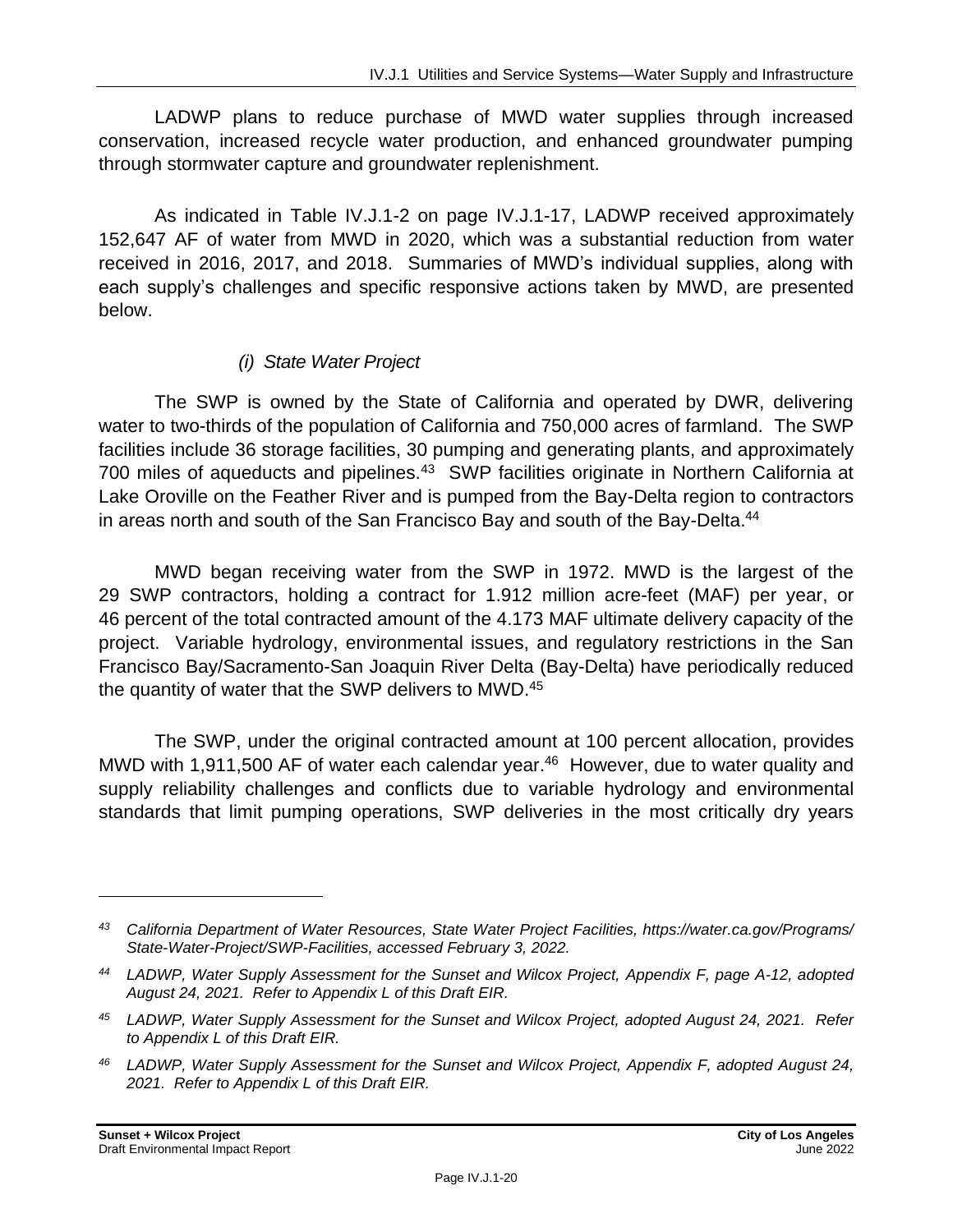LADWP plans to reduce purchase of MWD water supplies through increased conservation, increased recycle water production, and enhanced groundwater pumping through stormwater capture and groundwater replenishment.

As indicated in Table IV.J.1-2 on page IV.J.1-17, LADWP received approximately 152,647 AF of water from MWD in 2020, which was a substantial reduction from water received in 2016, 2017, and 2018. Summaries of MWD's individual supplies, along with each supply's challenges and specific responsive actions taken by MWD, are presented below.

*(i) State Water Project*

The SWP is owned by the State of California and operated by DWR, delivering water to two-thirds of the population of California and 750,000 acres of farmland. The SWP facilities include 36 storage facilities, 30 pumping and generating plants, and approximately 700 miles of aqueducts and pipelines.[43] SWP facilities originate in Northern California at Lake Oroville on the Feather River and is pumped from the Bay-Delta region to contractors in areas north and south of the San Francisco Bay and south of the Bay-Delta.[44]

MWD began receiving water from the SWP in 1972. MWD is the largest of the 29 SWP contractors, holding a contract for 1.912 million acre-feet (MAF) per year, or 46 percent of the total contracted amount of the 4.173 MAF ultimate delivery capacity of the project. Variable hydrology, environmental issues, and regulatory restrictions in the San Francisco Bay/Sacramento-San Joaquin River Delta (Bay-Delta) have periodically reduced the quantity of water that the SWP delivers to MWD.[45]

The SWP, under the original contracted amount at 100 percent allocation, provides MWD with 1,911,500 AF of water each calendar year.[46] However, due to water quality and supply reliability challenges and conflicts due to variable hydrology and environmental standards that limit pumping operations, SWP deliveries in the most critically dry years

---

[43] *California Department of Water Resources, State Water Project Facilities, https://water.ca.gov/Programs/State-Water-Project/SWP-Facilities, accessed February 3, 2022.*

[44] *LADWP, Water Supply Assessment for the Sunset and Wilcox Project, Appendix F, page A-12, adopted August 24, 2021. Refer to Appendix L of this Draft EIR.*

[45] *LADWP, Water Supply Assessment for the Sunset and Wilcox Project, adopted August 24, 2021. Refer to Appendix L of this Draft EIR.*

[46] *LADWP, Water Supply Assessment for the Sunset and Wilcox Project, Appendix F, adopted August 24, 2021. Refer to Appendix L of this Draft EIR.*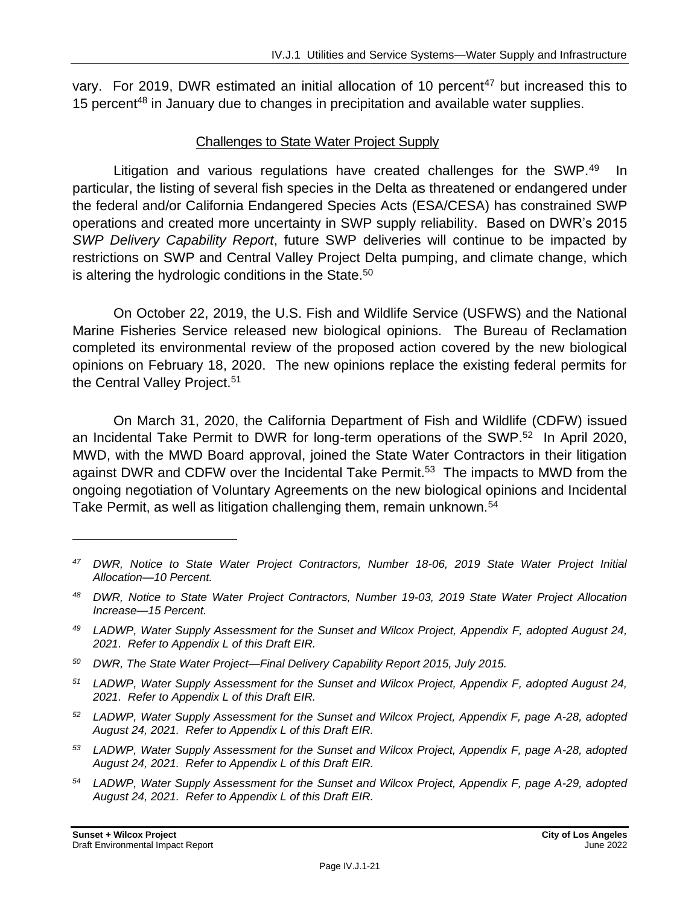vary. For 2019, DWR estimated an initial allocation of 10 percent[47] but increased this to 15 percent[48] in January due to changes in precipitation and available water supplies.

### Challenges to State Water Project Supply

Litigation and various regulations have created challenges for the SWP.[49] In particular, the listing of several fish species in the Delta as threatened or endangered under the federal and/or California Endangered Species Acts (ESA/CESA) has constrained SWP operations and created more uncertainty in SWP supply reliability. Based on DWR's 2015 *SWP Delivery Capability Report*, future SWP deliveries will continue to be impacted by restrictions on SWP and Central Valley Project Delta pumping, and climate change, which is altering the hydrologic conditions in the State.[50]

On October 22, 2019, the U.S. Fish and Wildlife Service (USFWS) and the National Marine Fisheries Service released new biological opinions. The Bureau of Reclamation completed its environmental review of the proposed action covered by the new biological opinions on February 18, 2020. The new opinions replace the existing federal permits for the Central Valley Project.[51]

On March 31, 2020, the California Department of Fish and Wildlife (CDFW) issued an Incidental Take Permit to DWR for long-term operations of the SWP.[52] In April 2020, MWD, with the MWD Board approval, joined the State Water Contractors in their litigation against DWR and CDFW over the Incidental Take Permit.[53] The impacts to MWD from the ongoing negotiation of Voluntary Agreements on the new biological opinions and Incidental Take Permit, as well as litigation challenging them, remain unknown.[54]

---

[47] *DWR, Notice to State Water Project Contractors, Number 18-06, 2019 State Water Project Initial Allocation—10 Percent.*

[48] *DWR, Notice to State Water Project Contractors, Number 19-03, 2019 State Water Project Allocation Increase—15 Percent.*

[49] *LADWP, Water Supply Assessment for the Sunset and Wilcox Project, Appendix F, adopted August 24, 2021. Refer to Appendix L of this Draft EIR.*

[50] *DWR, The State Water Project—Final Delivery Capability Report 2015, July 2015.*

[51] *LADWP, Water Supply Assessment for the Sunset and Wilcox Project, Appendix F, adopted August 24, 2021. Refer to Appendix L of this Draft EIR.*

[52] *LADWP, Water Supply Assessment for the Sunset and Wilcox Project, Appendix F, page A-28, adopted August 24, 2021. Refer to Appendix L of this Draft EIR.*

[53] *LADWP, Water Supply Assessment for the Sunset and Wilcox Project, Appendix F, page A-28, adopted August 24, 2021. Refer to Appendix L of this Draft EIR.*

[54] *LADWP, Water Supply Assessment for the Sunset and Wilcox Project, Appendix F, page A-29, adopted August 24, 2021. Refer to Appendix L of this Draft EIR.*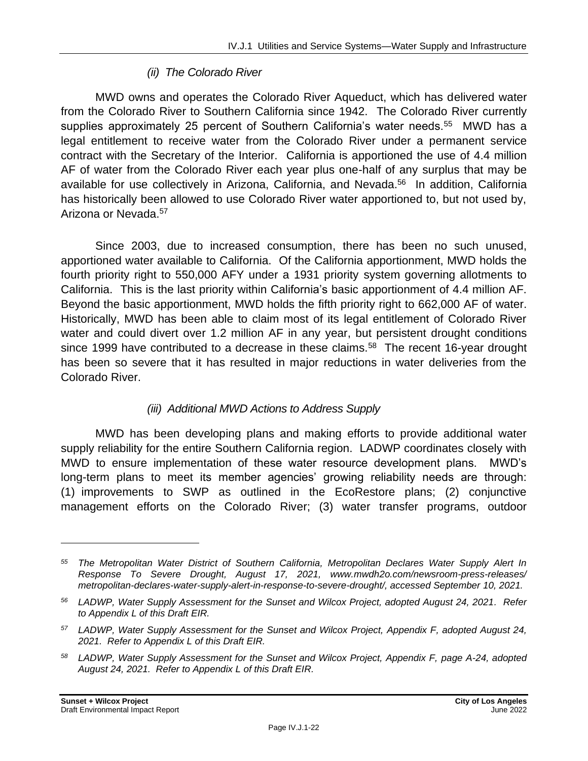*(ii) The Colorado River*

MWD owns and operates the Colorado River Aqueduct, which has delivered water from the Colorado River to Southern California since 1942. The Colorado River currently supplies approximately 25 percent of Southern California's water needs.[55] MWD has a legal entitlement to receive water from the Colorado River under a permanent service contract with the Secretary of the Interior. California is apportioned the use of 4.4 million AF of water from the Colorado River each year plus one-half of any surplus that may be available for use collectively in Arizona, California, and Nevada.[56] In addition, California has historically been allowed to use Colorado River water apportioned to, but not used by, Arizona or Nevada.[57]

Since 2003, due to increased consumption, there has been no such unused, apportioned water available to California. Of the California apportionment, MWD holds the fourth priority right to 550,000 AFY under a 1931 priority system governing allotments to California. This is the last priority within California's basic apportionment of 4.4 million AF. Beyond the basic apportionment, MWD holds the fifth priority right to 662,000 AF of water. Historically, MWD has been able to claim most of its legal entitlement of Colorado River water and could divert over 1.2 million AF in any year, but persistent drought conditions since 1999 have contributed to a decrease in these claims.[58] The recent 16-year drought has been so severe that it has resulted in major reductions in water deliveries from the Colorado River.

*(iii) Additional MWD Actions to Address Supply*

MWD has been developing plans and making efforts to provide additional water supply reliability for the entire Southern California region. LADWP coordinates closely with MWD to ensure implementation of these water resource development plans. MWD's long-term plans to meet its member agencies' growing reliability needs are through: (1) improvements to SWP as outlined in the EcoRestore plans; (2) conjunctive management efforts on the Colorado River; (3) water transfer programs, outdoor

---

[55] *The Metropolitan Water District of Southern California, Metropolitan Declares Water Supply Alert In Response To Severe Drought, August 17, 2021, www.mwdh2o.com/newsroom-press-releases/ metropolitan-declares-water-supply-alert-in-response-to-severe-drought/, accessed September 10, 2021.*

[56] *LADWP, Water Supply Assessment for the Sunset and Wilcox Project, adopted August 24, 2021. Refer to Appendix L of this Draft EIR.*

[57] *LADWP, Water Supply Assessment for the Sunset and Wilcox Project, Appendix F, adopted August 24, 2021. Refer to Appendix L of this Draft EIR.*

[58] *LADWP, Water Supply Assessment for the Sunset and Wilcox Project, Appendix F, page A-24, adopted August 24, 2021. Refer to Appendix L of this Draft EIR.*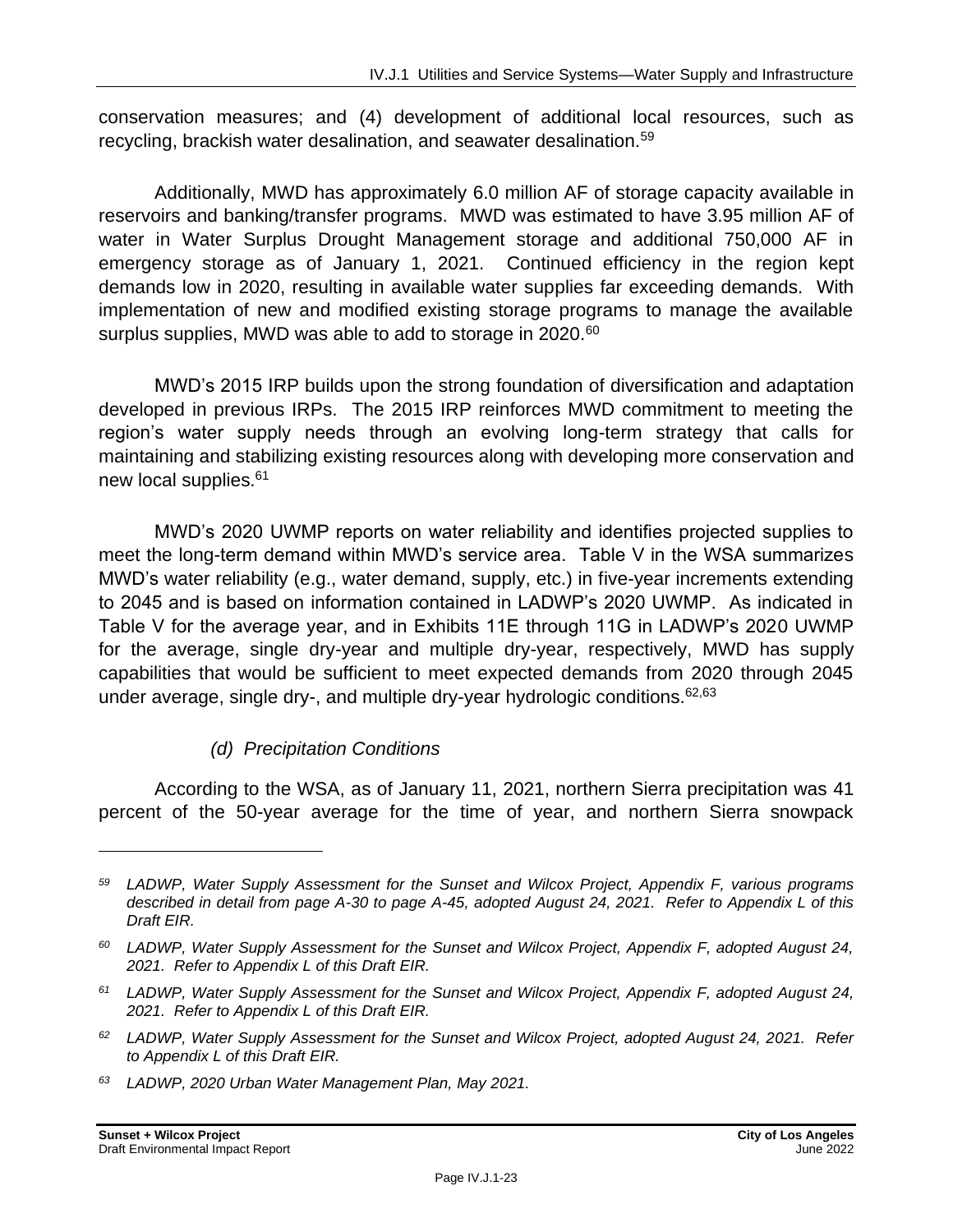conservation measures; and (4) development of additional local resources, such as recycling, brackish water desalination, and seawater desalination.[59]

Additionally, MWD has approximately 6.0 million AF of storage capacity available in reservoirs and banking/transfer programs. MWD was estimated to have 3.95 million AF of water in Water Surplus Drought Management storage and additional 750,000 AF in emergency storage as of January 1, 2021. Continued efficiency in the region kept demands low in 2020, resulting in available water supplies far exceeding demands. With implementation of new and modified existing storage programs to manage the available surplus supplies, MWD was able to add to storage in 2020.[60]

MWD's 2015 IRP builds upon the strong foundation of diversification and adaptation developed in previous IRPs. The 2015 IRP reinforces MWD commitment to meeting the region's water supply needs through an evolving long-term strategy that calls for maintaining and stabilizing existing resources along with developing more conservation and new local supplies.[61]

MWD's 2020 UWMP reports on water reliability and identifies projected supplies to meet the long-term demand within MWD's service area. Table V in the WSA summarizes MWD's water reliability (e.g., water demand, supply, etc.) in five-year increments extending to 2045 and is based on information contained in LADWP's 2020 UWMP. As indicated in Table V for the average year, and in Exhibits 11E through 11G in LADWP's 2020 UWMP for the average, single dry-year and multiple dry-year, respectively, MWD has supply capabilities that would be sufficient to meet expected demands from 2020 through 2045 under average, single dry-, and multiple dry-year hydrologic conditions.[62,63]

#### *(d) Precipitation Conditions*

According to the WSA, as of January 11, 2021, northern Sierra precipitation was 41 percent of the 50-year average for the time of year, and northern Sierra snowpack

---

*[59] LADWP, Water Supply Assessment for the Sunset and Wilcox Project, Appendix F, various programs described in detail from page A-30 to page A-45, adopted August 24, 2021. Refer to Appendix L of this Draft EIR.*

*[60] LADWP, Water Supply Assessment for the Sunset and Wilcox Project, Appendix F, adopted August 24, 2021. Refer to Appendix L of this Draft EIR.*

*[61] LADWP, Water Supply Assessment for the Sunset and Wilcox Project, Appendix F, adopted August 24, 2021. Refer to Appendix L of this Draft EIR.*

*[62] LADWP, Water Supply Assessment for the Sunset and Wilcox Project, adopted August 24, 2021. Refer to Appendix L of this Draft EIR.*

*[63] LADWP, 2020 Urban Water Management Plan, May 2021.*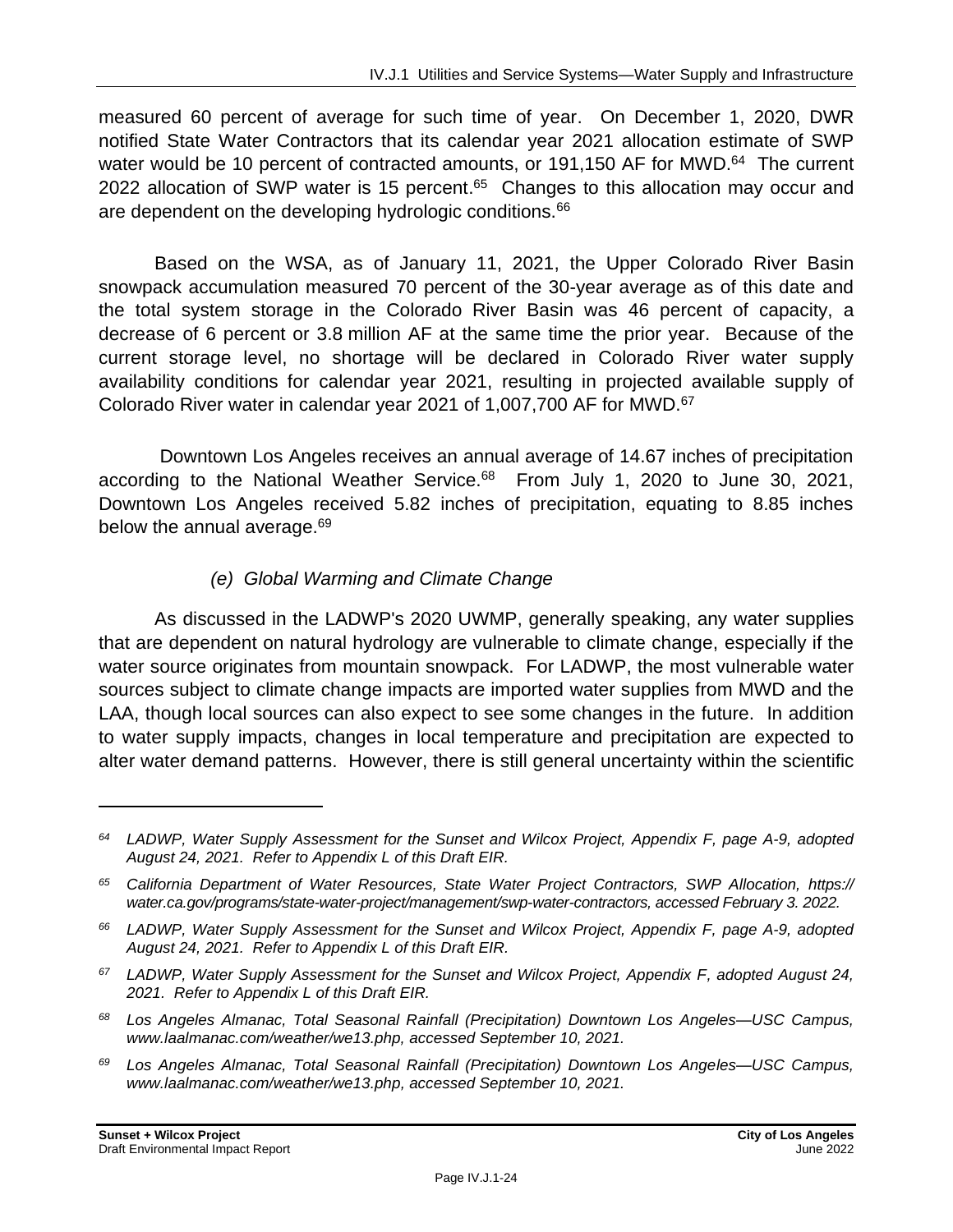measured 60 percent of average for such time of year. On December 1, 2020, DWR notified State Water Contractors that its calendar year 2021 allocation estimate of SWP water would be 10 percent of contracted amounts, or 191,150 AF for MWD.[64] The current 2022 allocation of SWP water is 15 percent.[65] Changes to this allocation may occur and are dependent on the developing hydrologic conditions.[66]

Based on the WSA, as of January 11, 2021, the Upper Colorado River Basin snowpack accumulation measured 70 percent of the 30-year average as of this date and the total system storage in the Colorado River Basin was 46 percent of capacity, a decrease of 6 percent or 3.8 million AF at the same time the prior year. Because of the current storage level, no shortage will be declared in Colorado River water supply availability conditions for calendar year 2021, resulting in projected available supply of Colorado River water in calendar year 2021 of 1,007,700 AF for MWD.[67]

Downtown Los Angeles receives an annual average of 14.67 inches of precipitation according to the National Weather Service.[68] From July 1, 2020 to June 30, 2021, Downtown Los Angeles received 5.82 inches of precipitation, equating to 8.85 inches below the annual average.[69]

*(e) Global Warming and Climate Change*

As discussed in the LADWP's 2020 UWMP, generally speaking, any water supplies that are dependent on natural hydrology are vulnerable to climate change, especially if the water source originates from mountain snowpack. For LADWP, the most vulnerable water sources subject to climate change impacts are imported water supplies from MWD and the LAA, though local sources can also expect to see some changes in the future. In addition to water supply impacts, changes in local temperature and precipitation are expected to alter water demand patterns. However, there is still general uncertainty within the scientific

---

*[64] LADWP, Water Supply Assessment for the Sunset and Wilcox Project, Appendix F, page A-9, adopted August 24, 2021. Refer to Appendix L of this Draft EIR.*

*[65] California Department of Water Resources, State Water Project Contractors, SWP Allocation, https://water.ca.gov/programs/state-water-project/management/swp-water-contractors, accessed February 3. 2022.*

*[66] LADWP, Water Supply Assessment for the Sunset and Wilcox Project, Appendix F, page A-9, adopted August 24, 2021. Refer to Appendix L of this Draft EIR.*

*[67] LADWP, Water Supply Assessment for the Sunset and Wilcox Project, Appendix F, adopted August 24, 2021. Refer to Appendix L of this Draft EIR.*

*[68] Los Angeles Almanac, Total Seasonal Rainfall (Precipitation) Downtown Los Angeles—USC Campus, www.laalmanac.com/weather/we13.php, accessed September 10, 2021.*

*[69] Los Angeles Almanac, Total Seasonal Rainfall (Precipitation) Downtown Los Angeles—USC Campus, www.laalmanac.com/weather/we13.php, accessed September 10, 2021.*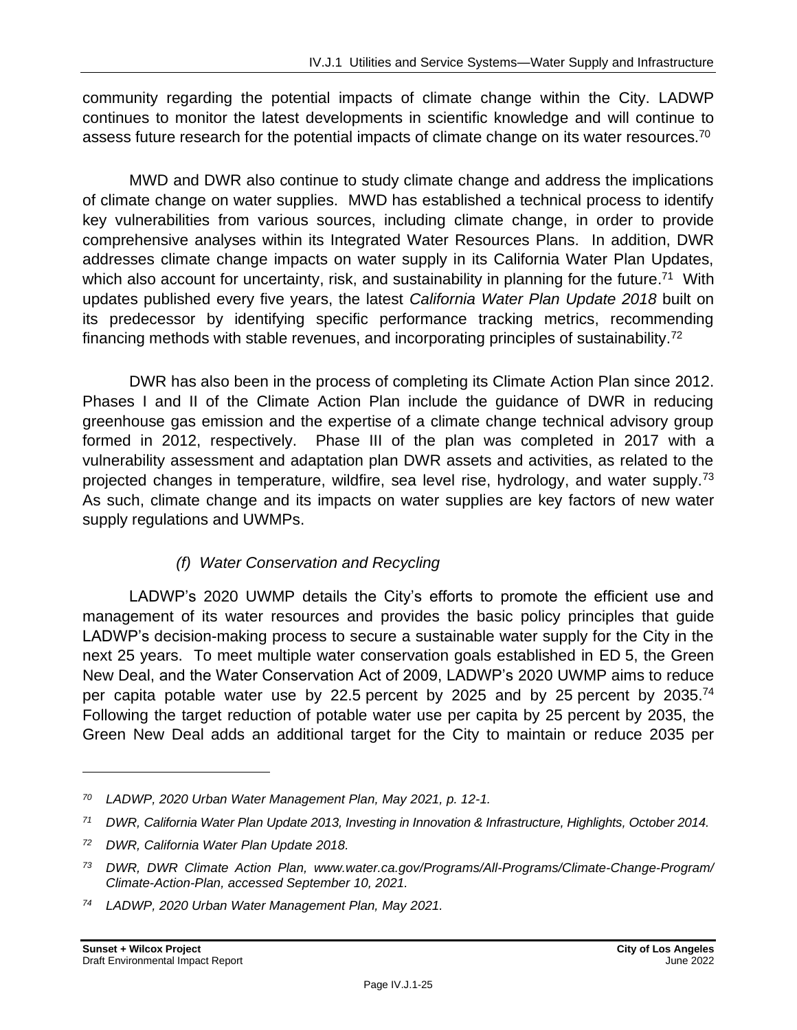community regarding the potential impacts of climate change within the City. LADWP continues to monitor the latest developments in scientific knowledge and will continue to assess future research for the potential impacts of climate change on its water resources.[70]

MWD and DWR also continue to study climate change and address the implications of climate change on water supplies. MWD has established a technical process to identify key vulnerabilities from various sources, including climate change, in order to provide comprehensive analyses within its Integrated Water Resources Plans. In addition, DWR addresses climate change impacts on water supply in its California Water Plan Updates, which also account for uncertainty, risk, and sustainability in planning for the future.[71] With updates published every five years, the latest *California Water Plan Update 2018* built on its predecessor by identifying specific performance tracking metrics, recommending financing methods with stable revenues, and incorporating principles of sustainability.[72]

DWR has also been in the process of completing its Climate Action Plan since 2012. Phases I and II of the Climate Action Plan include the guidance of DWR in reducing greenhouse gas emission and the expertise of a climate change technical advisory group formed in 2012, respectively. Phase III of the plan was completed in 2017 with a vulnerability assessment and adaptation plan DWR assets and activities, as related to the projected changes in temperature, wildfire, sea level rise, hydrology, and water supply.[73] As such, climate change and its impacts on water supplies are key factors of new water supply regulations and UWMPs.

##### *(f) Water Conservation and Recycling*

LADWP's 2020 UWMP details the City's efforts to promote the efficient use and management of its water resources and provides the basic policy principles that guide LADWP's decision-making process to secure a sustainable water supply for the City in the next 25 years. To meet multiple water conservation goals established in ED 5, the Green New Deal, and the Water Conservation Act of 2009, LADWP's 2020 UWMP aims to reduce per capita potable water use by 22.5 percent by 2025 and by 25 percent by 2035.[74] Following the target reduction of potable water use per capita by 25 percent by 2035, the Green New Deal adds an additional target for the City to maintain or reduce 2035 per

---

*[70] LADWP, 2020 Urban Water Management Plan, May 2021, p. 12-1.*

*[71] DWR, California Water Plan Update 2013, Investing in Innovation & Infrastructure, Highlights, October 2014.*

*[72] DWR, California Water Plan Update 2018.*

*[73] DWR, DWR Climate Action Plan, www.water.ca.gov/Programs/All-Programs/Climate-Change-Program/Climate-Action-Plan, accessed September 10, 2021.*

*[74] LADWP, 2020 Urban Water Management Plan, May 2021.*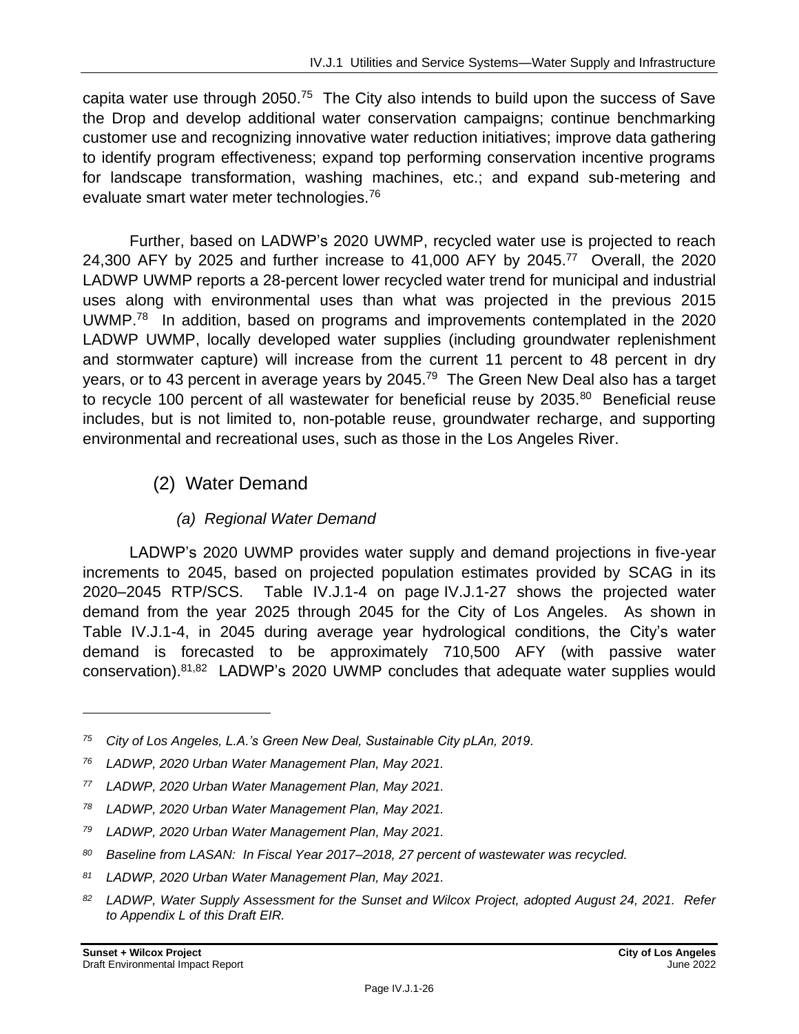capita water use through 2050.[75] The City also intends to build upon the success of Save the Drop and develop additional water conservation campaigns; continue benchmarking customer use and recognizing innovative water reduction initiatives; improve data gathering to identify program effectiveness; expand top performing conservation incentive programs for landscape transformation, washing machines, etc.; and expand sub-metering and evaluate smart water meter technologies.[76]

Further, based on LADWP's 2020 UWMP, recycled water use is projected to reach 24,300 AFY by 2025 and further increase to 41,000 AFY by 2045.[77] Overall, the 2020 LADWP UWMP reports a 28-percent lower recycled water trend for municipal and industrial uses along with environmental uses than what was projected in the previous 2015 UWMP.[78] In addition, based on programs and improvements contemplated in the 2020 LADWP UWMP, locally developed water supplies (including groundwater replenishment and stormwater capture) will increase from the current 11 percent to 48 percent in dry years, or to 43 percent in average years by 2045.[79] The Green New Deal also has a target to recycle 100 percent of all wastewater for beneficial reuse by 2035.[80] Beneficial reuse includes, but is not limited to, non-potable reuse, groundwater recharge, and supporting environmental and recreational uses, such as those in the Los Angeles River.

## (2) Water Demand

### *(a) Regional Water Demand*

LADWP's 2020 UWMP provides water supply and demand projections in five-year increments to 2045, based on projected population estimates provided by SCAG in its 2020–2045 RTP/SCS. Table IV.J.1-4 on page IV.J.1-27 shows the projected water demand from the year 2025 through 2045 for the City of Los Angeles. As shown in Table IV.J.1-4, in 2045 during average year hydrological conditions, the City's water demand is forecasted to be approximately 710,500 AFY (with passive water conservation).[81,82] LADWP's 2020 UWMP concludes that adequate water supplies would

---

[75] *City of Los Angeles, L.A.'s Green New Deal, Sustainable City pLAn, 2019.*

[76] *LADWP, 2020 Urban Water Management Plan, May 2021.*

[77] *LADWP, 2020 Urban Water Management Plan, May 2021.*

[78] *LADWP, 2020 Urban Water Management Plan, May 2021.*

[79] *LADWP, 2020 Urban Water Management Plan, May 2021.*

[80] *Baseline from LASAN: In Fiscal Year 2017–2018, 27 percent of wastewater was recycled.*

[81] *LADWP, 2020 Urban Water Management Plan, May 2021.*

[82] *LADWP, Water Supply Assessment for the Sunset and Wilcox Project, adopted August 24, 2021. Refer to Appendix L of this Draft EIR.*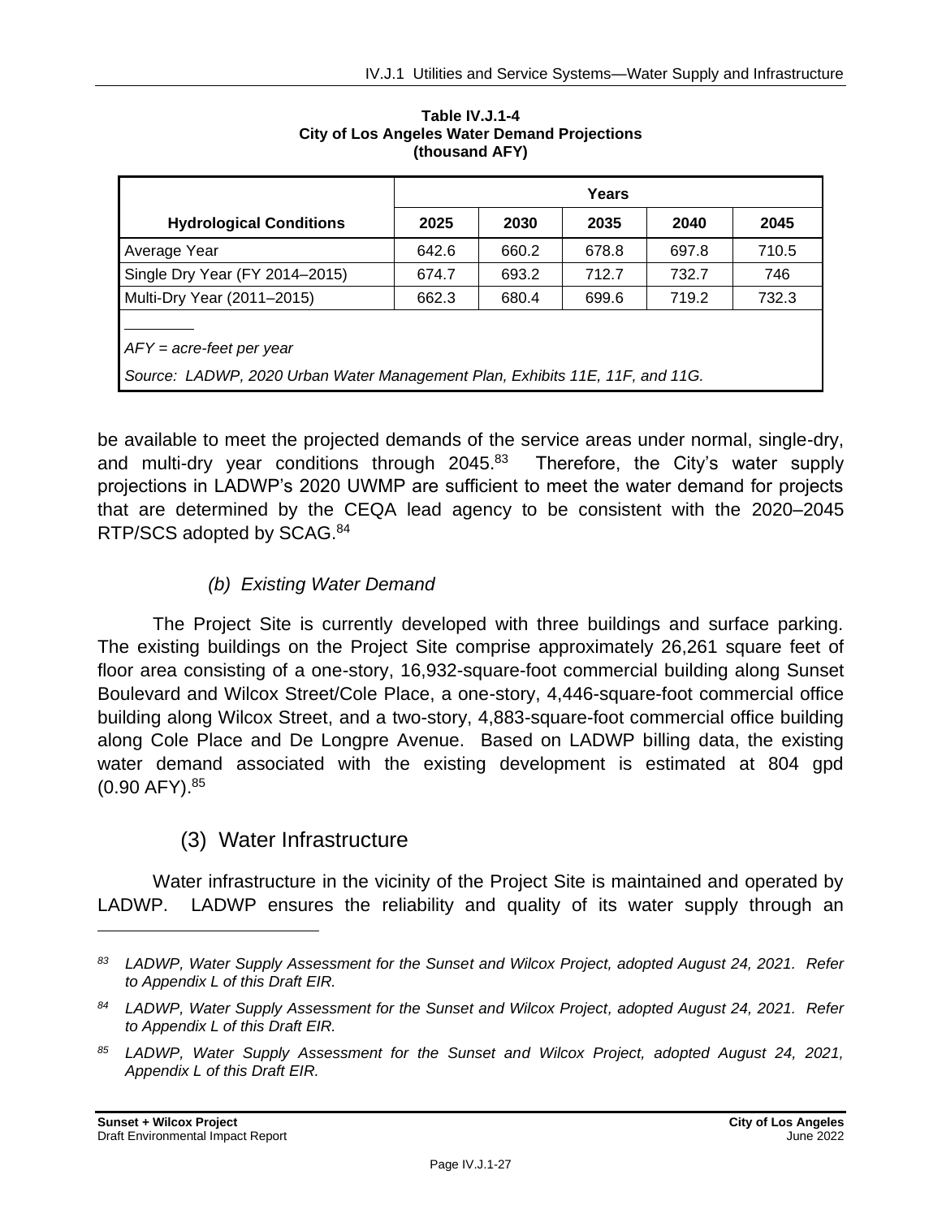**Table IV.J.1-4**
**City of Los Angeles Water Demand Projections**
**(thousand AFY)**

| Hydrological Conditions | Years | | | | |
|---|---|---|---|---|---|
| | **2025** | **2030** | **2035** | **2040** | **2045** |
| Average Year | 642.6 | 660.2 | 678.8 | 697.8 | 710.5 |
| Single Dry Year (FY 2014–2015) | 674.7 | 693.2 | 712.7 | 732.7 | 746 |
| Multi-Dry Year (2011–2015) | 662.3 | 680.4 | 699.6 | 719.2 | 732.3 |

*AFY = acre-feet per year*

*Source: LADWP, 2020 Urban Water Management Plan, Exhibits 11E, 11F, and 11G.*

be available to meet the projected demands of the service areas under normal, single-dry, and multi-dry year conditions through 2045.[83] Therefore, the City's water supply projections in LADWP's 2020 UWMP are sufficient to meet the water demand for projects that are determined by the CEQA lead agency to be consistent with the 2020–2045 RTP/SCS adopted by SCAG.[84]

*(b) Existing Water Demand*

The Project Site is currently developed with three buildings and surface parking. The existing buildings on the Project Site comprise approximately 26,261 square feet of floor area consisting of a one-story, 16,932-square-foot commercial building along Sunset Boulevard and Wilcox Street/Cole Place, a one-story, 4,446-square-foot commercial office building along Wilcox Street, and a two-story, 4,883-square-foot commercial office building along Cole Place and De Longpre Avenue. Based on LADWP billing data, the existing water demand associated with the existing development is estimated at 804 gpd (0.90 AFY).[85]

### (3) Water Infrastructure

Water infrastructure in the vicinity of the Project Site is maintained and operated by LADWP. LADWP ensures the reliability and quality of its water supply through an

---

*[83] LADWP, Water Supply Assessment for the Sunset and Wilcox Project, adopted August 24, 2021. Refer to Appendix L of this Draft EIR.*

*[84] LADWP, Water Supply Assessment for the Sunset and Wilcox Project, adopted August 24, 2021. Refer to Appendix L of this Draft EIR.*

*[85] LADWP, Water Supply Assessment for the Sunset and Wilcox Project, adopted August 24, 2021, Appendix L of this Draft EIR.*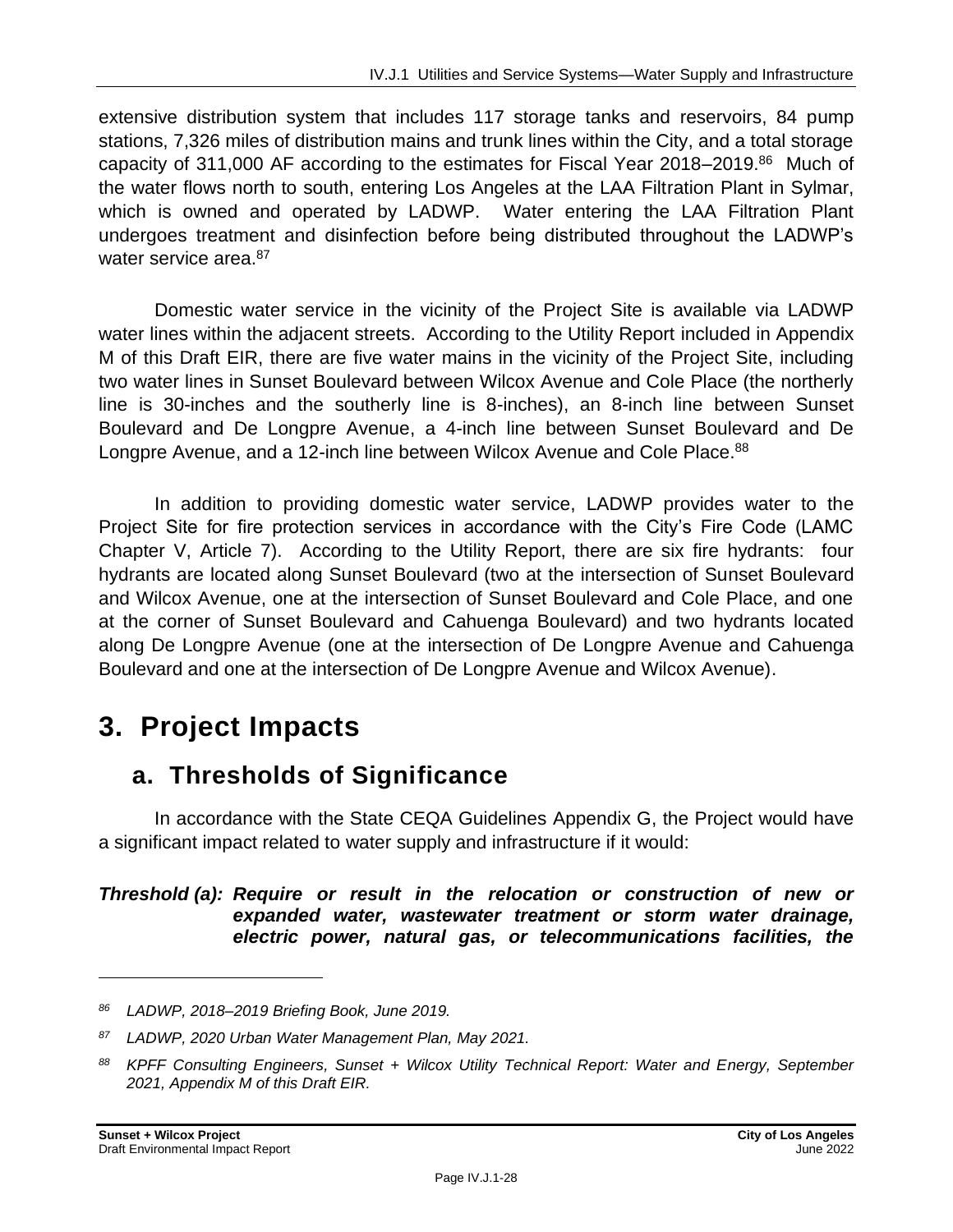extensive distribution system that includes 117 storage tanks and reservoirs, 84 pump stations, 7,326 miles of distribution mains and trunk lines within the City, and a total storage capacity of 311,000 AF according to the estimates for Fiscal Year 2018–2019.[86] Much of the water flows north to south, entering Los Angeles at the LAA Filtration Plant in Sylmar, which is owned and operated by LADWP. Water entering the LAA Filtration Plant undergoes treatment and disinfection before being distributed throughout the LADWP's water service area.[87]

Domestic water service in the vicinity of the Project Site is available via LADWP water lines within the adjacent streets. According to the Utility Report included in Appendix M of this Draft EIR, there are five water mains in the vicinity of the Project Site, including two water lines in Sunset Boulevard between Wilcox Avenue and Cole Place (the northerly line is 30-inches and the southerly line is 8-inches), an 8-inch line between Sunset Boulevard and De Longpre Avenue, a 4-inch line between Sunset Boulevard and De Longpre Avenue, and a 12-inch line between Wilcox Avenue and Cole Place.[88]

In addition to providing domestic water service, LADWP provides water to the Project Site for fire protection services in accordance with the City's Fire Code (LAMC Chapter V, Article 7). According to the Utility Report, there are six fire hydrants: four hydrants are located along Sunset Boulevard (two at the intersection of Sunset Boulevard and Wilcox Avenue, one at the intersection of Sunset Boulevard and Cole Place, and one at the corner of Sunset Boulevard and Cahuenga Boulevard) and two hydrants located along De Longpre Avenue (one at the intersection of De Longpre Avenue and Cahuenga Boulevard and one at the intersection of De Longpre Avenue and Wilcox Avenue).

# 3. Project Impacts

## a. Thresholds of Significance

In accordance with the State CEQA Guidelines Appendix G, the Project would have a significant impact related to water supply and infrastructure if it would:

***Threshold (a): Require or result in the relocation or construction of new or expanded water, wastewater treatment or storm water drainage, electric power, natural gas, or telecommunications facilities, the***

---

*[86] LADWP, 2018–2019 Briefing Book, June 2019.*

*[87] LADWP, 2020 Urban Water Management Plan, May 2021.*

*[88] KPFF Consulting Engineers, Sunset + Wilcox Utility Technical Report: Water and Energy, September 2021, Appendix M of this Draft EIR.*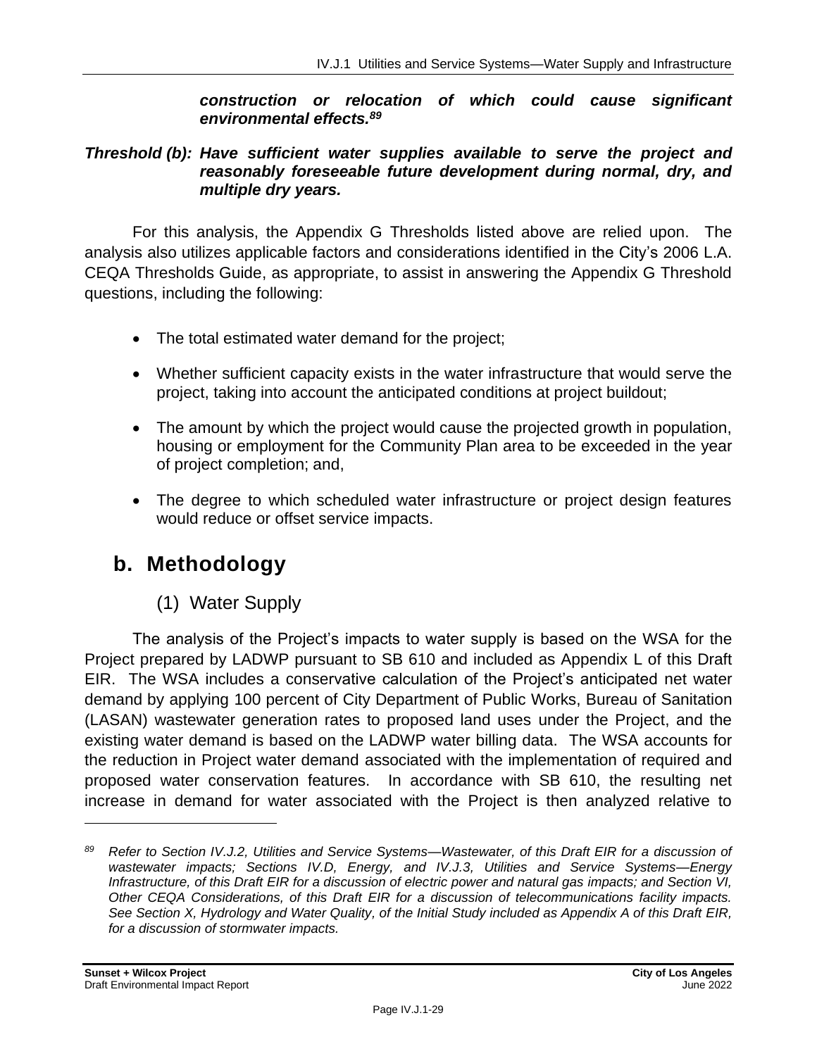***construction or relocation of which could cause significant environmental effects.[89]***

***Threshold (b): Have sufficient water supplies available to serve the project and reasonably foreseeable future development during normal, dry, and multiple dry years.***

For this analysis, the Appendix G Thresholds listed above are relied upon. The analysis also utilizes applicable factors and considerations identified in the City's 2006 L.A. CEQA Thresholds Guide, as appropriate, to assist in answering the Appendix G Threshold questions, including the following:

- The total estimated water demand for the project;
- Whether sufficient capacity exists in the water infrastructure that would serve the project, taking into account the anticipated conditions at project buildout;
- The amount by which the project would cause the projected growth in population, housing or employment for the Community Plan area to be exceeded in the year of project completion; and,
- The degree to which scheduled water infrastructure or project design features would reduce or offset service impacts.

## b. Methodology

### (1) Water Supply

The analysis of the Project's impacts to water supply is based on the WSA for the Project prepared by LADWP pursuant to SB 610 and included as Appendix L of this Draft EIR. The WSA includes a conservative calculation of the Project's anticipated net water demand by applying 100 percent of City Department of Public Works, Bureau of Sanitation (LASAN) wastewater generation rates to proposed land uses under the Project, and the existing water demand is based on the LADWP water billing data. The WSA accounts for the reduction in Project water demand associated with the implementation of required and proposed water conservation features. In accordance with SB 610, the resulting net increase in demand for water associated with the Project is then analyzed relative to

---

[89] *Refer to Section IV.J.2, Utilities and Service Systems—Wastewater, of this Draft EIR for a discussion of wastewater impacts; Sections IV.D, Energy, and IV.J.3, Utilities and Service Systems—Energy Infrastructure, of this Draft EIR for a discussion of electric power and natural gas impacts; and Section VI, Other CEQA Considerations, of this Draft EIR for a discussion of telecommunications facility impacts. See Section X, Hydrology and Water Quality, of the Initial Study included as Appendix A of this Draft EIR, for a discussion of stormwater impacts.*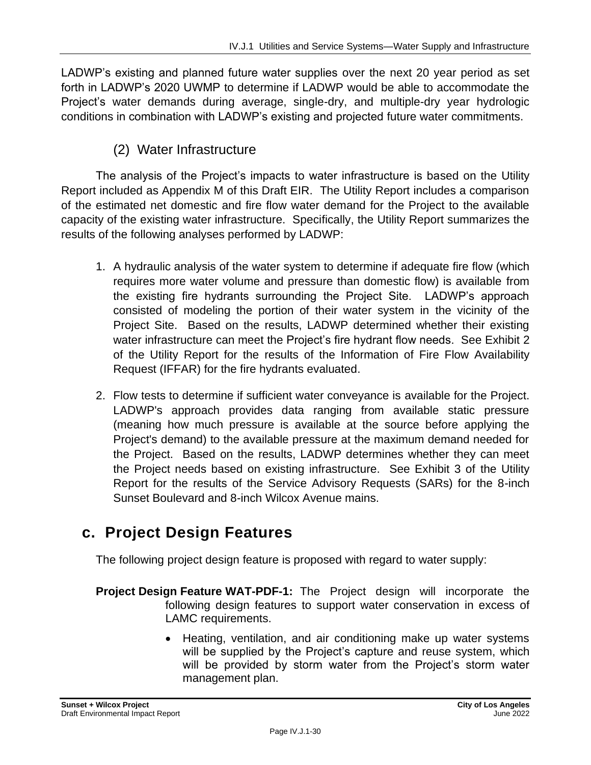LADWP's existing and planned future water supplies over the next 20 year period as set forth in LADWP's 2020 UWMP to determine if LADWP would be able to accommodate the Project's water demands during average, single-dry, and multiple-dry year hydrologic conditions in combination with LADWP's existing and projected future water commitments.

#### (2) Water Infrastructure

The analysis of the Project's impacts to water infrastructure is based on the Utility Report included as Appendix M of this Draft EIR. The Utility Report includes a comparison of the estimated net domestic and fire flow water demand for the Project to the available capacity of the existing water infrastructure. Specifically, the Utility Report summarizes the results of the following analyses performed by LADWP:

1. A hydraulic analysis of the water system to determine if adequate fire flow (which requires more water volume and pressure than domestic flow) is available from the existing fire hydrants surrounding the Project Site. LADWP's approach consisted of modeling the portion of their water system in the vicinity of the Project Site. Based on the results, LADWP determined whether their existing water infrastructure can meet the Project's fire hydrant flow needs. See Exhibit 2 of the Utility Report for the results of the Information of Fire Flow Availability Request (IFFAR) for the fire hydrants evaluated.

2. Flow tests to determine if sufficient water conveyance is available for the Project. LADWP's approach provides data ranging from available static pressure (meaning how much pressure is available at the source before applying the Project's demand) to the available pressure at the maximum demand needed for the Project. Based on the results, LADWP determines whether they can meet the Project needs based on existing infrastructure. See Exhibit 3 of the Utility Report for the results of the Service Advisory Requests (SARs) for the 8-inch Sunset Boulevard and 8-inch Wilcox Avenue mains.

## c. Project Design Features

The following project design feature is proposed with regard to water supply:

**Project Design Feature WAT-PDF-1:** The Project design will incorporate the following design features to support water conservation in excess of LAMC requirements.

- Heating, ventilation, and air conditioning make up water systems will be supplied by the Project's capture and reuse system, which will be provided by storm water from the Project's storm water management plan.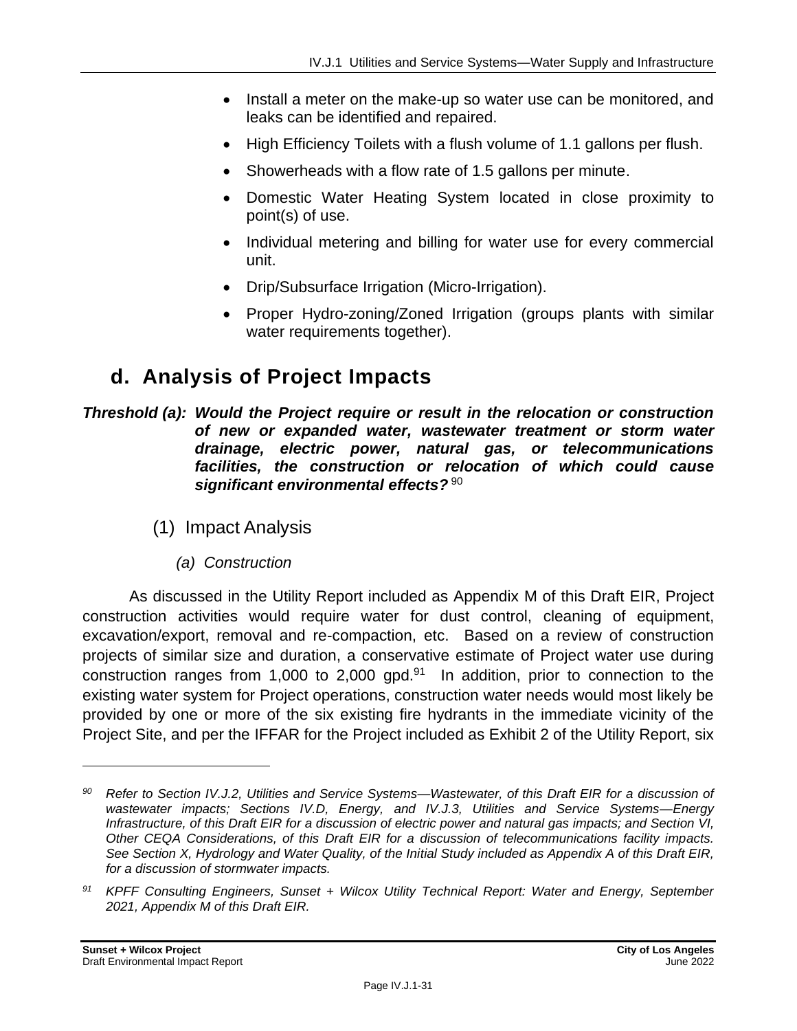- Install a meter on the make-up so water use can be monitored, and leaks can be identified and repaired.
- High Efficiency Toilets with a flush volume of 1.1 gallons per flush.
- Showerheads with a flow rate of 1.5 gallons per minute.
- Domestic Water Heating System located in close proximity to point(s) of use.
- Individual metering and billing for water use for every commercial unit.
- Drip/Subsurface Irrigation (Micro-Irrigation).
- Proper Hydro-zoning/Zoned Irrigation (groups plants with similar water requirements together).

## d. Analysis of Project Impacts

***Threshold (a): Would the Project require or result in the relocation or construction of new or expanded water, wastewater treatment or storm water drainage, electric power, natural gas, or telecommunications facilities, the construction or relocation of which could cause significant environmental effects?*** [90]

### (1) Impact Analysis

#### *(a) Construction*

As discussed in the Utility Report included as Appendix M of this Draft EIR, Project construction activities would require water for dust control, cleaning of equipment, excavation/export, removal and re-compaction, etc. Based on a review of construction projects of similar size and duration, a conservative estimate of Project water use during construction ranges from 1,000 to 2,000 gpd.[91] In addition, prior to connection to the existing water system for Project operations, construction water needs would most likely be provided by one or more of the six existing fire hydrants in the immediate vicinity of the Project Site, and per the IFFAR for the Project included as Exhibit 2 of the Utility Report, six

---

*[90] Refer to Section IV.J.2, Utilities and Service Systems—Wastewater, of this Draft EIR for a discussion of wastewater impacts; Sections IV.D, Energy, and IV.J.3, Utilities and Service Systems—Energy Infrastructure, of this Draft EIR for a discussion of electric power and natural gas impacts; and Section VI, Other CEQA Considerations, of this Draft EIR for a discussion of telecommunications facility impacts. See Section X, Hydrology and Water Quality, of the Initial Study included as Appendix A of this Draft EIR, for a discussion of stormwater impacts.*

*[91] KPFF Consulting Engineers, Sunset + Wilcox Utility Technical Report: Water and Energy, September 2021, Appendix M of this Draft EIR.*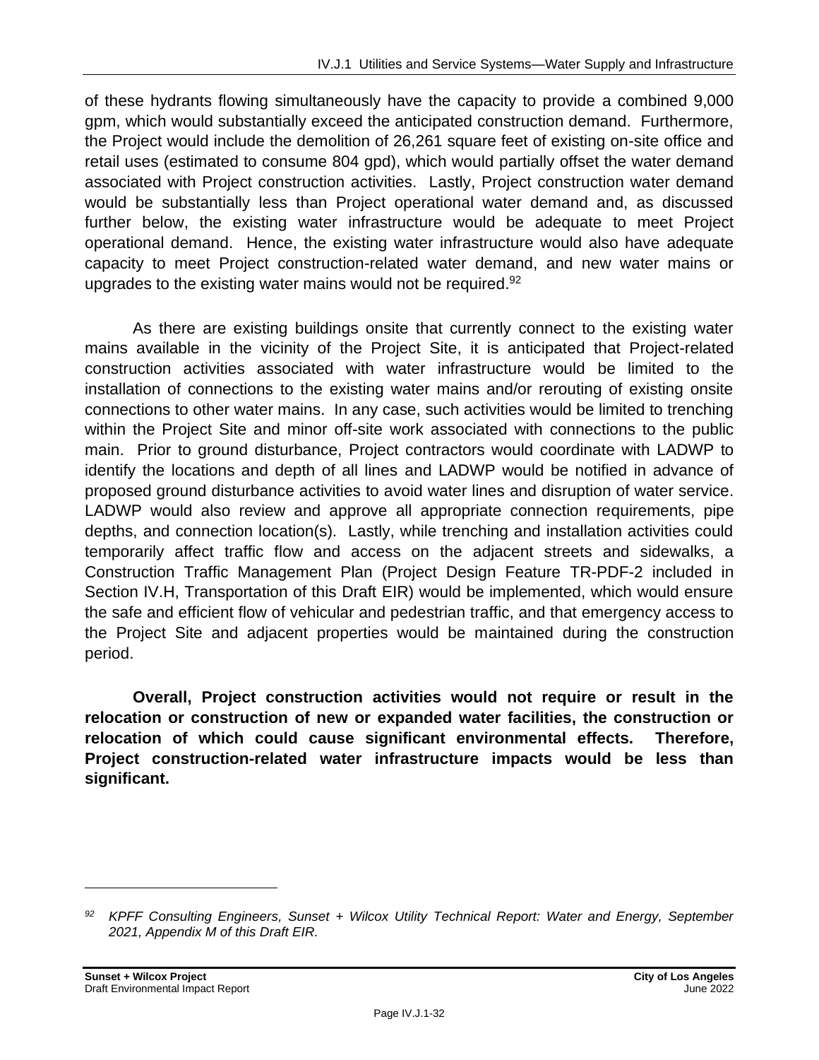of these hydrants flowing simultaneously have the capacity to provide a combined 9,000 gpm, which would substantially exceed the anticipated construction demand. Furthermore, the Project would include the demolition of 26,261 square feet of existing on-site office and retail uses (estimated to consume 804 gpd), which would partially offset the water demand associated with Project construction activities. Lastly, Project construction water demand would be substantially less than Project operational water demand and, as discussed further below, the existing water infrastructure would be adequate to meet Project operational demand. Hence, the existing water infrastructure would also have adequate capacity to meet Project construction-related water demand, and new water mains or upgrades to the existing water mains would not be required.[92]

As there are existing buildings onsite that currently connect to the existing water mains available in the vicinity of the Project Site, it is anticipated that Project-related construction activities associated with water infrastructure would be limited to the installation of connections to the existing water mains and/or rerouting of existing onsite connections to other water mains. In any case, such activities would be limited to trenching within the Project Site and minor off-site work associated with connections to the public main. Prior to ground disturbance, Project contractors would coordinate with LADWP to identify the locations and depth of all lines and LADWP would be notified in advance of proposed ground disturbance activities to avoid water lines and disruption of water service. LADWP would also review and approve all appropriate connection requirements, pipe depths, and connection location(s). Lastly, while trenching and installation activities could temporarily affect traffic flow and access on the adjacent streets and sidewalks, a Construction Traffic Management Plan (Project Design Feature TR-PDF-2 included in Section IV.H, Transportation of this Draft EIR) would be implemented, which would ensure the safe and efficient flow of vehicular and pedestrian traffic, and that emergency access to the Project Site and adjacent properties would be maintained during the construction period.

**Overall, Project construction activities would not require or result in the relocation or construction of new or expanded water facilities, the construction or relocation of which could cause significant environmental effects. Therefore, Project construction-related water infrastructure impacts would be less than significant.**

---

[92] *KPFF Consulting Engineers, Sunset + Wilcox Utility Technical Report: Water and Energy, September 2021, Appendix M of this Draft EIR.*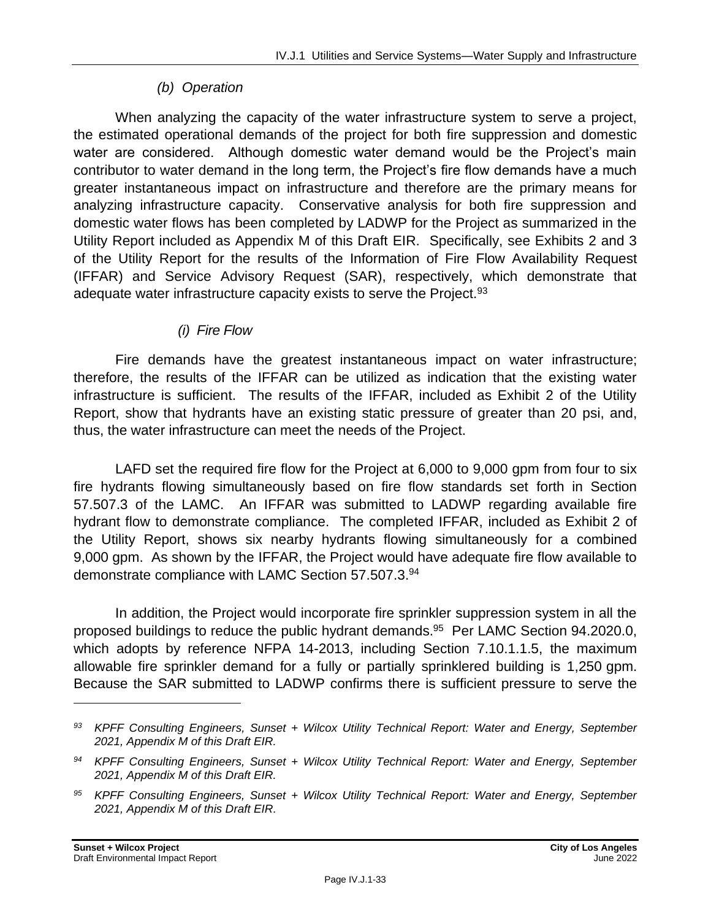*(b) Operation*

When analyzing the capacity of the water infrastructure system to serve a project, the estimated operational demands of the project for both fire suppression and domestic water are considered. Although domestic water demand would be the Project's main contributor to water demand in the long term, the Project's fire flow demands have a much greater instantaneous impact on infrastructure and therefore are the primary means for analyzing infrastructure capacity. Conservative analysis for both fire suppression and domestic water flows has been completed by LADWP for the Project as summarized in the Utility Report included as Appendix M of this Draft EIR. Specifically, see Exhibits 2 and 3 of the Utility Report for the results of the Information of Fire Flow Availability Request (IFFAR) and Service Advisory Request (SAR), respectively, which demonstrate that adequate water infrastructure capacity exists to serve the Project.[93]

*(i) Fire Flow*

Fire demands have the greatest instantaneous impact on water infrastructure; therefore, the results of the IFFAR can be utilized as indication that the existing water infrastructure is sufficient. The results of the IFFAR, included as Exhibit 2 of the Utility Report, show that hydrants have an existing static pressure of greater than 20 psi, and, thus, the water infrastructure can meet the needs of the Project.

LAFD set the required fire flow for the Project at 6,000 to 9,000 gpm from four to six fire hydrants flowing simultaneously based on fire flow standards set forth in Section 57.507.3 of the LAMC. An IFFAR was submitted to LADWP regarding available fire hydrant flow to demonstrate compliance. The completed IFFAR, included as Exhibit 2 of the Utility Report, shows six nearby hydrants flowing simultaneously for a combined 9,000 gpm. As shown by the IFFAR, the Project would have adequate fire flow available to demonstrate compliance with LAMC Section 57.507.3.[94]

In addition, the Project would incorporate fire sprinkler suppression system in all the proposed buildings to reduce the public hydrant demands.[95] Per LAMC Section 94.2020.0, which adopts by reference NFPA 14-2013, including Section 7.10.1.1.5, the maximum allowable fire sprinkler demand for a fully or partially sprinklered building is 1,250 gpm. Because the SAR submitted to LADWP confirms there is sufficient pressure to serve the

---

*[93] KPFF Consulting Engineers, Sunset + Wilcox Utility Technical Report: Water and Energy, September 2021, Appendix M of this Draft EIR.*

*[94] KPFF Consulting Engineers, Sunset + Wilcox Utility Technical Report: Water and Energy, September 2021, Appendix M of this Draft EIR.*

*[95] KPFF Consulting Engineers, Sunset + Wilcox Utility Technical Report: Water and Energy, September 2021, Appendix M of this Draft EIR.*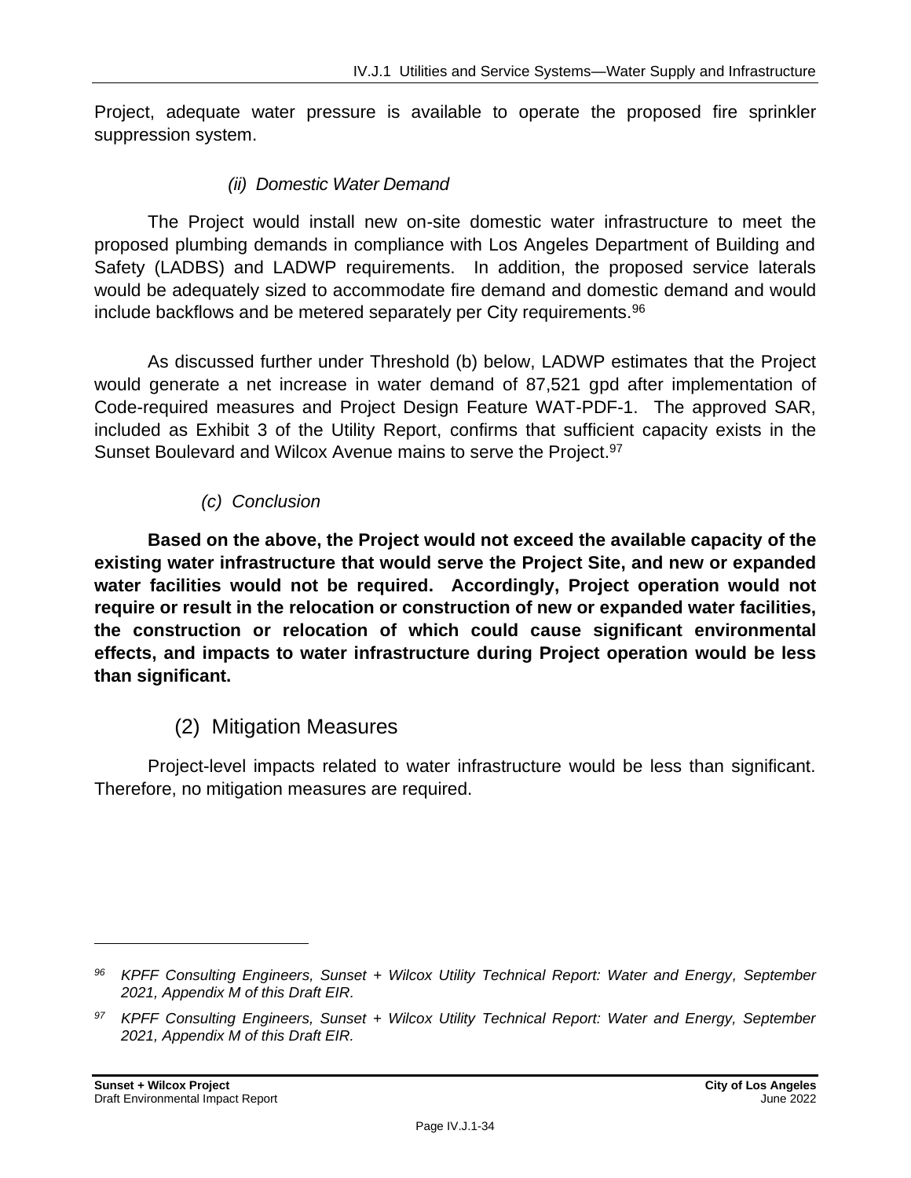Project, adequate water pressure is available to operate the proposed fire sprinkler suppression system.

#### *(ii) Domestic Water Demand*

The Project would install new on-site domestic water infrastructure to meet the proposed plumbing demands in compliance with Los Angeles Department of Building and Safety (LADBS) and LADWP requirements. In addition, the proposed service laterals would be adequately sized to accommodate fire demand and domestic demand and would include backflows and be metered separately per City requirements.[96]

As discussed further under Threshold (b) below, LADWP estimates that the Project would generate a net increase in water demand of 87,521 gpd after implementation of Code-required measures and Project Design Feature WAT-PDF-1. The approved SAR, included as Exhibit 3 of the Utility Report, confirms that sufficient capacity exists in the Sunset Boulevard and Wilcox Avenue mains to serve the Project.[97]

#### *(c) Conclusion*

**Based on the above, the Project would not exceed the available capacity of the existing water infrastructure that would serve the Project Site, and new or expanded water facilities would not be required. Accordingly, Project operation would not require or result in the relocation or construction of new or expanded water facilities, the construction or relocation of which could cause significant environmental effects, and impacts to water infrastructure during Project operation would be less than significant.**

### (2) Mitigation Measures

Project-level impacts related to water infrastructure would be less than significant. Therefore, no mitigation measures are required.

---

[96] *KPFF Consulting Engineers, Sunset + Wilcox Utility Technical Report: Water and Energy, September 2021, Appendix M of this Draft EIR.*

[97] *KPFF Consulting Engineers, Sunset + Wilcox Utility Technical Report: Water and Energy, September 2021, Appendix M of this Draft EIR.*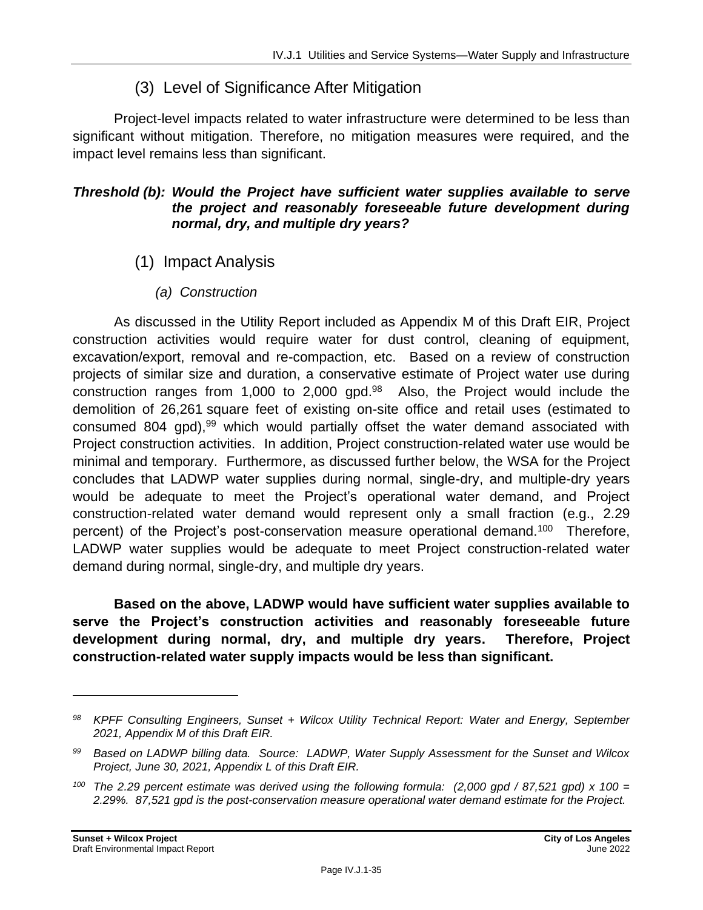### (3) Level of Significance After Mitigation

Project-level impacts related to water infrastructure were determined to be less than significant without mitigation. Therefore, no mitigation measures were required, and the impact level remains less than significant.

***Threshold (b): Would the Project have sufficient water supplies available to serve the project and reasonably foreseeable future development during normal, dry, and multiple dry years?***

### (1) Impact Analysis

#### *(a) Construction*

As discussed in the Utility Report included as Appendix M of this Draft EIR, Project construction activities would require water for dust control, cleaning of equipment, excavation/export, removal and re-compaction, etc. Based on a review of construction projects of similar size and duration, a conservative estimate of Project water use during construction ranges from 1,000 to 2,000 gpd.[98] Also, the Project would include the demolition of 26,261 square feet of existing on-site office and retail uses (estimated to consumed 804 gpd),[99] which would partially offset the water demand associated with Project construction activities. In addition, Project construction-related water use would be minimal and temporary. Furthermore, as discussed further below, the WSA for the Project concludes that LADWP water supplies during normal, single-dry, and multiple-dry years would be adequate to meet the Project's operational water demand, and Project construction-related water demand would represent only a small fraction (e.g., 2.29 percent) of the Project's post-conservation measure operational demand.[100] Therefore, LADWP water supplies would be adequate to meet Project construction-related water demand during normal, single-dry, and multiple dry years.

**Based on the above, LADWP would have sufficient water supplies available to serve the Project's construction activities and reasonably foreseeable future development during normal, dry, and multiple dry years. Therefore, Project construction-related water supply impacts would be less than significant.**

---

*[98] KPFF Consulting Engineers, Sunset + Wilcox Utility Technical Report: Water and Energy, September 2021, Appendix M of this Draft EIR.*

*[99] Based on LADWP billing data. Source: LADWP, Water Supply Assessment for the Sunset and Wilcox Project, June 30, 2021, Appendix L of this Draft EIR.*

*[100] The 2.29 percent estimate was derived using the following formula: (2,000 gpd / 87,521 gpd) x 100 = 2.29%. 87,521 gpd is the post-conservation measure operational water demand estimate for the Project.*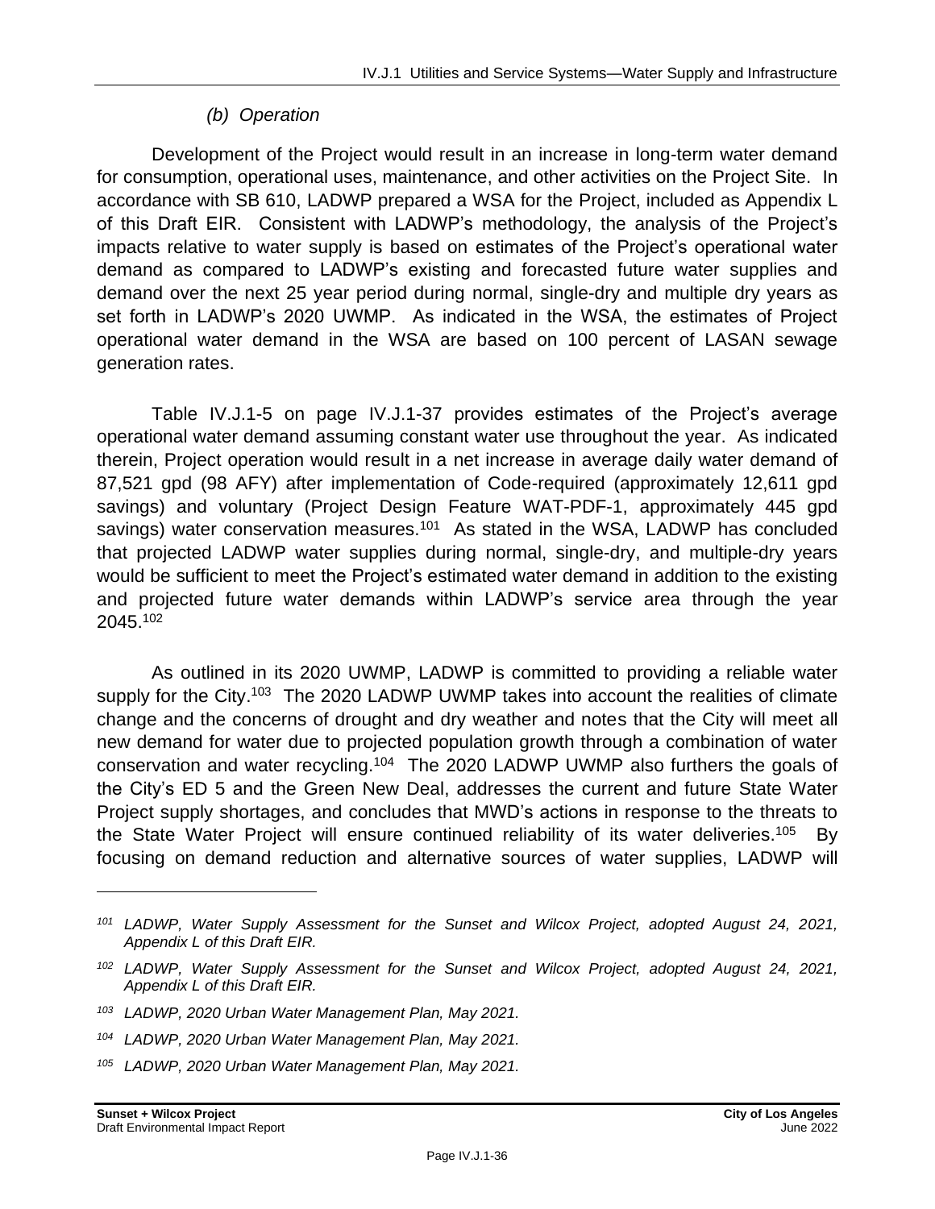*(b) Operation*

Development of the Project would result in an increase in long-term water demand for consumption, operational uses, maintenance, and other activities on the Project Site. In accordance with SB 610, LADWP prepared a WSA for the Project, included as Appendix L of this Draft EIR. Consistent with LADWP's methodology, the analysis of the Project's impacts relative to water supply is based on estimates of the Project's operational water demand as compared to LADWP's existing and forecasted future water supplies and demand over the next 25 year period during normal, single-dry and multiple dry years as set forth in LADWP's 2020 UWMP. As indicated in the WSA, the estimates of Project operational water demand in the WSA are based on 100 percent of LASAN sewage generation rates.

Table IV.J.1-5 on page IV.J.1-37 provides estimates of the Project's average operational water demand assuming constant water use throughout the year. As indicated therein, Project operation would result in a net increase in average daily water demand of 87,521 gpd (98 AFY) after implementation of Code-required (approximately 12,611 gpd savings) and voluntary (Project Design Feature WAT-PDF-1, approximately 445 gpd savings) water conservation measures.[101] As stated in the WSA, LADWP has concluded that projected LADWP water supplies during normal, single-dry, and multiple-dry years would be sufficient to meet the Project's estimated water demand in addition to the existing and projected future water demands within LADWP's service area through the year 2045.[102]

As outlined in its 2020 UWMP, LADWP is committed to providing a reliable water supply for the City.[103] The 2020 LADWP UWMP takes into account the realities of climate change and the concerns of drought and dry weather and notes that the City will meet all new demand for water due to projected population growth through a combination of water conservation and water recycling.[104] The 2020 LADWP UWMP also furthers the goals of the City's ED 5 and the Green New Deal, addresses the current and future State Water Project supply shortages, and concludes that MWD's actions in response to the threats to the State Water Project will ensure continued reliability of its water deliveries.[105] By focusing on demand reduction and alternative sources of water supplies, LADWP will

---

[101] *LADWP, Water Supply Assessment for the Sunset and Wilcox Project, adopted August 24, 2021, Appendix L of this Draft EIR.*

[102] *LADWP, Water Supply Assessment for the Sunset and Wilcox Project, adopted August 24, 2021, Appendix L of this Draft EIR.*

[103] *LADWP, 2020 Urban Water Management Plan, May 2021.*

[104] *LADWP, 2020 Urban Water Management Plan, May 2021.*

[105] *LADWP, 2020 Urban Water Management Plan, May 2021.*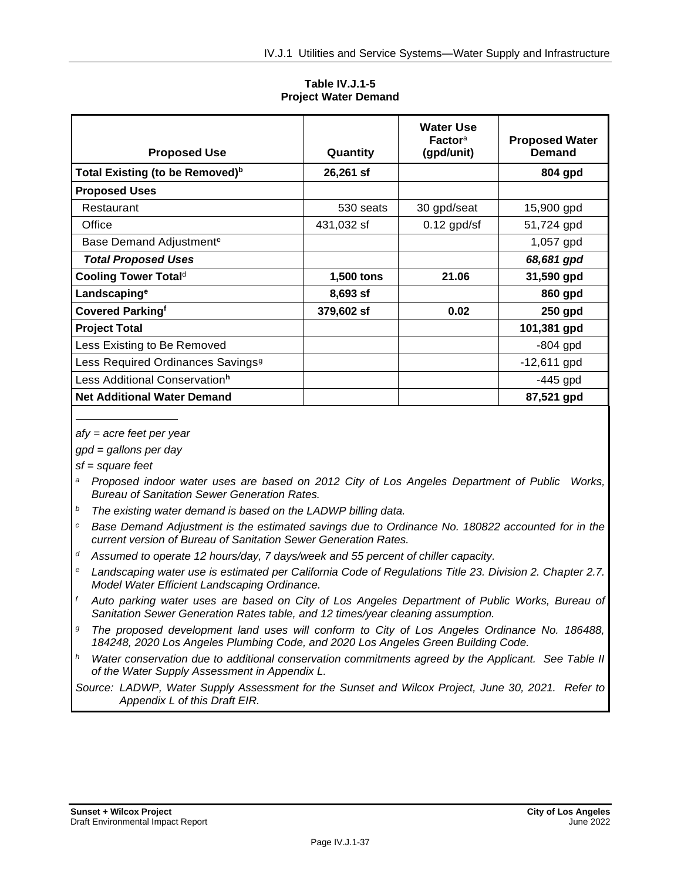**Table IV.J.1-5**
**Project Water Demand**

| Proposed Use | Quantity | Water Use Factor[a] (gpd/unit) | Proposed Water Demand |
|---|---|---|---|
| **Total Existing (to be Removed)[b]** | **26,261 sf** | | **804 gpd** |
| **Proposed Uses** | | | |
| Restaurant | 530 seats | 30 gpd/seat | 15,900 gpd |
| Office | 431,032 sf | 0.12 gpd/sf | 51,724 gpd |
| Base Demand Adjustment[c] | | | 1,057 gpd |
| ***Total Proposed Uses*** | | | ***68,681 gpd*** |
| **Cooling Tower Total[d]** | **1,500 tons** | **21.06** | **31,590 gpd** |
| **Landscaping[e]** | **8,693 sf** | | **860 gpd** |
| **Covered Parking[f]** | **379,602 sf** | **0.02** | **250 gpd** |
| **Project Total** | | | **101,381 gpd** |
| Less Existing to Be Removed | | | -804 gpd |
| Less Required Ordinances Savings[g] | | | -12,611 gpd |
| Less Additional Conservation[h] | | | -445 gpd |
| **Net Additional Water Demand** | | | **87,521 gpd** |

*afy = acre feet per year*

*gpd = gallons per day*

*sf = square feet*

[a] *Proposed indoor water uses are based on 2012 City of Los Angeles Department of Public Works, Bureau of Sanitation Sewer Generation Rates.*

[b] *The existing water demand is based on the LADWP billing data.*

[c] *Base Demand Adjustment is the estimated savings due to Ordinance No. 180822 accounted for in the current version of Bureau of Sanitation Sewer Generation Rates.*

[d] *Assumed to operate 12 hours/day, 7 days/week and 55 percent of chiller capacity.*

[e] *Landscaping water use is estimated per California Code of Regulations Title 23. Division 2. Chapter 2.7. Model Water Efficient Landscaping Ordinance.*

[f] *Auto parking water uses are based on City of Los Angeles Department of Public Works, Bureau of Sanitation Sewer Generation Rates table, and 12 times/year cleaning assumption.*

[g] *The proposed development land uses will conform to City of Los Angeles Ordinance No. 186488, 184248, 2020 Los Angeles Plumbing Code, and 2020 Los Angeles Green Building Code.*

[h] *Water conservation due to additional conservation commitments agreed by the Applicant. See Table II of the Water Supply Assessment in Appendix L.*

*Source: LADWP, Water Supply Assessment for the Sunset and Wilcox Project, June 30, 2021. Refer to Appendix L of this Draft EIR.*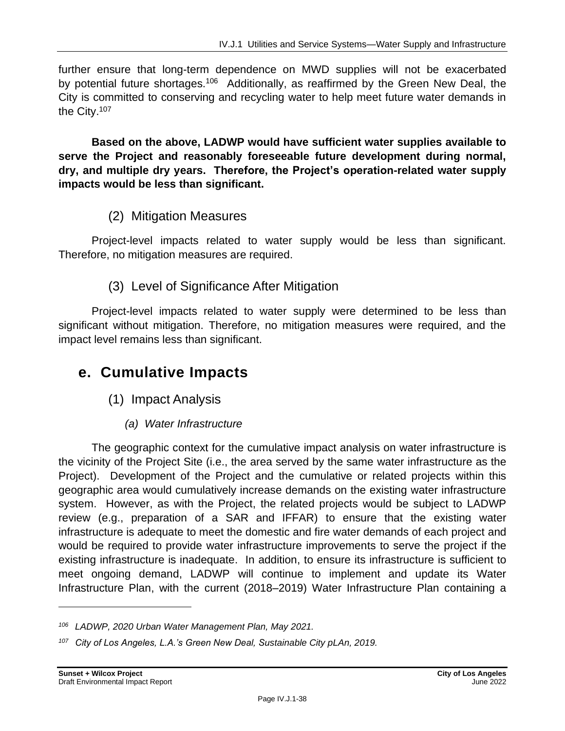further ensure that long-term dependence on MWD supplies will not be exacerbated by potential future shortages.[106] Additionally, as reaffirmed by the Green New Deal, the City is committed to conserving and recycling water to help meet future water demands in the City.[107]

**Based on the above, LADWP would have sufficient water supplies available to serve the Project and reasonably foreseeable future development during normal, dry, and multiple dry years. Therefore, the Project's operation-related water supply impacts would be less than significant.**

### (2) Mitigation Measures

Project-level impacts related to water supply would be less than significant. Therefore, no mitigation measures are required.

### (3) Level of Significance After Mitigation

Project-level impacts related to water supply were determined to be less than significant without mitigation. Therefore, no mitigation measures were required, and the impact level remains less than significant.

## e. Cumulative Impacts

### (1) Impact Analysis

#### *(a) Water Infrastructure*

The geographic context for the cumulative impact analysis on water infrastructure is the vicinity of the Project Site (i.e., the area served by the same water infrastructure as the Project). Development of the Project and the cumulative or related projects within this geographic area would cumulatively increase demands on the existing water infrastructure system. However, as with the Project, the related projects would be subject to LADWP review (e.g., preparation of a SAR and IFFAR) to ensure that the existing water infrastructure is adequate to meet the domestic and fire water demands of each project and would be required to provide water infrastructure improvements to serve the project if the existing infrastructure is inadequate. In addition, to ensure its infrastructure is sufficient to meet ongoing demand, LADWP will continue to implement and update its Water Infrastructure Plan, with the current (2018–2019) Water Infrastructure Plan containing a

---

*[106] LADWP, 2020 Urban Water Management Plan, May 2021.*

*[107] City of Los Angeles, L.A.'s Green New Deal, Sustainable City pLAn, 2019.*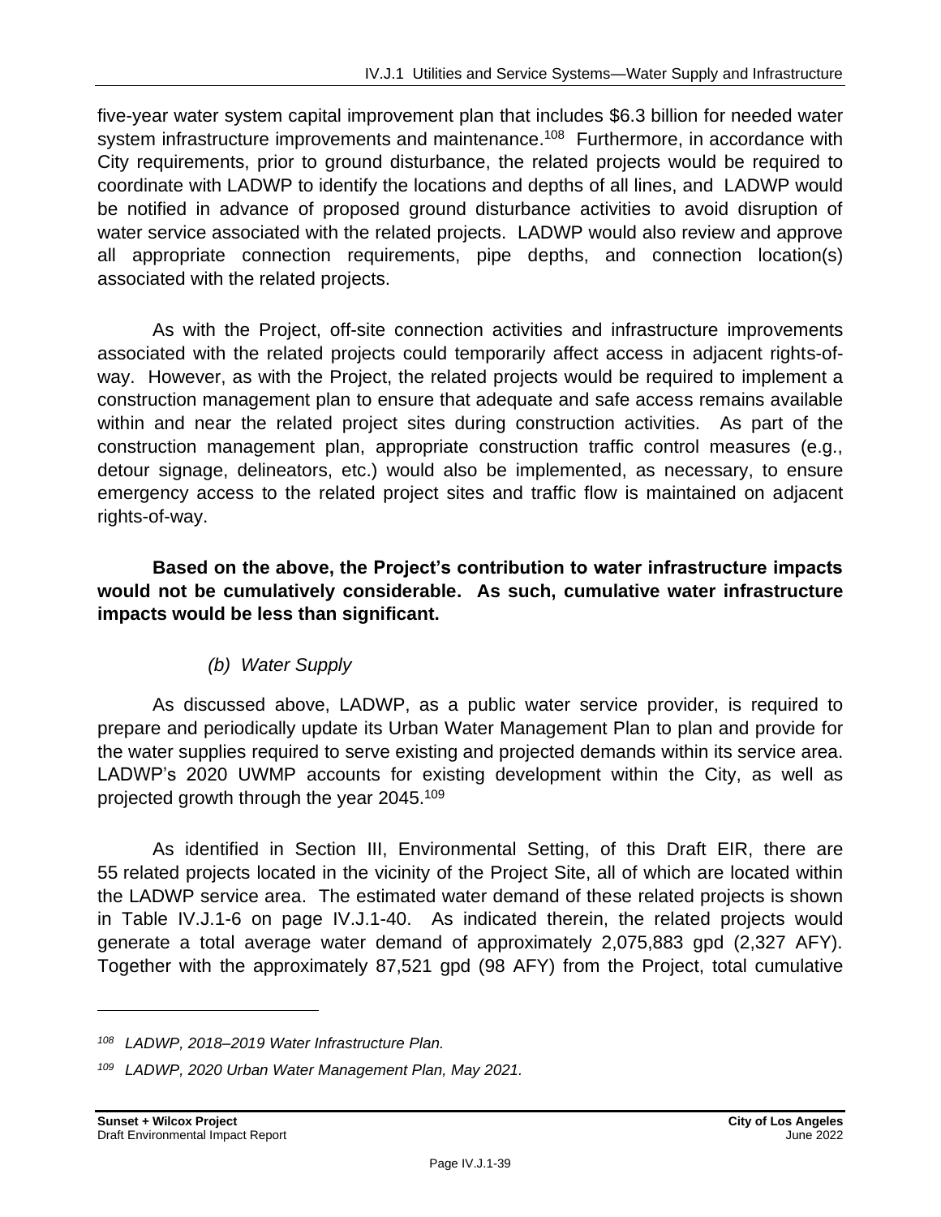five-year water system capital improvement plan that includes $6.3 billion for needed water system infrastructure improvements and maintenance.[108] Furthermore, in accordance with City requirements, prior to ground disturbance, the related projects would be required to coordinate with LADWP to identify the locations and depths of all lines, and LADWP would be notified in advance of proposed ground disturbance activities to avoid disruption of water service associated with the related projects. LADWP would also review and approve all appropriate connection requirements, pipe depths, and connection location(s) associated with the related projects.

As with the Project, off-site connection activities and infrastructure improvements associated with the related projects could temporarily affect access in adjacent rights-of-way. However, as with the Project, the related projects would be required to implement a construction management plan to ensure that adequate and safe access remains available within and near the related project sites during construction activities. As part of the construction management plan, appropriate construction traffic control measures (e.g., detour signage, delineators, etc.) would also be implemented, as necessary, to ensure emergency access to the related project sites and traffic flow is maintained on adjacent rights-of-way.

**Based on the above, the Project's contribution to water infrastructure impacts would not be cumulatively considerable. As such, cumulative water infrastructure impacts would be less than significant.**

*(b) Water Supply*

As discussed above, LADWP, as a public water service provider, is required to prepare and periodically update its Urban Water Management Plan to plan and provide for the water supplies required to serve existing and projected demands within its service area. LADWP's 2020 UWMP accounts for existing development within the City, as well as projected growth through the year 2045.[109]

As identified in Section III, Environmental Setting, of this Draft EIR, there are 55 related projects located in the vicinity of the Project Site, all of which are located within the LADWP service area. The estimated water demand of these related projects is shown in Table IV.J.1-6 on page IV.J.1-40. As indicated therein, the related projects would generate a total average water demand of approximately 2,075,883 gpd (2,327 AFY). Together with the approximately 87,521 gpd (98 AFY) from the Project, total cumulative

---

[108] LADWP, 2018–2019 Water Infrastructure Plan.

[109] LADWP, 2020 Urban Water Management Plan, May 2021.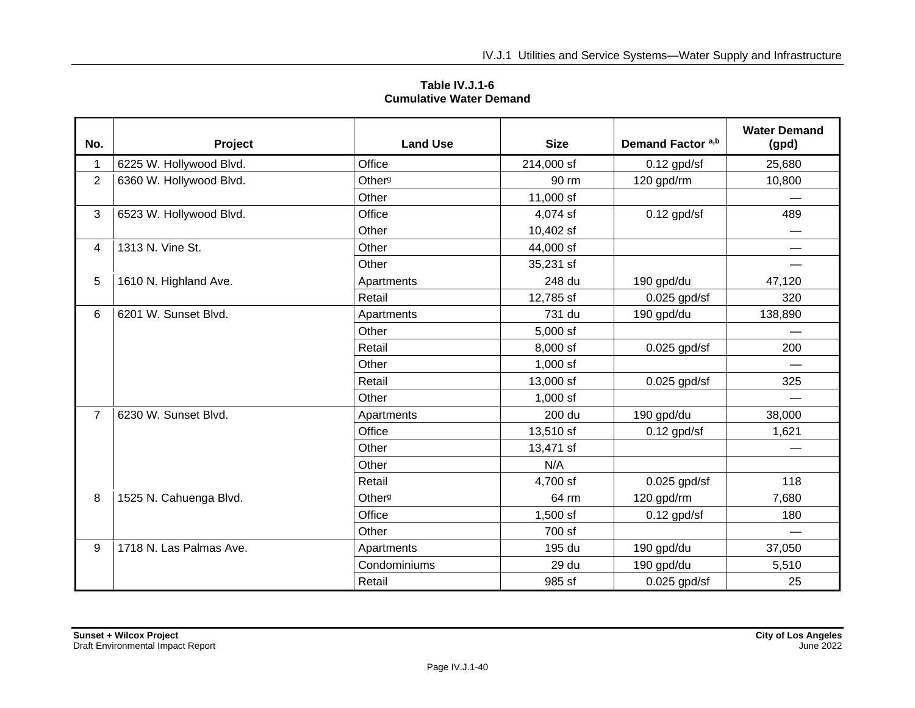**Table IV.J.1-6**
**Cumulative Water Demand**

| No. | Project | Land Use | Size | Demand Factor [a,b] | Water Demand (gpd) |
|---|---|---|---|---|---|
| 1 | 6225 W. Hollywood Blvd. | Office | 214,000 sf | 0.12 gpd/sf | 25,680 |
| 2 | 6360 W. Hollywood Blvd. | Other[g] | 90 rm | 120 gpd/rm | 10,800 |
| | | Other | 11,000 sf | | — |
| 3 | 6523 W. Hollywood Blvd. | Office | 4,074 sf | 0.12 gpd/sf | 489 |
| | | Other | 10,402 sf | | — |
| 4 | 1313 N. Vine St. | Other | 44,000 sf | | — |
| | | Other | 35,231 sf | | — |
| 5 | 1610 N. Highland Ave. | Apartments | 248 du | 190 gpd/du | 47,120 |
| | | Retail | 12,785 sf | 0.025 gpd/sf | 320 |
| 6 | 6201 W. Sunset Blvd. | Apartments | 731 du | 190 gpd/du | 138,890 |
| | | Other | 5,000 sf | | — |
| | | Retail | 8,000 sf | 0.025 gpd/sf | 200 |
| | | Other | 1,000 sf | | — |
| | | Retail | 13,000 sf | 0.025 gpd/sf | 325 |
| | | Other | 1,000 sf | | — |
| 7 | 6230 W. Sunset Blvd. | Apartments | 200 du | 190 gpd/du | 38,000 |
| | | Office | 13,510 sf | 0.12 gpd/sf | 1,621 |
| | | Other | 13,471 sf | | — |
| | | Other | N/A | | |
| | | Retail | 4,700 sf | 0.025 gpd/sf | 118 |
| 8 | 1525 N. Cahuenga Blvd. | Other[g] | 64 rm | 120 gpd/rm | 7,680 |
| | | Office | 1,500 sf | 0.12 gpd/sf | 180 |
| | | Other | 700 sf | | — |
| 9 | 1718 N. Las Palmas Ave. | Apartments | 195 du | 190 gpd/du | 37,050 |
| | | Condominiums | 29 du | 190 gpd/du | 5,510 |
| | | Retail | 985 sf | 0.025 gpd/sf | 25 |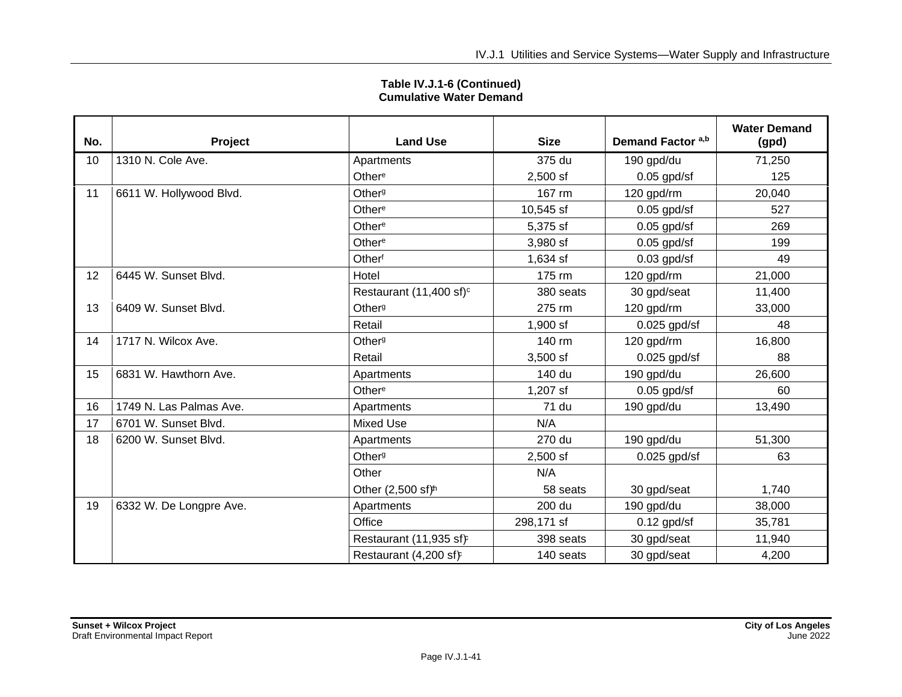**Table IV.J.1-6 (Continued)**
**Cumulative Water Demand**

| No. | Project | Land Use | Size | Demand Factor [a,b] | Water Demand (gpd) |
|---|---|---|---|---|---|
| 10 | 1310 N. Cole Ave. | Apartments | 375 du | 190 gpd/du | 71,250 |
| | | Other[e] | 2,500 sf | 0.05 gpd/sf | 125 |
| 11 | 6611 W. Hollywood Blvd. | Other[g] | 167 rm | 120 gpd/rm | 20,040 |
| | | Other[e] | 10,545 sf | 0.05 gpd/sf | 527 |
| | | Other[e] | 5,375 sf | 0.05 gpd/sf | 269 |
| | | Other[e] | 3,980 sf | 0.05 gpd/sf | 199 |
| | | Other[f] | 1,634 sf | 0.03 gpd/sf | 49 |
| 12 | 6445 W. Sunset Blvd. | Hotel | 175 rm | 120 gpd/rm | 21,000 |
| | | Restaurant (11,400 sf)[c] | 380 seats | 30 gpd/seat | 11,400 |
| 13 | 6409 W. Sunset Blvd. | Other[g] | 275 rm | 120 gpd/rm | 33,000 |
| | | Retail | 1,900 sf | 0.025 gpd/sf | 48 |
| 14 | 1717 N. Wilcox Ave. | Other[g] | 140 rm | 120 gpd/rm | 16,800 |
| | | Retail | 3,500 sf | 0.025 gpd/sf | 88 |
| 15 | 6831 W. Hawthorn Ave. | Apartments | 140 du | 190 gpd/du | 26,600 |
| | | Other[e] | 1,207 sf | 0.05 gpd/sf | 60 |
| 16 | 1749 N. Las Palmas Ave. | Apartments | 71 du | 190 gpd/du | 13,490 |
| 17 | 6701 W. Sunset Blvd. | Mixed Use | N/A | | |
| 18 | 6200 W. Sunset Blvd. | Apartments | 270 du | 190 gpd/du | 51,300 |
| | | Other[g] | 2,500 sf | 0.025 gpd/sf | 63 |
| | | Other | N/A | | |
| | | Other (2,500 sf)[h] | 58 seats | 30 gpd/seat | 1,740 |
| 19 | 6332 W. De Longpre Ave. | Apartments | 200 du | 190 gpd/du | 38,000 |
| | | Office | 298,171 sf | 0.12 gpd/sf | 35,781 |
| | | Restaurant (11,935 sf)[c] | 398 seats | 30 gpd/seat | 11,940 |
| | | Restaurant (4,200 sf)[c] | 140 seats | 30 gpd/seat | 4,200 |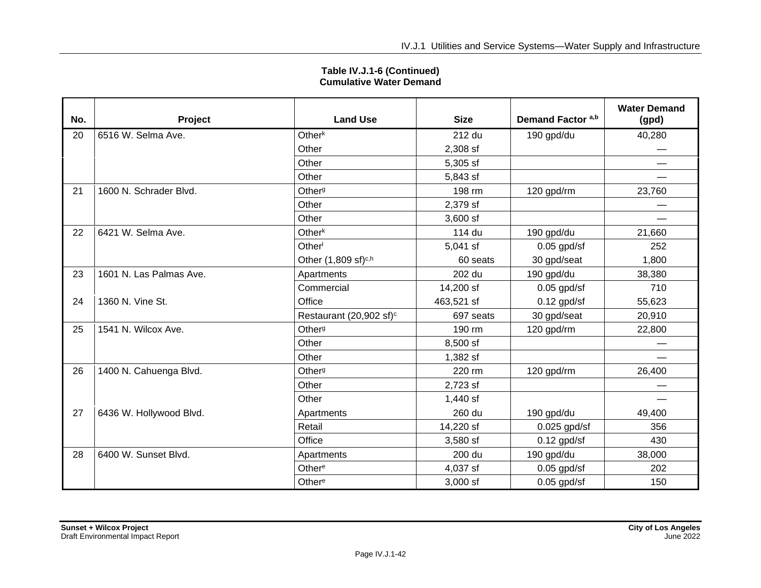**Table IV.J.1-6 (Continued)**
**Cumulative Water Demand**

| No. | Project | Land Use | Size | Demand Factor [a,b] | Water Demand (gpd) |
|---|---|---|---|---|---|
| 20 | 6516 W. Selma Ave. | Other[k] | 212 du | 190 gpd/du | 40,280 |
| | | Other | 2,308 sf | | — |
| | | Other | 5,305 sf | | — |
| | | Other | 5,843 sf | | — |
| 21 | 1600 N. Schrader Blvd. | Other[g] | 198 rm | 120 gpd/rm | 23,760 |
| | | Other | 2,379 sf | | — |
| | | Other | 3,600 sf | | — |
| 22 | 6421 W. Selma Ave. | Other[k] | 114 du | 190 gpd/du | 21,660 |
| | | Other[l] | 5,041 sf | 0.05 gpd/sf | 252 |
| | | Other (1,809 sf)[c,h] | 60 seats | 30 gpd/seat | 1,800 |
| 23 | 1601 N. Las Palmas Ave. | Apartments | 202 du | 190 gpd/du | 38,380 |
| | | Commercial | 14,200 sf | 0.05 gpd/sf | 710 |
| 24 | 1360 N. Vine St. | Office | 463,521 sf | 0.12 gpd/sf | 55,623 |
| | | Restaurant (20,902 sf)[c] | 697 seats | 30 gpd/seat | 20,910 |
| 25 | 1541 N. Wilcox Ave. | Other[g] | 190 rm | 120 gpd/rm | 22,800 |
| | | Other | 8,500 sf | | — |
| | | Other | 1,382 sf | | — |
| 26 | 1400 N. Cahuenga Blvd. | Other[g] | 220 rm | 120 gpd/rm | 26,400 |
| | | Other | 2,723 sf | | — |
| | | Other | 1,440 sf | | — |
| 27 | 6436 W. Hollywood Blvd. | Apartments | 260 du | 190 gpd/du | 49,400 |
| | | Retail | 14,220 sf | 0.025 gpd/sf | 356 |
| | | Office | 3,580 sf | 0.12 gpd/sf | 430 |
| 28 | 6400 W. Sunset Blvd. | Apartments | 200 du | 190 gpd/du | 38,000 |
| | | Other[e] | 4,037 sf | 0.05 gpd/sf | 202 |
| | | Other[e] | 3,000 sf | 0.05 gpd/sf | 150 |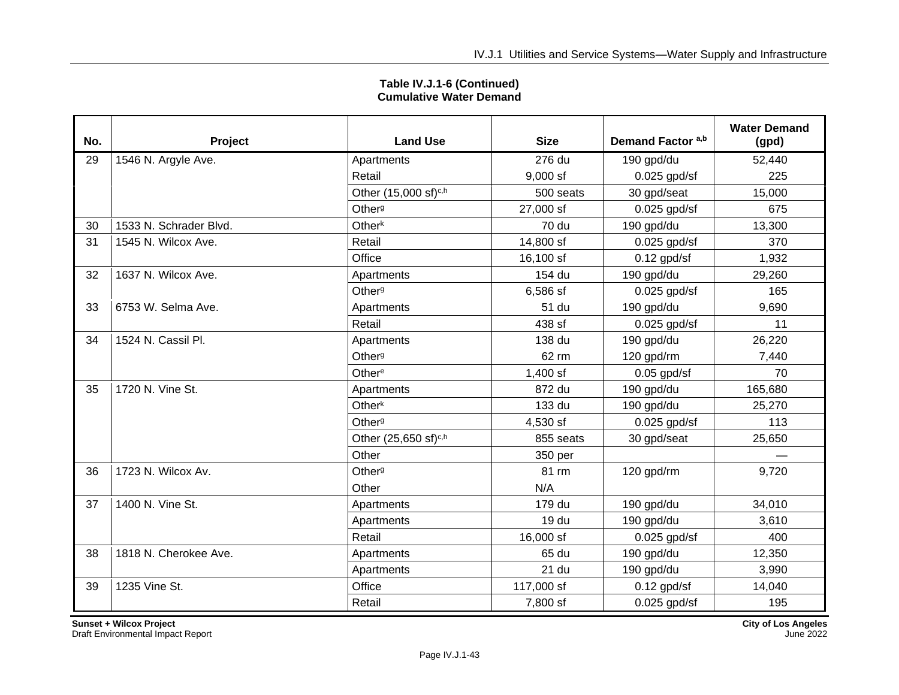**Table IV.J.1-6 (Continued)**
**Cumulative Water Demand**

| No. | Project | Land Use | Size | Demand Factor [a,b] | Water Demand (gpd) |
|---|---|---|---|---|---|
| 29 | 1546 N. Argyle Ave. | Apartments | 276 du | 190 gpd/du | 52,440 |
| | | Retail | 9,000 sf | 0.025 gpd/sf | 225 |
| | | Other (15,000 sf)[c,h] | 500 seats | 30 gpd/seat | 15,000 |
| | | Other[g] | 27,000 sf | 0.025 gpd/sf | 675 |
| 30 | 1533 N. Schrader Blvd. | Other[k] | 70 du | 190 gpd/du | 13,300 |
| 31 | 1545 N. Wilcox Ave. | Retail | 14,800 sf | 0.025 gpd/sf | 370 |
| | | Office | 16,100 sf | 0.12 gpd/sf | 1,932 |
| 32 | 1637 N. Wilcox Ave. | Apartments | 154 du | 190 gpd/du | 29,260 |
| | | Other[g] | 6,586 sf | 0.025 gpd/sf | 165 |
| 33 | 6753 W. Selma Ave. | Apartments | 51 du | 190 gpd/du | 9,690 |
| | | Retail | 438 sf | 0.025 gpd/sf | 11 |
| 34 | 1524 N. Cassil Pl. | Apartments | 138 du | 190 gpd/du | 26,220 |
| | | Other[g] | 62 rm | 120 gpd/rm | 7,440 |
| | | Other[e] | 1,400 sf | 0.05 gpd/sf | 70 |
| 35 | 1720 N. Vine St. | Apartments | 872 du | 190 gpd/du | 165,680 |
| | | Other[k] | 133 du | 190 gpd/du | 25,270 |
| | | Other[g] | 4,530 sf | 0.025 gpd/sf | 113 |
| | | Other (25,650 sf)[c,h] | 855 seats | 30 gpd/seat | 25,650 |
| | | Other | 350 per | | — |
| 36 | 1723 N. Wilcox Av. | Other[g] | 81 rm | 120 gpd/rm | 9,720 |
| | | Other | N/A | | |
| 37 | 1400 N. Vine St. | Apartments | 179 du | 190 gpd/du | 34,010 |
| | | Apartments | 19 du | 190 gpd/du | 3,610 |
| | | Retail | 16,000 sf | 0.025 gpd/sf | 400 |
| 38 | 1818 N. Cherokee Ave. | Apartments | 65 du | 190 gpd/du | 12,350 |
| | | Apartments | 21 du | 190 gpd/du | 3,990 |
| 39 | 1235 Vine St. | Office | 117,000 sf | 0.12 gpd/sf | 14,040 |
| | | Retail | 7,800 sf | 0.025 gpd/sf | 195 |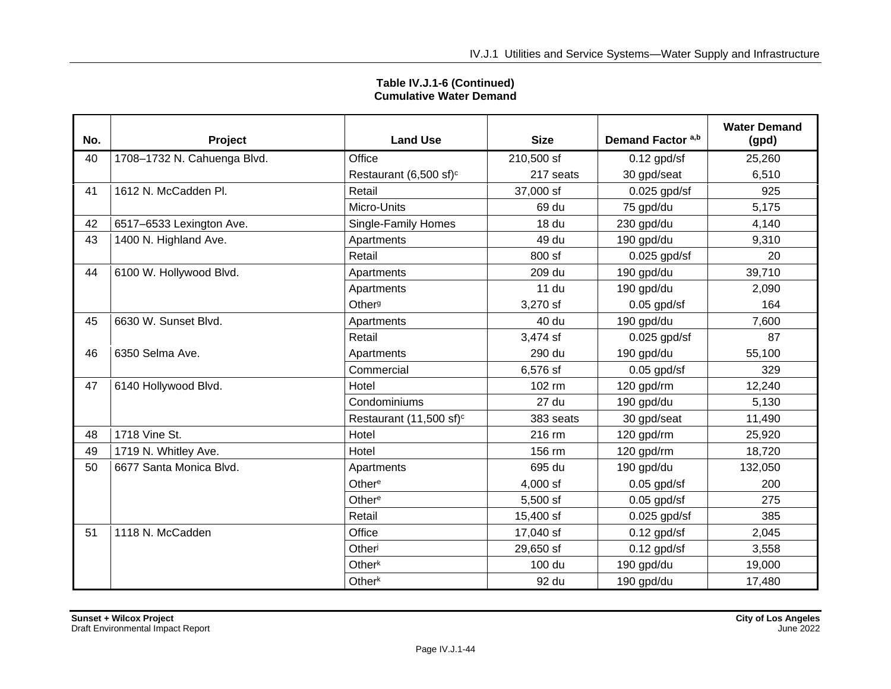**Table IV.J.1-6 (Continued)**
**Cumulative Water Demand**

| No. | Project | Land Use | Size | Demand Factor [a,b] | Water Demand (gpd) |
|---|---|---|---|---|---|
| 40 | 1708–1732 N. Cahuenga Blvd. | Office | 210,500 sf | 0.12 gpd/sf | 25,260 |
| | | Restaurant (6,500 sf)[c] | 217 seats | 30 gpd/seat | 6,510 |
| 41 | 1612 N. McCadden Pl. | Retail | 37,000 sf | 0.025 gpd/sf | 925 |
| | | Micro-Units | 69 du | 75 gpd/du | 5,175 |
| 42 | 6517–6533 Lexington Ave. | Single-Family Homes | 18 du | 230 gpd/du | 4,140 |
| 43 | 1400 N. Highland Ave. | Apartments | 49 du | 190 gpd/du | 9,310 |
| | | Retail | 800 sf | 0.025 gpd/sf | 20 |
| 44 | 6100 W. Hollywood Blvd. | Apartments | 209 du | 190 gpd/du | 39,710 |
| | | Apartments | 11 du | 190 gpd/du | 2,090 |
| | | Other[g] | 3,270 sf | 0.05 gpd/sf | 164 |
| 45 | 6630 W. Sunset Blvd. | Apartments | 40 du | 190 gpd/du | 7,600 |
| | | Retail | 3,474 sf | 0.025 gpd/sf | 87 |
| 46 | 6350 Selma Ave. | Apartments | 290 du | 190 gpd/du | 55,100 |
| | | Commercial | 6,576 sf | 0.05 gpd/sf | 329 |
| 47 | 6140 Hollywood Blvd. | Hotel | 102 rm | 120 gpd/rm | 12,240 |
| | | Condominiums | 27 du | 190 gpd/du | 5,130 |
| | | Restaurant (11,500 sf)[c] | 383 seats | 30 gpd/seat | 11,490 |
| 48 | 1718 Vine St. | Hotel | 216 rm | 120 gpd/rm | 25,920 |
| 49 | 1719 N. Whitley Ave. | Hotel | 156 rm | 120 gpd/rm | 18,720 |
| 50 | 6677 Santa Monica Blvd. | Apartments | 695 du | 190 gpd/du | 132,050 |
| | | Other[e] | 4,000 sf | 0.05 gpd/sf | 200 |
| | | Other[e] | 5,500 sf | 0.05 gpd/sf | 275 |
| | | Retail | 15,400 sf | 0.025 gpd/sf | 385 |
| 51 | 1118 N. McCadden | Office | 17,040 sf | 0.12 gpd/sf | 2,045 |
| | | Other[j] | 29,650 sf | 0.12 gpd/sf | 3,558 |
| | | Other[k] | 100 du | 190 gpd/du | 19,000 |
| | | Other[k] | 92 du | 190 gpd/du | 17,480 |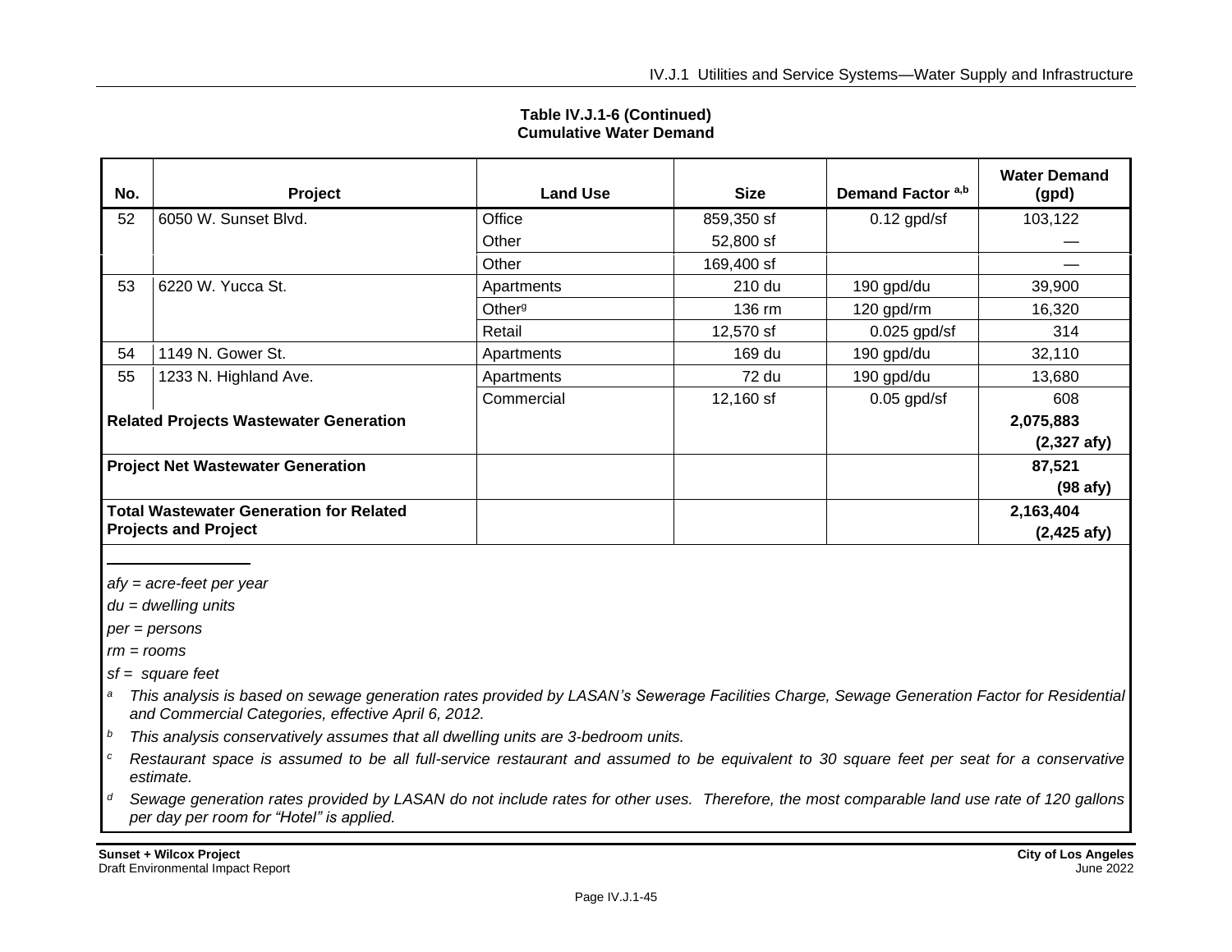**Table IV.J.1-6 (Continued)**
**Cumulative Water Demand**

| No. | Project | Land Use | Size | Demand Factor [a,b] | Water Demand (gpd) |
|---|---|---|---|---|---|
| 52 | 6050 W. Sunset Blvd. | Office | 859,350 sf | 0.12 gpd/sf | 103,122 |
| | | Other | 52,800 sf | | — |
| | | Other | 169,400 sf | | — |
| 53 | 6220 W. Yucca St. | Apartments | 210 du | 190 gpd/du | 39,900 |
| | | Other[g] | 136 rm | 120 gpd/rm | 16,320 |
| | | Retail | 12,570 sf | 0.025 gpd/sf | 314 |
| 54 | 1149 N. Gower St. | Apartments | 169 du | 190 gpd/du | 32,110 |
| 55 | 1233 N. Highland Ave. | Apartments | 72 du | 190 gpd/du | 13,680 |
| | | Commercial | 12,160 sf | 0.05 gpd/sf | 608 |
| **Related Projects Wastewater Generation** | | | | | **2,075,883 (2,327 afy)** |
| **Project Net Wastewater Generation** | | | | | **87,521 (98 afy)** |
| **Total Wastewater Generation for Related Projects and Project** | | | | | **2,163,404 (2,425 afy)** |

*afy = acre-feet per year*

*du = dwelling units*

*per = persons*

*rm = rooms*

*sf = square feet*

[a] *This analysis is based on sewage generation rates provided by LASAN's Sewerage Facilities Charge, Sewage Generation Factor for Residential and Commercial Categories, effective April 6, 2012.*

[b] *This analysis conservatively assumes that all dwelling units are 3-bedroom units.*

[c] *Restaurant space is assumed to be all full-service restaurant and assumed to be equivalent to 30 square feet per seat for a conservative estimate.*

[d] *Sewage generation rates provided by LASAN do not include rates for other uses. Therefore, the most comparable land use rate of 120 gallons per day per room for "Hotel" is applied.*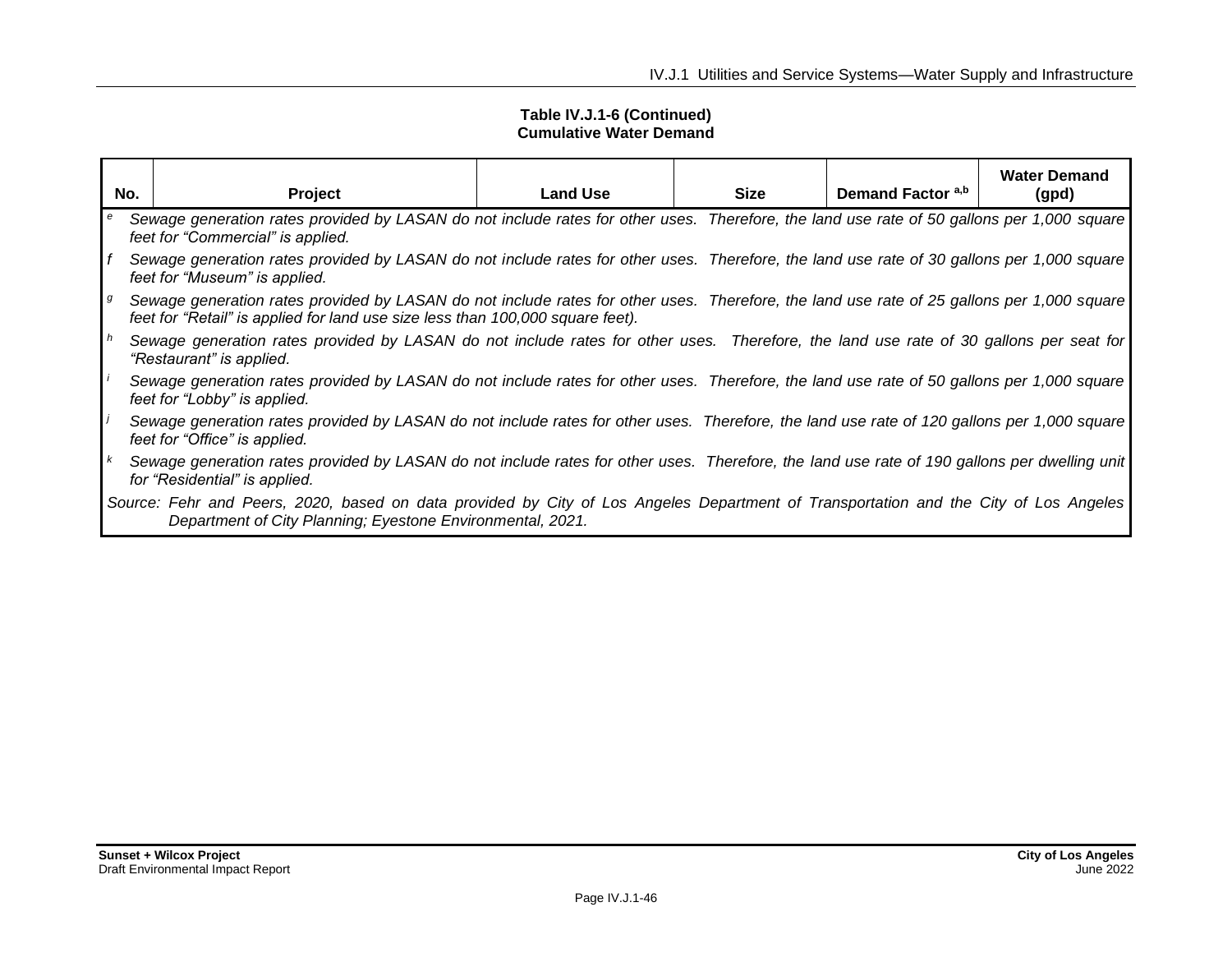**Table IV.J.1-6 (Continued)**
**Cumulative Water Demand**

| No. | Project | Land Use | Size | Demand Factor [a,b] | Water Demand (gpd) |
|---|---|---|---|---|---|

[e] *Sewage generation rates provided by LASAN do not include rates for other uses. Therefore, the land use rate of 50 gallons per 1,000 square feet for "Commercial" is applied.*

[f] *Sewage generation rates provided by LASAN do not include rates for other uses. Therefore, the land use rate of 30 gallons per 1,000 square feet for "Museum" is applied.*

[g] *Sewage generation rates provided by LASAN do not include rates for other uses. Therefore, the land use rate of 25 gallons per 1,000 square feet for "Retail" is applied for land use size less than 100,000 square feet).*

[h] *Sewage generation rates provided by LASAN do not include rates for other uses. Therefore, the land use rate of 30 gallons per seat for "Restaurant" is applied.*

[i] *Sewage generation rates provided by LASAN do not include rates for other uses. Therefore, the land use rate of 50 gallons per 1,000 square feet for "Lobby" is applied.*

[j] *Sewage generation rates provided by LASAN do not include rates for other uses. Therefore, the land use rate of 120 gallons per 1,000 square feet for "Office" is applied.*

[k] *Sewage generation rates provided by LASAN do not include rates for other uses. Therefore, the land use rate of 190 gallons per dwelling unit for "Residential" is applied.*

*Source: Fehr and Peers, 2020, based on data provided by City of Los Angeles Department of Transportation and the City of Los Angeles Department of City Planning; Eyestone Environmental, 2021.*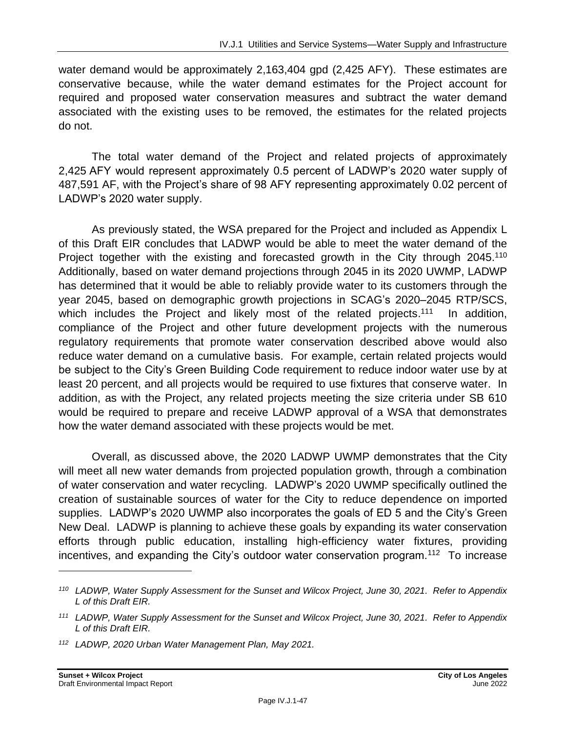water demand would be approximately 2,163,404 gpd (2,425 AFY). These estimates are conservative because, while the water demand estimates for the Project account for required and proposed water conservation measures and subtract the water demand associated with the existing uses to be removed, the estimates for the related projects do not.

The total water demand of the Project and related projects of approximately 2,425 AFY would represent approximately 0.5 percent of LADWP's 2020 water supply of 487,591 AF, with the Project's share of 98 AFY representing approximately 0.02 percent of LADWP's 2020 water supply.

As previously stated, the WSA prepared for the Project and included as Appendix L of this Draft EIR concludes that LADWP would be able to meet the water demand of the Project together with the existing and forecasted growth in the City through 2045.[110] Additionally, based on water demand projections through 2045 in its 2020 UWMP, LADWP has determined that it would be able to reliably provide water to its customers through the year 2045, based on demographic growth projections in SCAG's 2020–2045 RTP/SCS, which includes the Project and likely most of the related projects.[111] In addition, compliance of the Project and other future development projects with the numerous regulatory requirements that promote water conservation described above would also reduce water demand on a cumulative basis. For example, certain related projects would be subject to the City's Green Building Code requirement to reduce indoor water use by at least 20 percent, and all projects would be required to use fixtures that conserve water. In addition, as with the Project, any related projects meeting the size criteria under SB 610 would be required to prepare and receive LADWP approval of a WSA that demonstrates how the water demand associated with these projects would be met.

Overall, as discussed above, the 2020 LADWP UWMP demonstrates that the City will meet all new water demands from projected population growth, through a combination of water conservation and water recycling. LADWP's 2020 UWMP specifically outlined the creation of sustainable sources of water for the City to reduce dependence on imported supplies. LADWP's 2020 UWMP also incorporates the goals of ED 5 and the City's Green New Deal. LADWP is planning to achieve these goals by expanding its water conservation efforts through public education, installing high-efficiency water fixtures, providing incentives, and expanding the City's outdoor water conservation program.[112] To increase

---

[110] *LADWP, Water Supply Assessment for the Sunset and Wilcox Project, June 30, 2021. Refer to Appendix L of this Draft EIR.*

[111] *LADWP, Water Supply Assessment for the Sunset and Wilcox Project, June 30, 2021. Refer to Appendix L of this Draft EIR.*

[112] *LADWP, 2020 Urban Water Management Plan, May 2021.*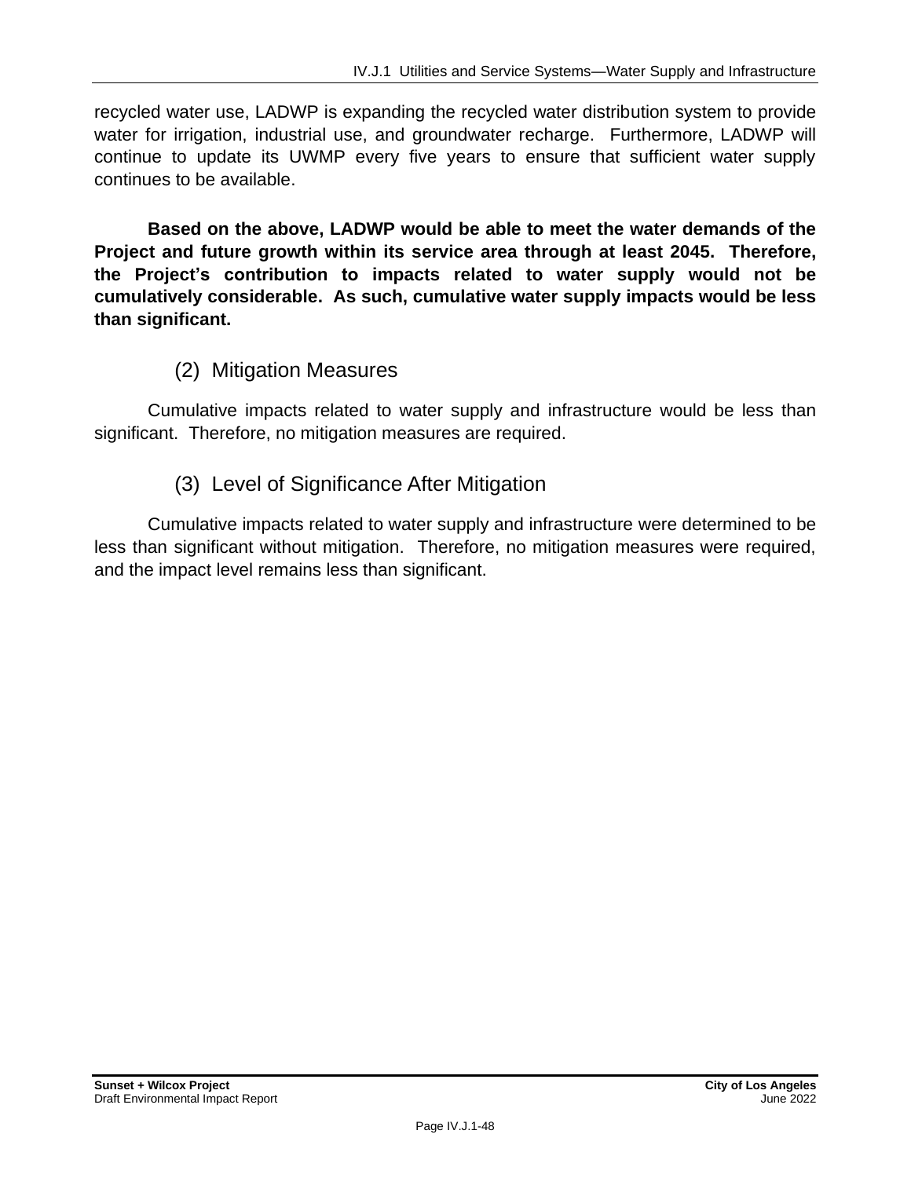recycled water use, LADWP is expanding the recycled water distribution system to provide water for irrigation, industrial use, and groundwater recharge. Furthermore, LADWP will continue to update its UWMP every five years to ensure that sufficient water supply continues to be available.

**Based on the above, LADWP would be able to meet the water demands of the Project and future growth within its service area through at least 2045. Therefore, the Project's contribution to impacts related to water supply would not be cumulatively considerable. As such, cumulative water supply impacts would be less than significant.**

### (2) Mitigation Measures

Cumulative impacts related to water supply and infrastructure would be less than significant. Therefore, no mitigation measures are required.

### (3) Level of Significance After Mitigation

Cumulative impacts related to water supply and infrastructure were determined to be less than significant without mitigation. Therefore, no mitigation measures were required, and the impact level remains less than significant.